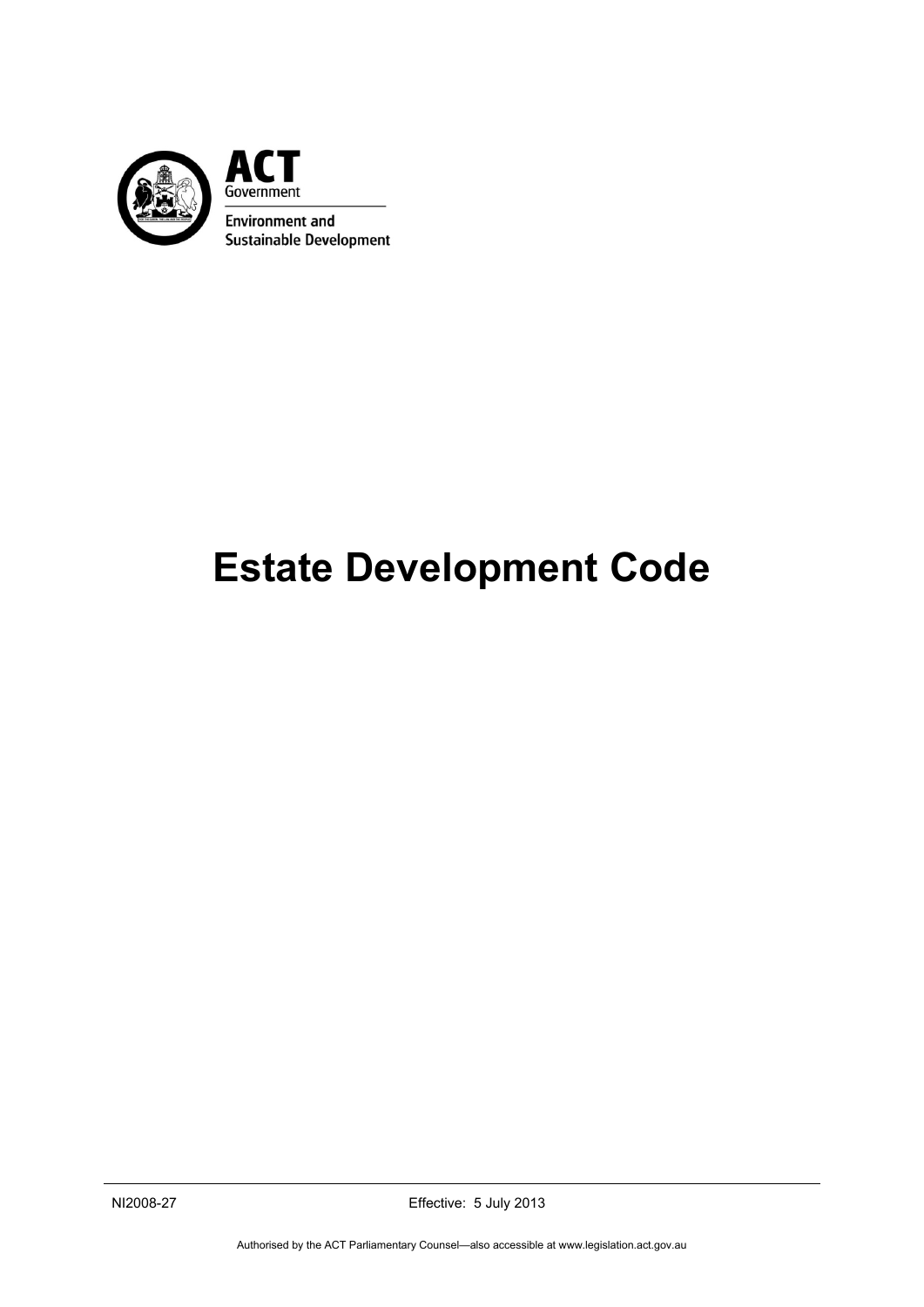ACT Government

Environment and Sustainable Development

# Estate Development Code

NI2008-27 Effective: 5 July 2013

Authorised by the ACT Parliamentary Counsel—also accessible at www.legislation.act.gov.au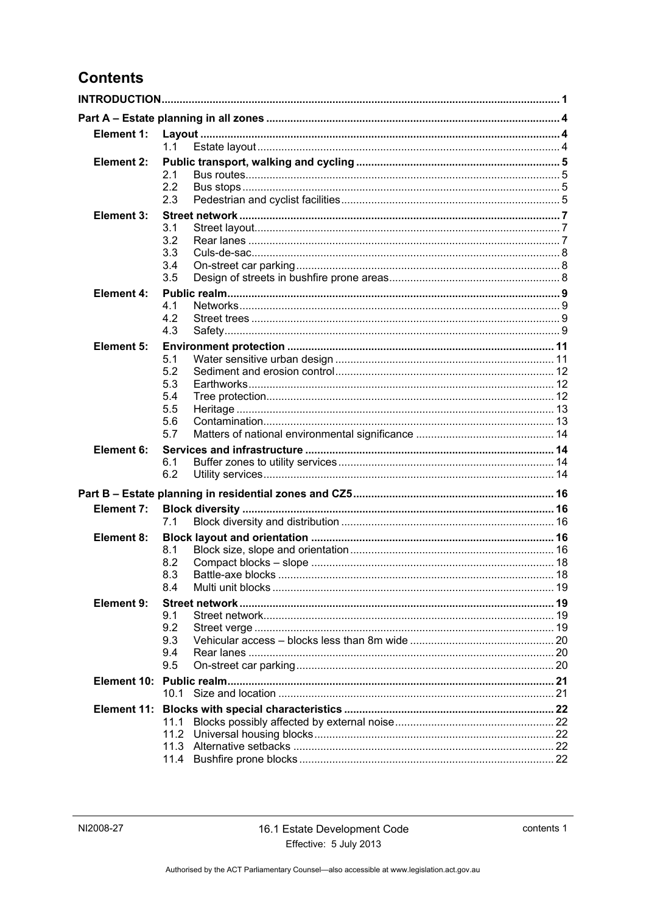# Contents

**INTRODUCTION** .... 1

**Part A – Estate planning in all zones** .... 4

**Element 1: Layout** .... 4
- 1.1 Estate layout .... 4

**Element 2: Public transport, walking and cycling** .... 5
- 2.1 Bus routes .... 5
- 2.2 Bus stops .... 5
- 2.3 Pedestrian and cyclist facilities .... 5

**Element 3: Street network** .... 7
- 3.1 Street layout .... 7
- 3.2 Rear lanes .... 7
- 3.3 Culs-de-sac .... 8
- 3.4 On-street car parking .... 8
- 3.5 Design of streets in bushfire prone areas .... 8

**Element 4: Public realm** .... 9
- 4.1 Networks .... 9
- 4.2 Street trees .... 9
- 4.3 Safety .... 9

**Element 5: Environment protection** .... 11
- 5.1 Water sensitive urban design .... 11
- 5.2 Sediment and erosion control .... 12
- 5.3 Earthworks .... 12
- 5.4 Tree protection .... 12
- 5.5 Heritage .... 13
- 5.6 Contamination .... 13
- 5.7 Matters of national environmental significance .... 14

**Element 6: Services and infrastructure** .... 14
- 6.1 Buffer zones to utility services .... 14
- 6.2 Utility services .... 14

**Part B – Estate planning in residential zones and CZ5** .... 16

**Element 7: Block diversity** .... 16
- 7.1 Block diversity and distribution .... 16

**Element 8: Block layout and orientation** .... 16
- 8.1 Block size, slope and orientation .... 16
- 8.2 Compact blocks – slope .... 18
- 8.3 Battle-axe blocks .... 18
- 8.4 Multi unit blocks .... 19

**Element 9: Street network** .... 19
- 9.1 Street network .... 19
- 9.2 Street verge .... 19
- 9.3 Vehicular access – blocks less than 8m wide .... 20
- 9.4 Rear lanes .... 20
- 9.5 On-street car parking .... 20

**Element 10: Public realm** .... 21
- 10.1 Size and location .... 21

**Element 11: Blocks with special characteristics** .... 22
- 11.1 Blocks possibly affected by external noise .... 22
- 11.2 Universal housing blocks .... 22
- 11.3 Alternative setbacks .... 22
- 11.4 Bushfire prone blocks .... 22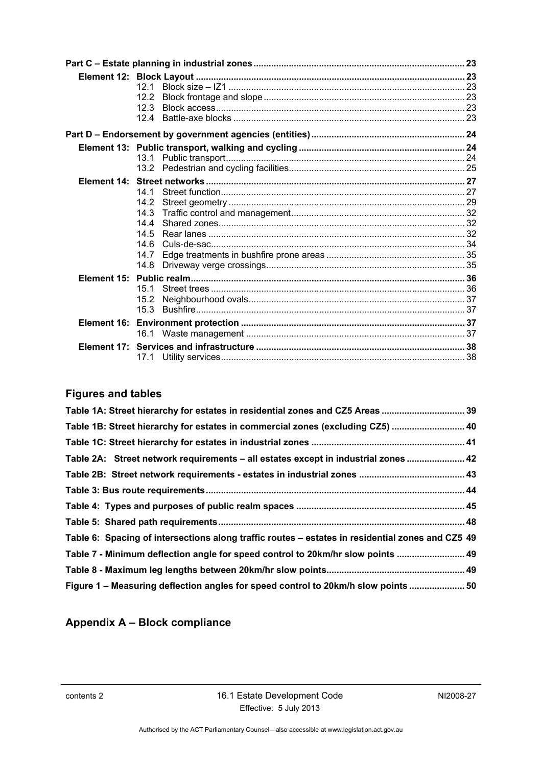| | | |
|---|---|---|
| **Part C – Estate planning in industrial zones** | | **23** |
| **Element 12: Block Layout** | | **23** |
| | 12.1 Block size – IZ1 | 23 |
| | 12.2 Block frontage and slope | 23 |
| | 12.3 Block access | 23 |
| | 12.4 Battle-axe blocks | 23 |
| **Part D – Endorsement by government agencies (entities)** | | **24** |
| **Element 13: Public transport, walking and cycling** | | **24** |
| | 13.1 Public transport | 24 |
| | 13.2 Pedestrian and cycling facilities | 25 |
| **Element 14: Street networks** | | **27** |
| | 14.1 Street function | 27 |
| | 14.2 Street geometry | 29 |
| | 14.3 Traffic control and management | 32 |
| | 14.4 Shared zones | 32 |
| | 14.5 Rear lanes | 32 |
| | 14.6 Culs-de-sac | 34 |
| | 14.7 Edge treatments in bushfire prone areas | 35 |
| | 14.8 Driveway verge crossings | 35 |
| **Element 15: Public realm** | | **36** |
| | 15.1 Street trees | 36 |
| | 15.2 Neighbourhood ovals | 37 |
| | 15.3 Bushfire | 37 |
| **Element 16: Environment protection** | | **37** |
| | 16.1 Waste management | 37 |
| **Element 17: Services and infrastructure** | | **38** |
| | 17.1 Utility services | 38 |

## Figures and tables

| | |
|---|---|
| **Table 1A: Street hierarchy for estates in residential zones and CZ5 Areas** | **39** |
| **Table 1B: Street hierarchy for estates in commercial zones (excluding CZ5)** | **40** |
| **Table 1C: Street hierarchy for estates in industrial zones** | **41** |
| **Table 2A: Street network requirements – all estates except in industrial zones** | **42** |
| **Table 2B: Street network requirements - estates in industrial zones** | **43** |
| **Table 3: Bus route requirements** | **44** |
| **Table 4: Types and purposes of public realm spaces** | **45** |
| **Table 5: Shared path requirements** | **48** |
| **Table 6: Spacing of intersections along traffic routes – estates in residential zones and CZ5** | **49** |
| **Table 7 - Minimum deflection angle for speed control to 20km/hr slow points** | **49** |
| **Table 8 - Maximum leg lengths between 20km/hr slow points** | **49** |
| **Figure 1 – Measuring deflection angles for speed control to 20km/h slow points** | **50** |

## Appendix A – Block compliance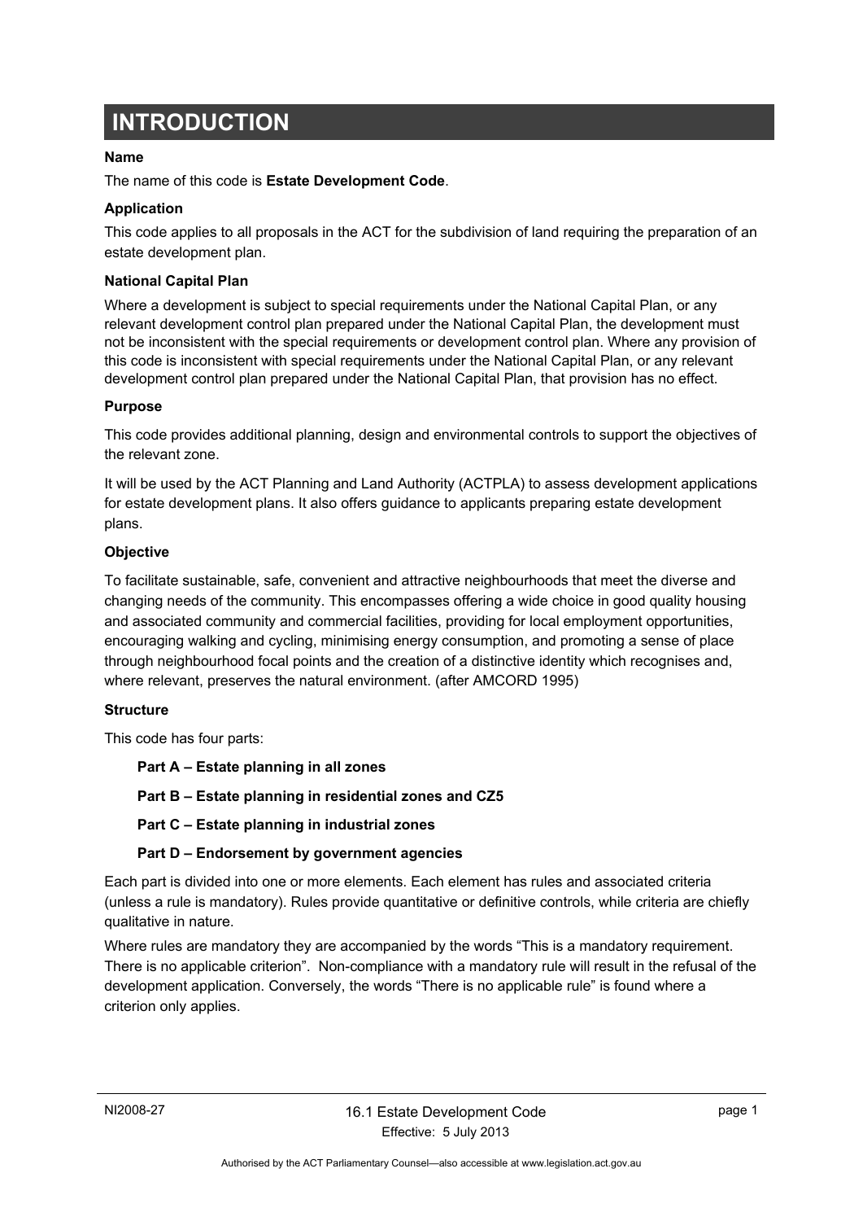# INTRODUCTION

**Name**

The name of this code is **Estate Development Code**.

**Application**

This code applies to all proposals in the ACT for the subdivision of land requiring the preparation of an estate development plan.

**National Capital Plan**

Where a development is subject to special requirements under the National Capital Plan, or any relevant development control plan prepared under the National Capital Plan, the development must not be inconsistent with the special requirements or development control plan. Where any provision of this code is inconsistent with special requirements under the National Capital Plan, or any relevant development control plan prepared under the National Capital Plan, that provision has no effect.

**Purpose**

This code provides additional planning, design and environmental controls to support the objectives of the relevant zone.

It will be used by the ACT Planning and Land Authority (ACTPLA) to assess development applications for estate development plans. It also offers guidance to applicants preparing estate development plans.

**Objective**

To facilitate sustainable, safe, convenient and attractive neighbourhoods that meet the diverse and changing needs of the community. This encompasses offering a wide choice in good quality housing and associated community and commercial facilities, providing for local employment opportunities, encouraging walking and cycling, minimising energy consumption, and promoting a sense of place through neighbourhood focal points and the creation of a distinctive identity which recognises and, where relevant, preserves the natural environment. (after AMCORD 1995)

**Structure**

This code has four parts:

**Part A – Estate planning in all zones**

**Part B – Estate planning in residential zones and CZ5**

**Part C – Estate planning in industrial zones**

**Part D – Endorsement by government agencies**

Each part is divided into one or more elements. Each element has rules and associated criteria (unless a rule is mandatory). Rules provide quantitative or definitive controls, while criteria are chiefly qualitative in nature.

Where rules are mandatory they are accompanied by the words "This is a mandatory requirement. There is no applicable criterion". Non-compliance with a mandatory rule will result in the refusal of the development application. Conversely, the words "There is no applicable rule" is found where a criterion only applies.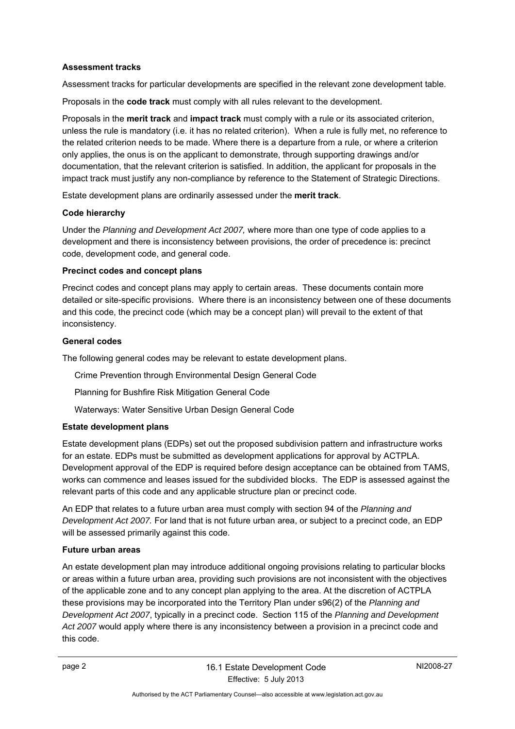**Assessment tracks**

Assessment tracks for particular developments are specified in the relevant zone development table.

Proposals in the **code track** must comply with all rules relevant to the development.

Proposals in the **merit track** and **impact track** must comply with a rule or its associated criterion, unless the rule is mandatory (i.e. it has no related criterion). When a rule is fully met, no reference to the related criterion needs to be made. Where there is a departure from a rule, or where a criterion only applies, the onus is on the applicant to demonstrate, through supporting drawings and/or documentation, that the relevant criterion is satisfied. In addition, the applicant for proposals in the impact track must justify any non-compliance by reference to the Statement of Strategic Directions.

Estate development plans are ordinarily assessed under the **merit track**.

**Code hierarchy**

Under the *Planning and Development Act 2007,* where more than one type of code applies to a development and there is inconsistency between provisions, the order of precedence is: precinct code, development code, and general code.

**Precinct codes and concept plans**

Precinct codes and concept plans may apply to certain areas. These documents contain more detailed or site-specific provisions. Where there is an inconsistency between one of these documents and this code, the precinct code (which may be a concept plan) will prevail to the extent of that inconsistency.

**General codes**

The following general codes may be relevant to estate development plans.

Crime Prevention through Environmental Design General Code

Planning for Bushfire Risk Mitigation General Code

Waterways: Water Sensitive Urban Design General Code

**Estate development plans**

Estate development plans (EDPs) set out the proposed subdivision pattern and infrastructure works for an estate. EDPs must be submitted as development applications for approval by ACTPLA. Development approval of the EDP is required before design acceptance can be obtained from TAMS, works can commence and leases issued for the subdivided blocks. The EDP is assessed against the relevant parts of this code and any applicable structure plan or precinct code.

An EDP that relates to a future urban area must comply with section 94 of the *Planning and Development Act 2007.* For land that is not future urban area, or subject to a precinct code, an EDP will be assessed primarily against this code.

**Future urban areas**

An estate development plan may introduce additional ongoing provisions relating to particular blocks or areas within a future urban area, providing such provisions are not inconsistent with the objectives of the applicable zone and to any concept plan applying to the area. At the discretion of ACTPLA these provisions may be incorporated into the Territory Plan under s96(2) of the *Planning and Development Act 2007*, typically in a precinct code. Section 115 of the *Planning and Development Act 2007* would apply where there is any inconsistency between a provision in a precinct code and this code.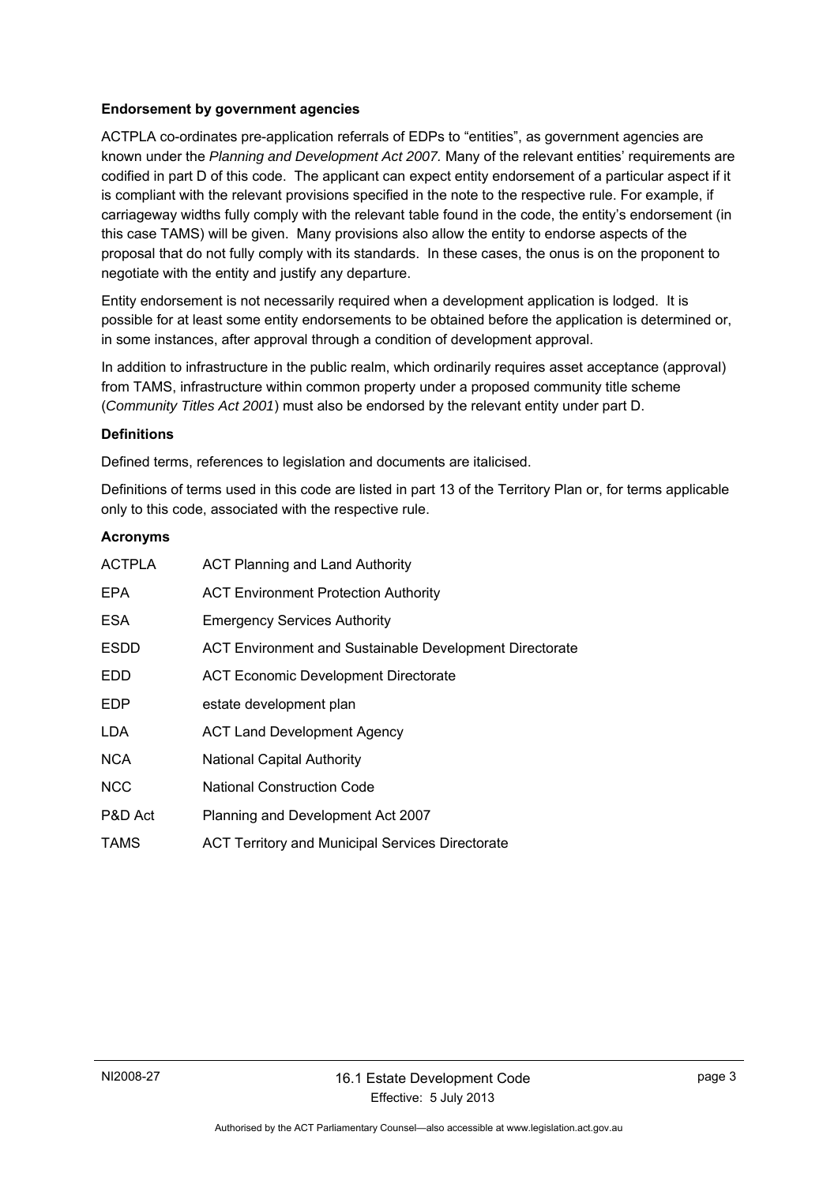**Endorsement by government agencies**

ACTPLA co-ordinates pre-application referrals of EDPs to "entities", as government agencies are known under the *Planning and Development Act 2007.* Many of the relevant entities' requirements are codified in part D of this code. The applicant can expect entity endorsement of a particular aspect if it is compliant with the relevant provisions specified in the note to the respective rule. For example, if carriageway widths fully comply with the relevant table found in the code, the entity's endorsement (in this case TAMS) will be given. Many provisions also allow the entity to endorse aspects of the proposal that do not fully comply with its standards. In these cases, the onus is on the proponent to negotiate with the entity and justify any departure.

Entity endorsement is not necessarily required when a development application is lodged. It is possible for at least some entity endorsements to be obtained before the application is determined or, in some instances, after approval through a condition of development approval.

In addition to infrastructure in the public realm, which ordinarily requires asset acceptance (approval) from TAMS, infrastructure within common property under a proposed community title scheme (*Community Titles Act 2001*) must also be endorsed by the relevant entity under part D.

**Definitions**

Defined terms, references to legislation and documents are italicised.

Definitions of terms used in this code are listed in part 13 of the Territory Plan or, for terms applicable only to this code, associated with the respective rule.

**Acronyms**

| | |
|---|---|
| ACTPLA | ACT Planning and Land Authority |
| EPA | ACT Environment Protection Authority |
| ESA | Emergency Services Authority |
| ESDD | ACT Environment and Sustainable Development Directorate |
| EDD | ACT Economic Development Directorate |
| EDP | estate development plan |
| LDA | ACT Land Development Agency |
| NCA | National Capital Authority |
| NCC | National Construction Code |
| P&D Act | Planning and Development Act 2007 |
| TAMS | ACT Territory and Municipal Services Directorate |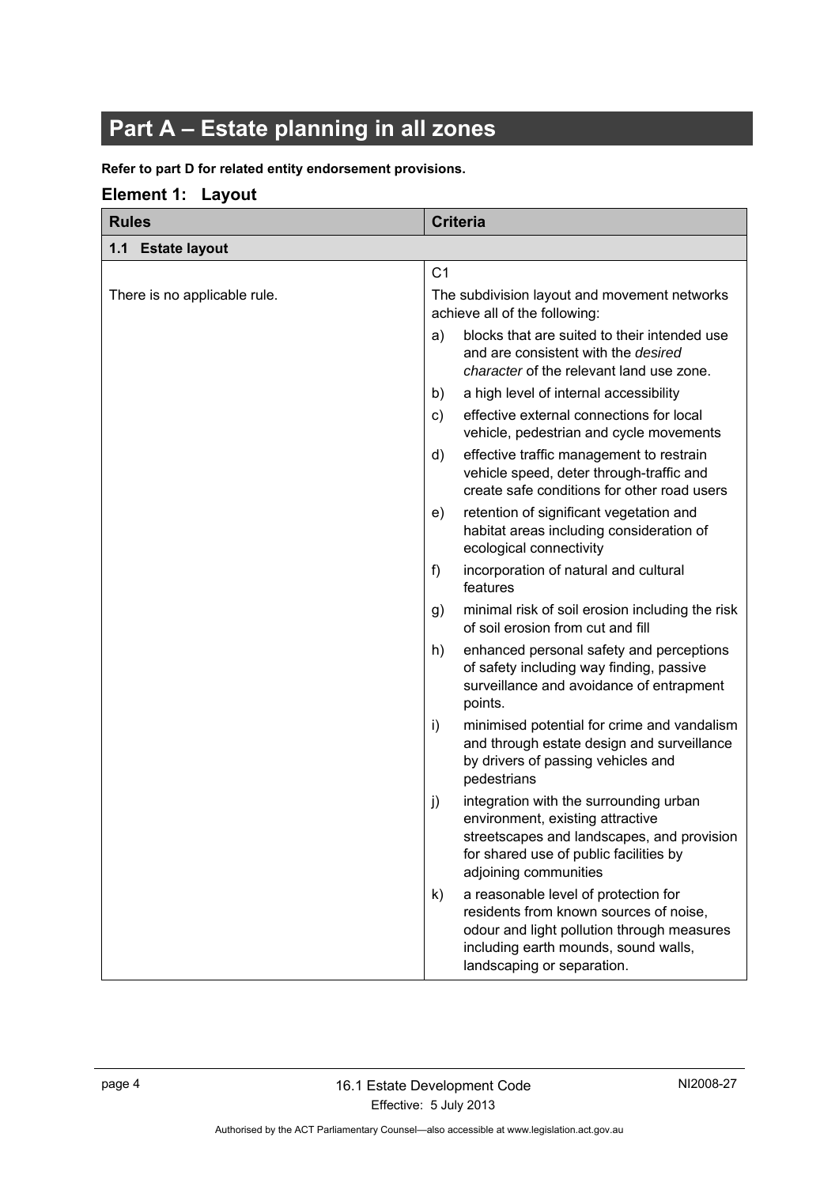# Part A – Estate planning in all zones

**Refer to part D for related entity endorsement provisions.**

## Element 1: Layout

| Rules | Criteria |
|---|---|
| **1.1 Estate layout** | |
| There is no applicable rule. | C1<br>The subdivision layout and movement networks achieve all of the following:<br>a) blocks that are suited to their intended use and are consistent with the *desired character* of the relevant land use zone.<br>b) a high level of internal accessibility<br>c) effective external connections for local vehicle, pedestrian and cycle movements<br>d) effective traffic management to restrain vehicle speed, deter through-traffic and create safe conditions for other road users<br>e) retention of significant vegetation and habitat areas including consideration of ecological connectivity<br>f) incorporation of natural and cultural features<br>g) minimal risk of soil erosion including the risk of soil erosion from cut and fill<br>h) enhanced personal safety and perceptions of safety including way finding, passive surveillance and avoidance of entrapment points.<br>i) minimised potential for crime and vandalism and through estate design and surveillance by drivers of passing vehicles and pedestrians<br>j) integration with the surrounding urban environment, existing attractive streetscapes and landscapes, and provision for shared use of public facilities by adjoining communities<br>k) a reasonable level of protection for residents from known sources of noise, odour and light pollution through measures including earth mounds, sound walls, landscaping or separation. |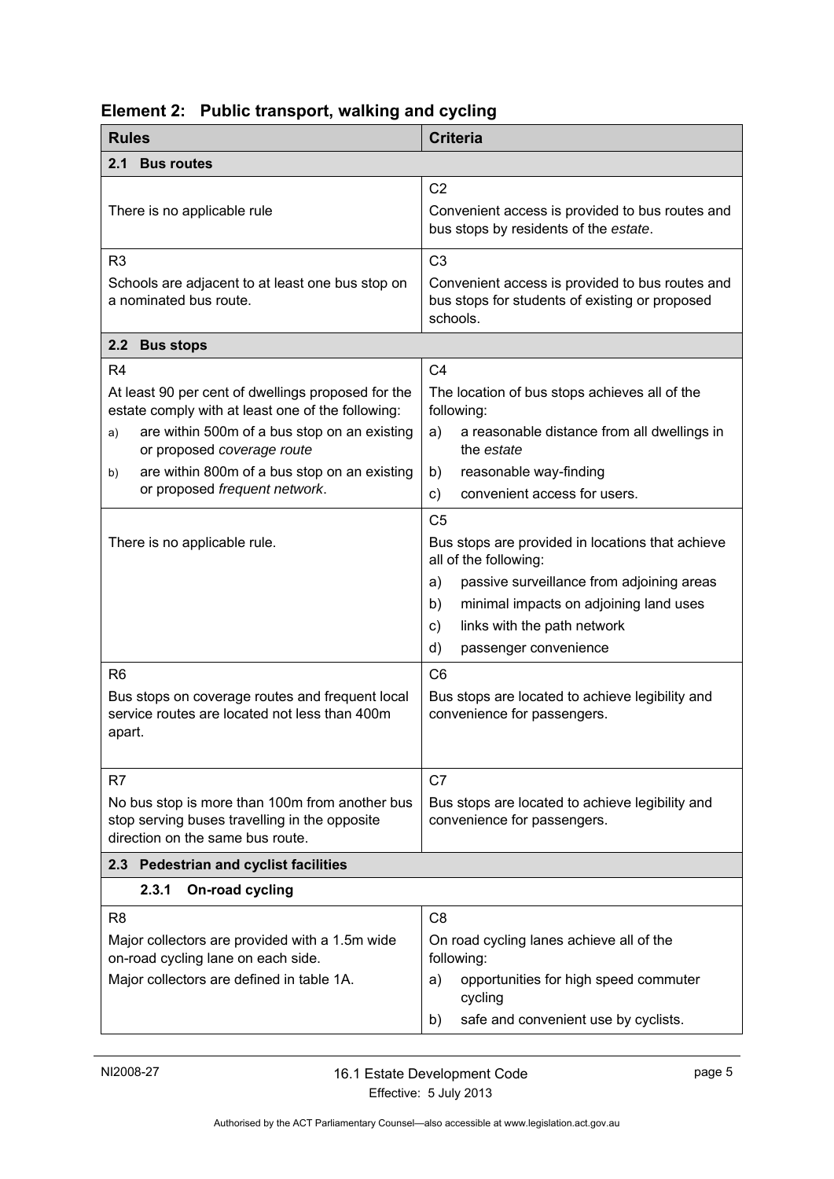## Element 2: Public transport, walking and cycling

| Rules | Criteria |
|---|---|
| **2.1 Bus routes** | |
| There is no applicable rule | C2<br>Convenient access is provided to bus routes and bus stops by residents of the *estate*. |
| R3<br>Schools are adjacent to at least one bus stop on a nominated bus route. | C3<br>Convenient access is provided to bus routes and bus stops for students of existing or proposed schools. |
| **2.2 Bus stops** | |
| R4<br>At least 90 per cent of dwellings proposed for the estate comply with at least one of the following:<br>a) are within 500m of a bus stop on an existing or proposed *coverage route*<br>b) are within 800m of a bus stop on an existing or proposed *frequent network*. | C4<br>The location of bus stops achieves all of the following:<br>a) a reasonable distance from all dwellings in the *estate*<br>b) reasonable way-finding<br>c) convenient access for users. |
| There is no applicable rule. | C5<br>Bus stops are provided in locations that achieve all of the following:<br>a) passive surveillance from adjoining areas<br>b) minimal impacts on adjoining land uses<br>c) links with the path network<br>d) passenger convenience |
| R6<br>Bus stops on coverage routes and frequent local service routes are located not less than 400m apart. | C6<br>Bus stops are located to achieve legibility and convenience for passengers. |
| R7<br>No bus stop is more than 100m from another bus stop serving buses travelling in the opposite direction on the same bus route. | C7<br>Bus stops are located to achieve legibility and convenience for passengers. |
| **2.3 Pedestrian and cyclist facilities** | |
| **2.3.1 On-road cycling** | |
| R8<br>Major collectors are provided with a 1.5m wide on-road cycling lane on each side.<br>Major collectors are defined in table 1A. | C8<br>On road cycling lanes achieve all of the following:<br>a) opportunities for high speed commuter cycling<br>b) safe and convenient use by cyclists. |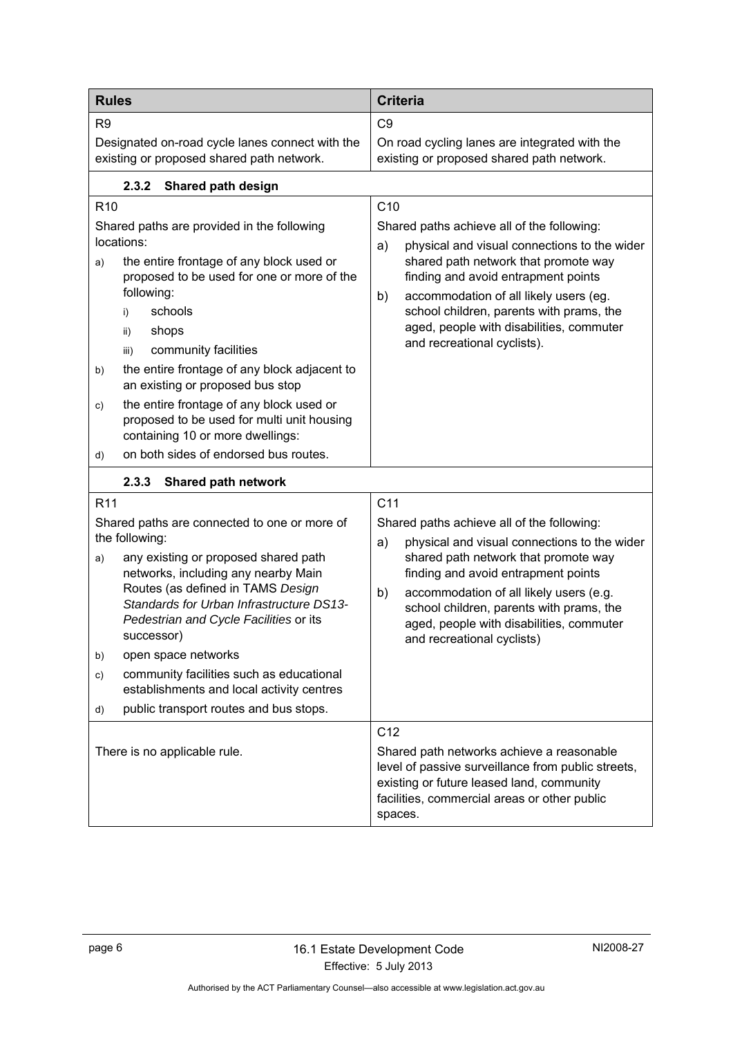| Rules | Criteria |
| --- | --- |
| R9<br><br>Designated on-road cycle lanes connect with the existing or proposed shared path network. | C9<br><br>On road cycling lanes are integrated with the existing or proposed shared path network. |
| **2.3.2 Shared path design** | |
| R10<br><br>Shared paths are provided in the following locations:<br><br>a) the entire frontage of any block used or proposed to be used for one or more of the following:<br>i) schools<br>ii) shops<br>iii) community facilities<br><br>b) the entire frontage of any block adjacent to an existing or proposed bus stop<br><br>c) the entire frontage of any block used or proposed to be used for multi unit housing containing 10 or more dwellings:<br><br>d) on both sides of endorsed bus routes. | C10<br><br>Shared paths achieve all of the following:<br><br>a) physical and visual connections to the wider shared path network that promote way finding and avoid entrapment points<br><br>b) accommodation of all likely users (eg. school children, parents with prams, the aged, people with disabilities, commuter and recreational cyclists). |
| **2.3.3 Shared path network** | |
| R11<br><br>Shared paths are connected to one or more of the following:<br><br>a) any existing or proposed shared path networks, including any nearby Main Routes (as defined in TAMS *Design Standards for Urban Infrastructure DS13-Pedestrian and Cycle Facilities* or its successor)<br><br>b) open space networks<br><br>c) community facilities such as educational establishments and local activity centres<br><br>d) public transport routes and bus stops. | C11<br><br>Shared paths achieve all of the following:<br><br>a) physical and visual connections to the wider shared path network that promote way finding and avoid entrapment points<br><br>b) accommodation of all likely users (e.g. school children, parents with prams, the aged, people with disabilities, commuter and recreational cyclists) |
| There is no applicable rule. | C12<br><br>Shared path networks achieve a reasonable level of passive surveillance from public streets, existing or future leased land, community facilities, commercial areas or other public spaces. |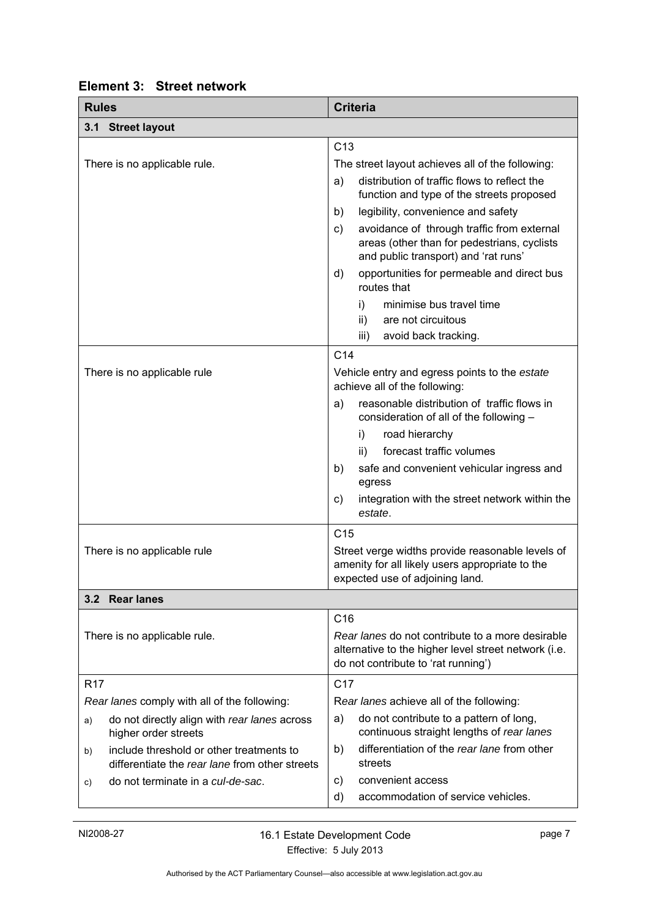## Element 3: Street network

| Rules | Criteria |
|---|---|
| **3.1 Street layout** | |
| There is no applicable rule. | C13<br>The street layout achieves all of the following:<br>a) distribution of traffic flows to reflect the function and type of the streets proposed<br>b) legibility, convenience and safety<br>c) avoidance of through traffic from external areas (other than for pedestrians, cyclists and public transport) and 'rat runs'<br>d) opportunities for permeable and direct bus routes that<br>i) minimise bus travel time<br>ii) are not circuitous<br>iii) avoid back tracking. |
| There is no applicable rule | C14<br>Vehicle entry and egress points to the *estate* achieve all of the following:<br>a) reasonable distribution of traffic flows in consideration of all of the following –<br>i) road hierarchy<br>ii) forecast traffic volumes<br>b) safe and convenient vehicular ingress and egress<br>c) integration with the street network within the *estate*. |
| There is no applicable rule | C15<br>Street verge widths provide reasonable levels of amenity for all likely users appropriate to the expected use of adjoining land. |
| **3.2 Rear lanes** | |
| There is no applicable rule. | C16<br>*Rear lanes* do not contribute to a more desirable alternative to the higher level street network (i.e. do not contribute to 'rat running') |
| R17<br>*Rear lanes* comply with all of the following:<br>a) do not directly align with *rear lanes* across higher order streets<br>b) include threshold or other treatments to differentiate the *rear lane* from other streets<br>c) do not terminate in a *cul-de-sac*. | C17<br>R*ear lanes* achieve all of the following:<br>a) do not contribute to a pattern of long, continuous straight lengths of *rear lanes*<br>b) differentiation of the *rear lane* from other streets<br>c) convenient access<br>d) accommodation of service vehicles. |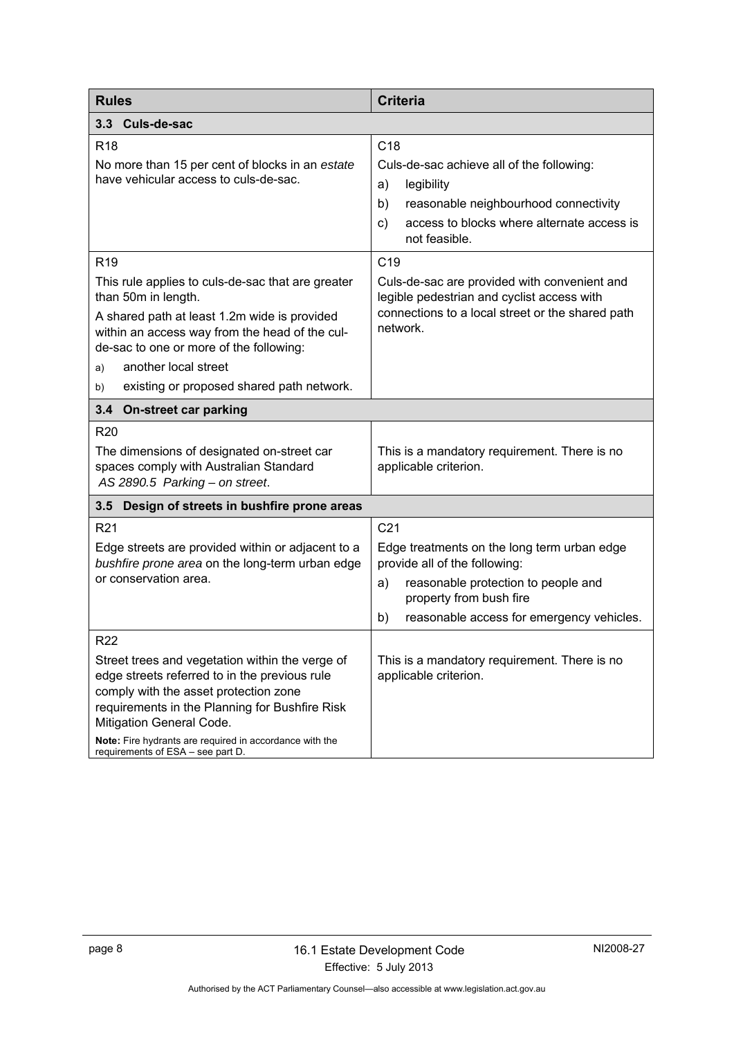| Rules | Criteria |
|---|---|
| **3.3 Culs-de-sac** | |
| R18<br>No more than 15 per cent of blocks in an *estate* have vehicular access to culs-de-sac. | C18<br>Culs-de-sac achieve all of the following:<br>a) legibility<br>b) reasonable neighbourhood connectivity<br>c) access to blocks where alternate access is not feasible. |
| R19<br>This rule applies to culs-de-sac that are greater than 50m in length.<br>A shared path at least 1.2m wide is provided within an access way from the head of the cul-de-sac to one or more of the following:<br>a) another local street<br>b) existing or proposed shared path network. | C19<br>Culs-de-sac are provided with convenient and legible pedestrian and cyclist access with connections to a local street or the shared path network. |
| **3.4 On-street car parking** | |
| R20<br>The dimensions of designated on-street car spaces comply with Australian Standard *AS 2890.5 Parking – on street*. | This is a mandatory requirement. There is no applicable criterion. |
| **3.5 Design of streets in bushfire prone areas** | |
| R21<br>Edge streets are provided within or adjacent to a *bushfire prone area* on the long-term urban edge or conservation area. | C21<br>Edge treatments on the long term urban edge provide all of the following:<br>a) reasonable protection to people and property from bush fire<br>b) reasonable access for emergency vehicles. |
| R22<br>Street trees and vegetation within the verge of edge streets referred to in the previous rule comply with the asset protection zone requirements in the Planning for Bushfire Risk Mitigation General Code.<br>**Note:** Fire hydrants are required in accordance with the requirements of ESA – see part D. | This is a mandatory requirement. There is no applicable criterion. |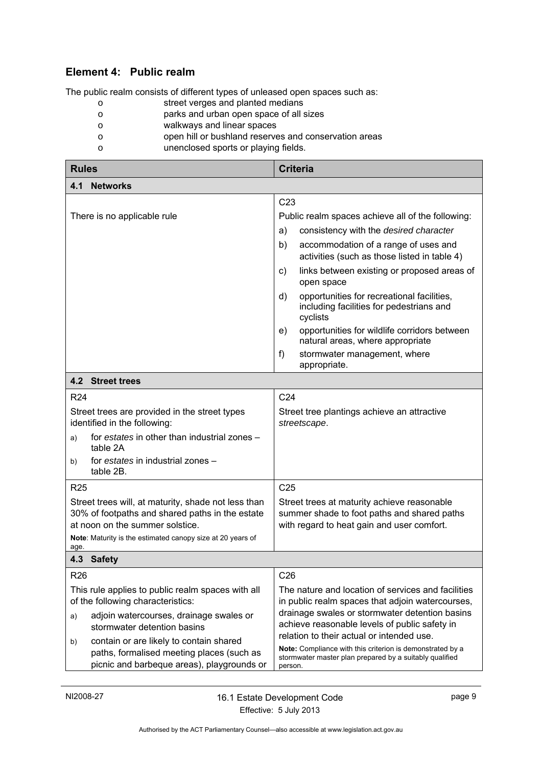## Element 4: Public realm

The public realm consists of different types of unleased open spaces such as:

- street verges and planted medians
- parks and urban open space of all sizes
- walkways and linear spaces
- open hill or bushland reserves and conservation areas
- unenclosed sports or playing fields.

| Rules | Criteria |
|---|---|
| **4.1 Networks** | |
| There is no applicable rule | C23<br>Public realm spaces achieve all of the following:<br>a) consistency with the *desired character*<br>b) accommodation of a range of uses and activities (such as those listed in table 4)<br>c) links between existing or proposed areas of open space<br>d) opportunities for recreational facilities, including facilities for pedestrians and cyclists<br>e) opportunities for wildlife corridors between natural areas, where appropriate<br>f) stormwater management, where appropriate. |
| **4.2 Street trees** | |
| R24<br>Street trees are provided in the street types identified in the following:<br>a) for *estates* in other than industrial zones – table 2A<br>b) for *estates* in industrial zones – table 2B. | C24<br>Street tree plantings achieve an attractive *streetscape*. |
| R25<br>Street trees will, at maturity, shade not less than 30% of footpaths and shared paths in the estate at noon on the summer solstice.<br>**Note**: Maturity is the estimated canopy size at 20 years of age. | C25<br>Street trees at maturity achieve reasonable summer shade to foot paths and shared paths with regard to heat gain and user comfort. |
| **4.3 Safety** | |
| R26<br>This rule applies to public realm spaces with all of the following characteristics:<br>a) adjoin watercourses, drainage swales or stormwater detention basins<br>b) contain or are likely to contain shared paths, formalised meeting places (such as picnic and barbeque areas), playgrounds or | C26<br>The nature and location of services and facilities in public realm spaces that adjoin watercourses, drainage swales or stormwater detention basins achieve reasonable levels of public safety in relation to their actual or intended use.<br>**Note:** Compliance with this criterion is demonstrated by a stormwater master plan prepared by a suitably qualified person. |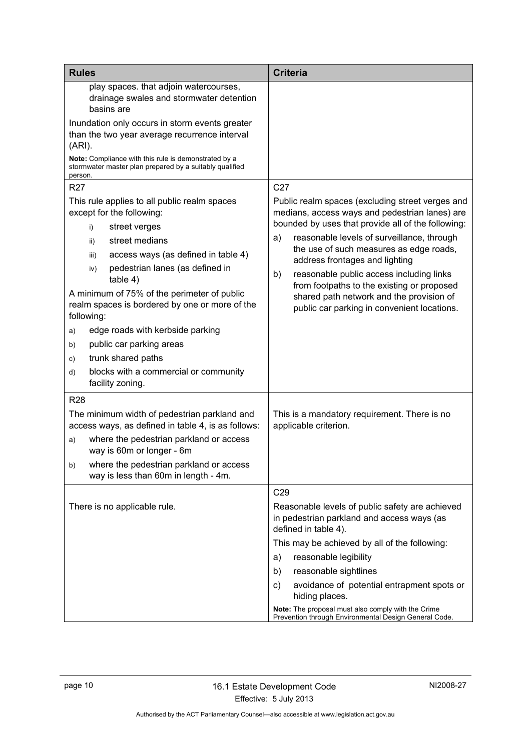| Rules | Criteria |
|---|---|
| play spaces. that adjoin watercourses, drainage swales and stormwater detention basins are<br><br>Inundation only occurs in storm events greater than the two year average recurrence interval (ARI).<br><br>**Note:** Compliance with this rule is demonstrated by a stormwater master plan prepared by a suitably qualified person. | |
| R27<br><br>This rule applies to all public realm spaces except for the following:<br><br>i) street verges<br>ii) street medians<br>iii) access ways (as defined in table 4)<br>iv) pedestrian lanes (as defined in table 4)<br><br>A minimum of 75% of the perimeter of public realm spaces is bordered by one or more of the following:<br><br>a) edge roads with kerbside parking<br>b) public car parking areas<br>c) trunk shared paths<br>d) blocks with a commercial or community facility zoning. | C27<br><br>Public realm spaces (excluding street verges and medians, access ways and pedestrian lanes) are bounded by uses that provide all of the following:<br><br>a) reasonable levels of surveillance, through the use of such measures as edge roads, address frontages and lighting<br>b) reasonable public access including links from footpaths to the existing or proposed shared path network and the provision of public car parking in convenient locations. |
| R28<br><br>The minimum width of pedestrian parkland and access ways, as defined in table 4, is as follows:<br><br>a) where the pedestrian parkland or access way is 60m or longer - 6m<br>b) where the pedestrian parkland or access way is less than 60m in length - 4m. | This is a mandatory requirement. There is no applicable criterion. |
| There is no applicable rule. | C29<br><br>Reasonable levels of public safety are achieved in pedestrian parkland and access ways (as defined in table 4).<br><br>This may be achieved by all of the following:<br><br>a) reasonable legibility<br>b) reasonable sightlines<br>c) avoidance of potential entrapment spots or hiding places.<br><br>**Note:** The proposal must also comply with the Crime Prevention through Environmental Design General Code. |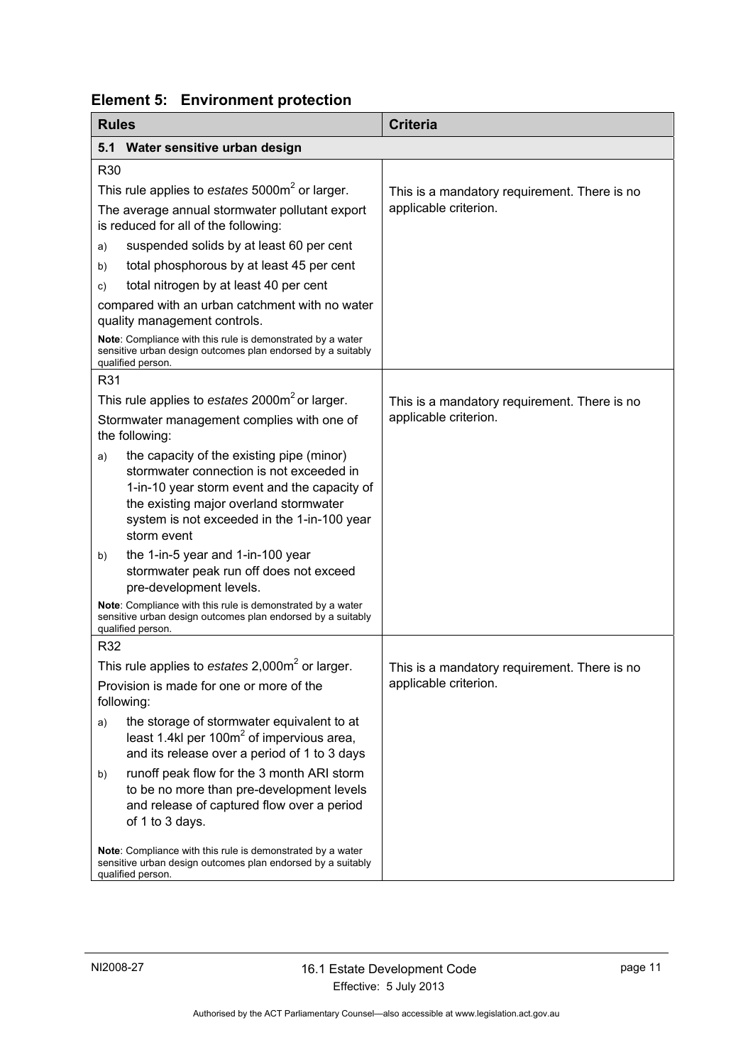## Element 5: Environment protection

| Rules | Criteria |
| --- | --- |
| **5.1 Water sensitive urban design** | |
| R30<br>This rule applies to *estates* 5000m$^2$ or larger.<br>The average annual stormwater pollutant export is reduced for all of the following:<br>a) suspended solids by at least 60 per cent<br>b) total phosphorous by at least 45 per cent<br>c) total nitrogen by at least 40 per cent<br>compared with an urban catchment with no water quality management controls.<br>**Note**: Compliance with this rule is demonstrated by a water sensitive urban design outcomes plan endorsed by a suitably qualified person. | This is a mandatory requirement. There is no applicable criterion. |
| R31<br>This rule applies to *estates* 2000m$^2$ or larger.<br>Stormwater management complies with one of the following:<br>a) the capacity of the existing pipe (minor) stormwater connection is not exceeded in 1-in-10 year storm event and the capacity of the existing major overland stormwater system is not exceeded in the 1-in-100 year storm event<br>b) the 1-in-5 year and 1-in-100 year stormwater peak run off does not exceed pre-development levels.<br>**Note**: Compliance with this rule is demonstrated by a water sensitive urban design outcomes plan endorsed by a suitably qualified person. | This is a mandatory requirement. There is no applicable criterion. |
| R32<br>This rule applies to *estates* 2,000m$^2$ or larger.<br>Provision is made for one or more of the following:<br>a) the storage of stormwater equivalent to at least 1.4kl per 100m$^2$ of impervious area, and its release over a period of 1 to 3 days<br>b) runoff peak flow for the 3 month ARI storm to be no more than pre-development levels and release of captured flow over a period of 1 to 3 days.<br>**Note**: Compliance with this rule is demonstrated by a water sensitive urban design outcomes plan endorsed by a suitably qualified person. | This is a mandatory requirement. There is no applicable criterion. |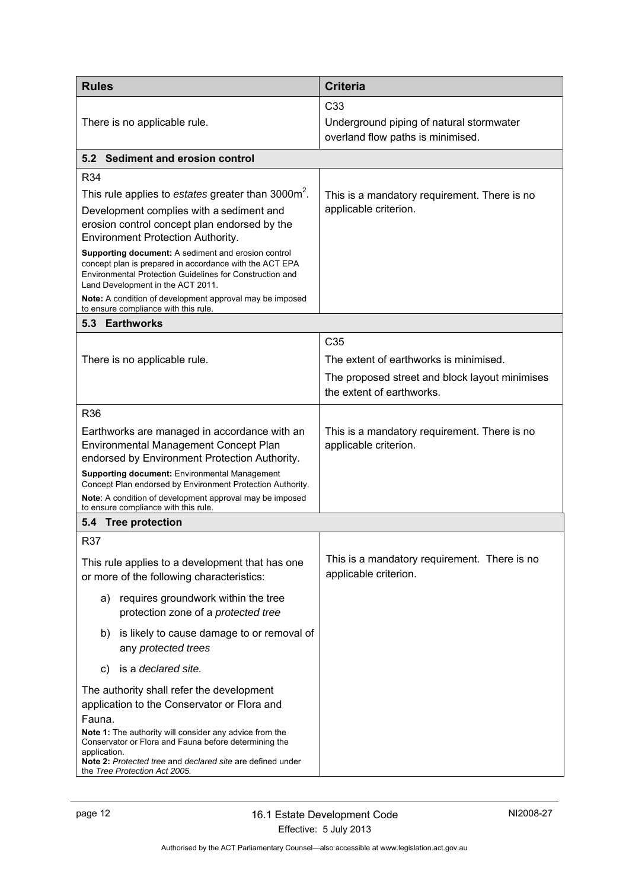| Rules | Criteria |
|---|---|
| There is no applicable rule. | C33<br>Underground piping of natural stormwater overland flow paths is minimised. |
| **5.2 Sediment and erosion control** | |
| R34<br>This rule applies to *estates* greater than 3000m$^2$.<br>Development complies with a sediment and erosion control concept plan endorsed by the Environment Protection Authority.<br>**Supporting document:** A sediment and erosion control concept plan is prepared in accordance with the ACT EPA Environmental Protection Guidelines for Construction and Land Development in the ACT 2011.<br>**Note:** A condition of development approval may be imposed to ensure compliance with this rule. | This is a mandatory requirement. There is no applicable criterion. |
| **5.3 Earthworks** | |
| There is no applicable rule. | C35<br>The extent of earthworks is minimised.<br>The proposed street and block layout minimises the extent of earthworks. |
| R36<br>Earthworks are managed in accordance with an Environmental Management Concept Plan endorsed by Environment Protection Authority.<br>**Supporting document:** Environmental Management Concept Plan endorsed by Environment Protection Authority.<br>**Note**: A condition of development approval may be imposed to ensure compliance with this rule. | This is a mandatory requirement. There is no applicable criterion. |
| **5.4 Tree protection** | |
| R37<br>This rule applies to a development that has one or more of the following characteristics:<br>a) requires groundwork within the tree protection zone of a *protected tree*<br>b) is likely to cause damage to or removal of any *protected trees*<br>c) is a *declared site.*<br>The authority shall refer the development application to the Conservator or Flora and Fauna.<br>**Note 1:** The authority will consider any advice from the Conservator or Flora and Fauna before determining the application.<br>**Note 2:** *Protected tree* and *declared site* are defined under the *Tree Protection Act 2005.* | This is a mandatory requirement. There is no applicable criterion. |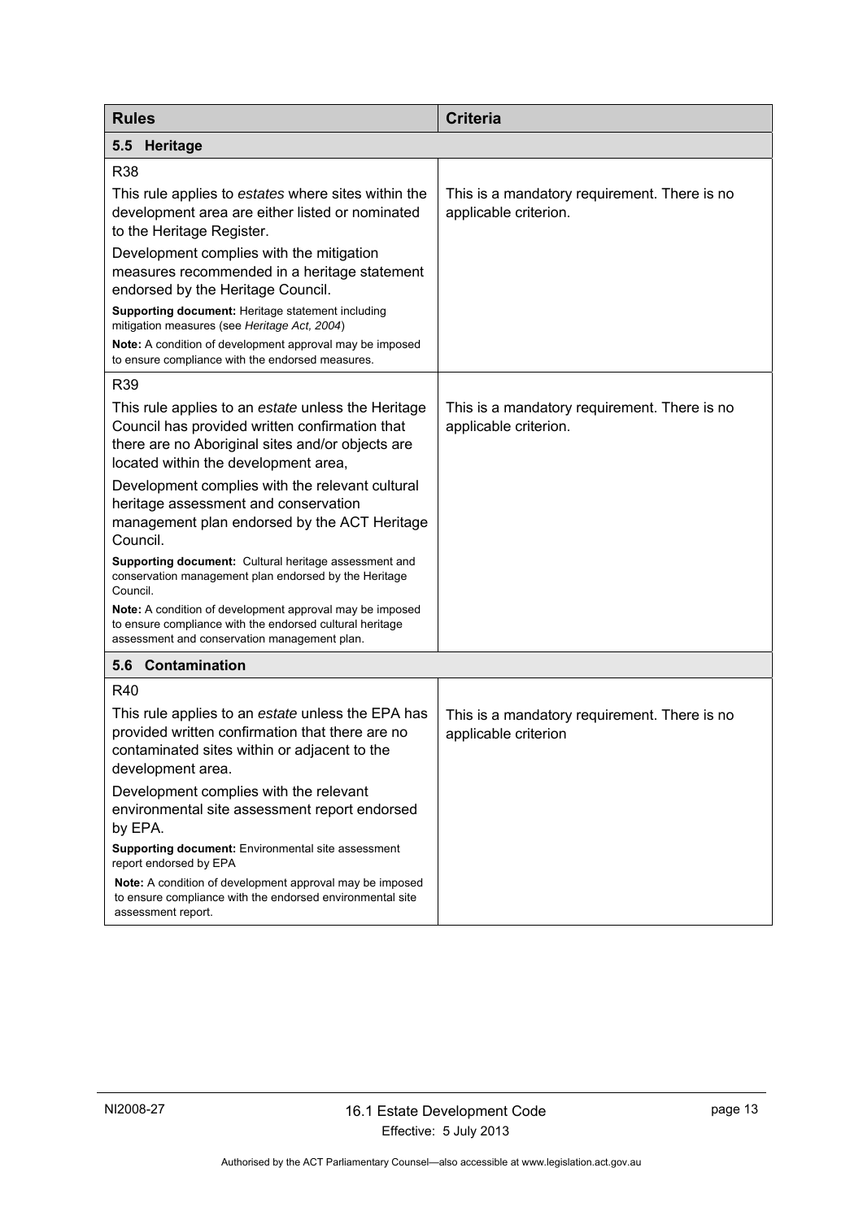| Rules | Criteria |
|---|---|
| **5.5 Heritage** | |
| R38<br><br>This rule applies to *estates* where sites within the development area are either listed or nominated to the Heritage Register.<br><br>Development complies with the mitigation measures recommended in a heritage statement endorsed by the Heritage Council.<br><br>**Supporting document:** Heritage statement including mitigation measures (see *Heritage Act, 2004*)<br><br>**Note:** A condition of development approval may be imposed to ensure compliance with the endorsed measures. | This is a mandatory requirement. There is no applicable criterion. |
| R39<br><br>This rule applies to an *estate* unless the Heritage Council has provided written confirmation that there are no Aboriginal sites and/or objects are located within the development area,<br><br>Development complies with the relevant cultural heritage assessment and conservation management plan endorsed by the ACT Heritage Council.<br><br>**Supporting document:** Cultural heritage assessment and conservation management plan endorsed by the Heritage Council.<br><br>**Note:** A condition of development approval may be imposed to ensure compliance with the endorsed cultural heritage assessment and conservation management plan. | This is a mandatory requirement. There is no applicable criterion. |
| **5.6 Contamination** | |
| R40<br><br>This rule applies to an *estate* unless the EPA has provided written confirmation that there are no contaminated sites within or adjacent to the development area.<br><br>Development complies with the relevant environmental site assessment report endorsed by EPA.<br><br>**Supporting document:** Environmental site assessment report endorsed by EPA<br><br>**Note:** A condition of development approval may be imposed to ensure compliance with the endorsed environmental site assessment report. | This is a mandatory requirement. There is no applicable criterion |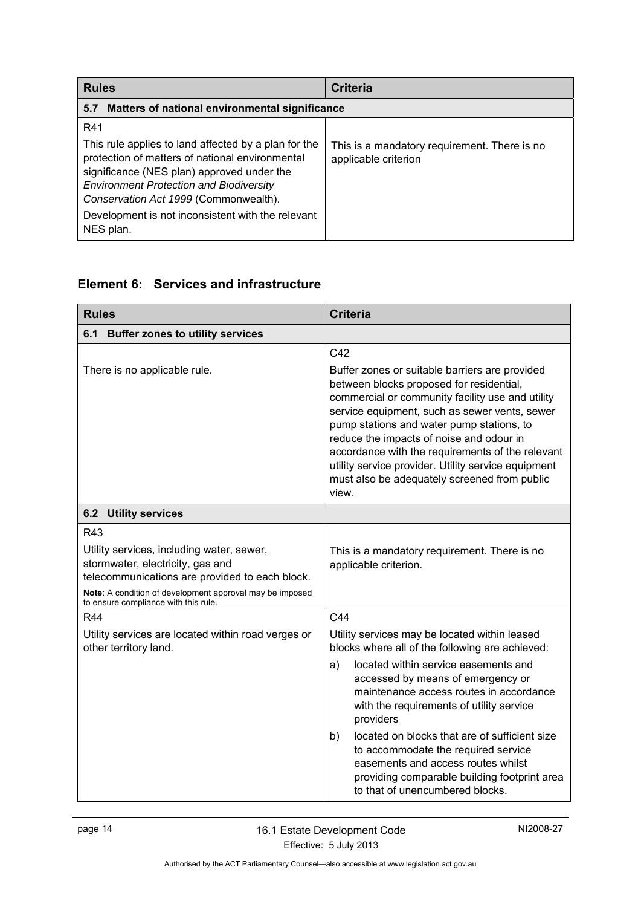| Rules | Criteria |
|---|---|
| **5.7 Matters of national environmental significance** | |
| R41<br><br>This rule applies to land affected by a plan for the protection of matters of national environmental significance (NES plan) approved under the *Environment Protection and Biodiversity Conservation Act 1999* (Commonwealth).<br><br>Development is not inconsistent with the relevant NES plan. | This is a mandatory requirement. There is no applicable criterion |

## Element 6: Services and infrastructure

| Rules | Criteria |
|---|---|
| **6.1 Buffer zones to utility services** | |
| There is no applicable rule. | C42<br><br>Buffer zones or suitable barriers are provided between blocks proposed for residential, commercial or community facility use and utility service equipment, such as sewer vents, sewer pump stations and water pump stations, to reduce the impacts of noise and odour in accordance with the requirements of the relevant utility service provider. Utility service equipment must also be adequately screened from public view. |
| **6.2 Utility services** | |
| R43<br><br>Utility services, including water, sewer, stormwater, electricity, gas and telecommunications are provided to each block.<br><br>**Note**: A condition of development approval may be imposed to ensure compliance with this rule. | This is a mandatory requirement. There is no applicable criterion. |
| R44<br><br>Utility services are located within road verges or other territory land. | C44<br><br>Utility services may be located within leased blocks where all of the following are achieved:<br><br>a) located within service easements and accessed by means of emergency or maintenance access routes in accordance with the requirements of utility service providers<br><br>b) located on blocks that are of sufficient size to accommodate the required service easements and access routes whilst providing comparable building footprint area to that of unencumbered blocks. |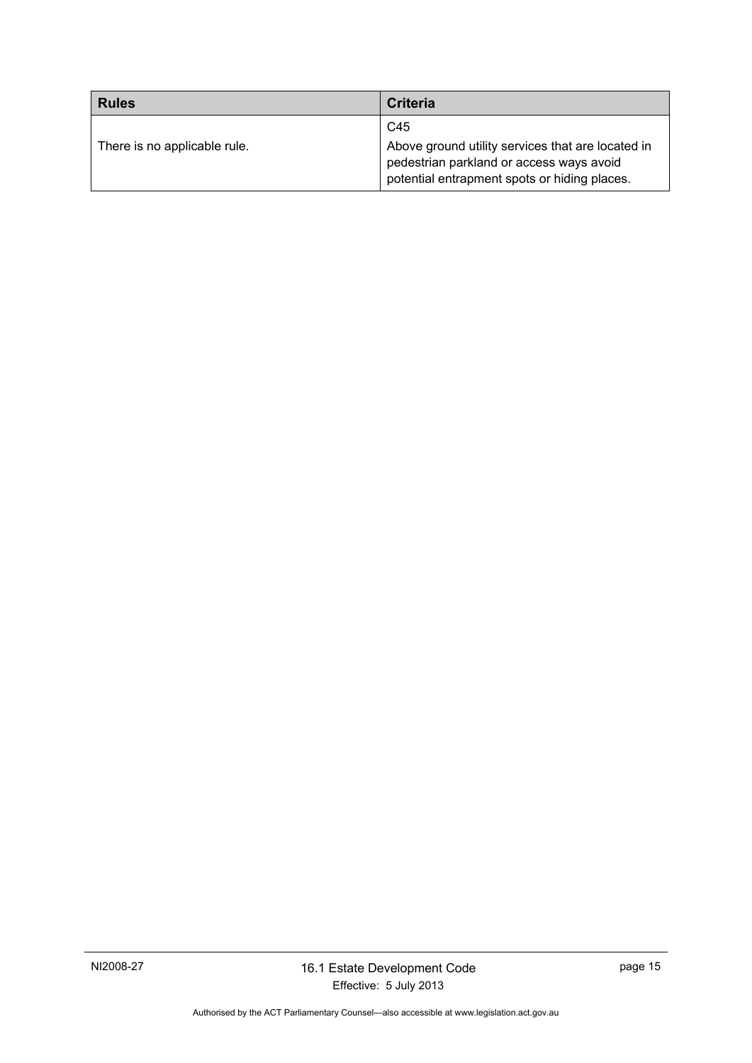| Rules | Criteria |
| --- | --- |
| There is no applicable rule. | C45<br>Above ground utility services that are located in pedestrian parkland or access ways avoid potential entrapment spots or hiding places. |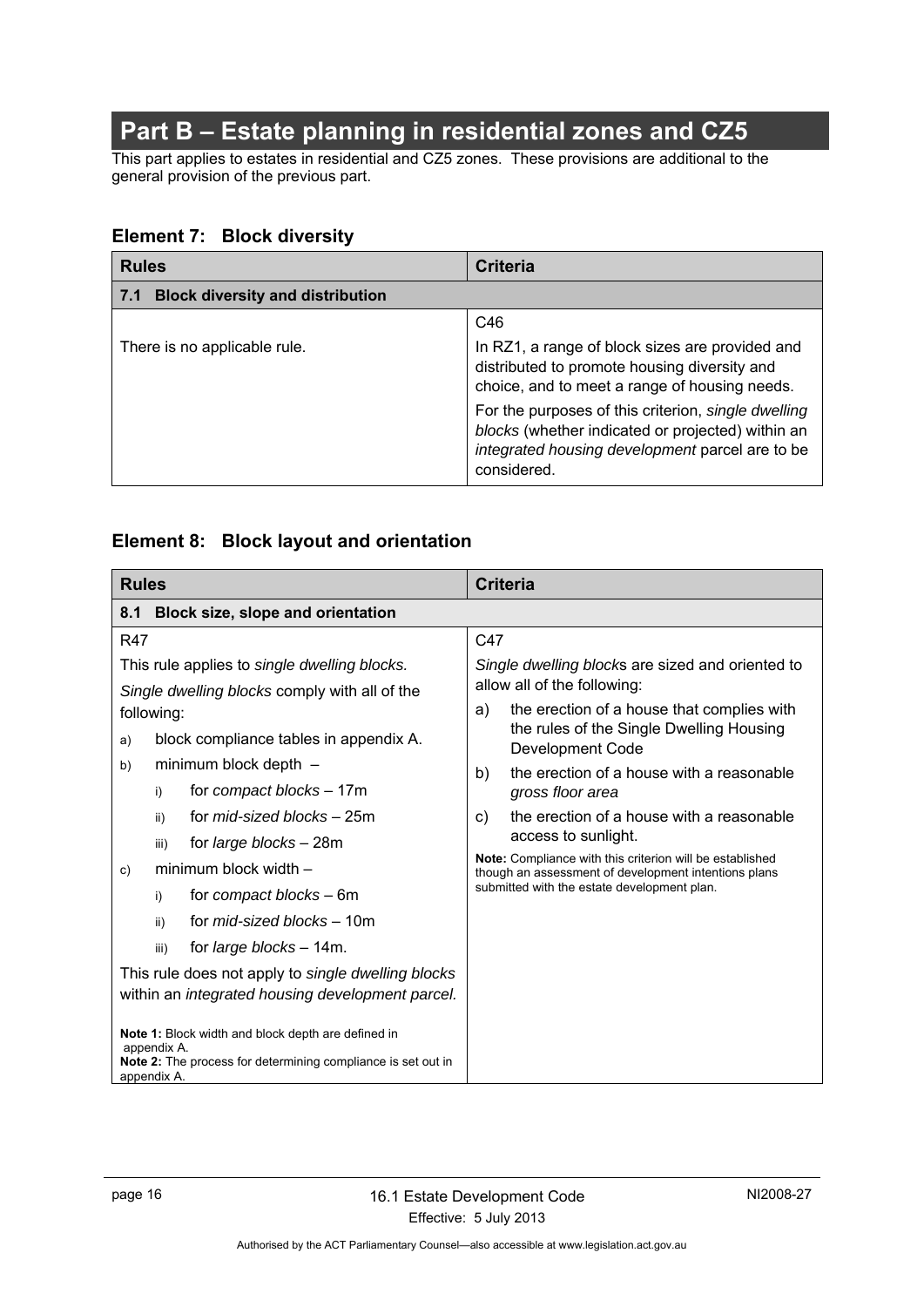# Part B – Estate planning in residential zones and CZ5

This part applies to estates in residential and CZ5 zones. These provisions are additional to the general provision of the previous part.

## Element 7: Block diversity

| Rules | Criteria |
|---|---|
| **7.1 Block diversity and distribution** | |
| There is no applicable rule. | C46<br><br>In RZ1, a range of block sizes are provided and distributed to promote housing diversity and choice, and to meet a range of housing needs.<br><br>For the purposes of this criterion, *single dwelling blocks* (whether indicated or projected) within an *integrated housing development* parcel are to be considered. |

## Element 8: Block layout and orientation

| Rules | Criteria |
|---|---|
| **8.1 Block size, slope and orientation** | |
| R47<br><br>This rule applies to *single dwelling blocks.*<br><br>*Single dwelling blocks* comply with all of the following:<br><br>a) block compliance tables in appendix A.<br><br>b) minimum block depth –<br>i) for *compact blocks* – 17m<br>ii) for *mid-sized blocks* – 25m<br>iii) for *large blocks* – 28m<br><br>c) minimum block width –<br>i) for *compact blocks* – 6m<br>ii) for *mid-sized blocks* – 10m<br>iii) for *large blocks* – 14m.<br><br>This rule does not apply to *single dwelling blocks* within an *integrated housing development parcel.*<br><br>**Note 1:** Block width and block depth are defined in appendix A.<br>**Note 2:** The process for determining compliance is set out in appendix A. | C47<br><br>*Single dwelling blocks* are sized and oriented to allow all of the following:<br><br>a) the erection of a house that complies with the rules of the Single Dwelling Housing Development Code<br><br>b) the erection of a house with a reasonable *gross floor area*<br><br>c) the erection of a house with a reasonable access to sunlight.<br><br>**Note:** Compliance with this criterion will be established though an assessment of development intentions plans submitted with the estate development plan. |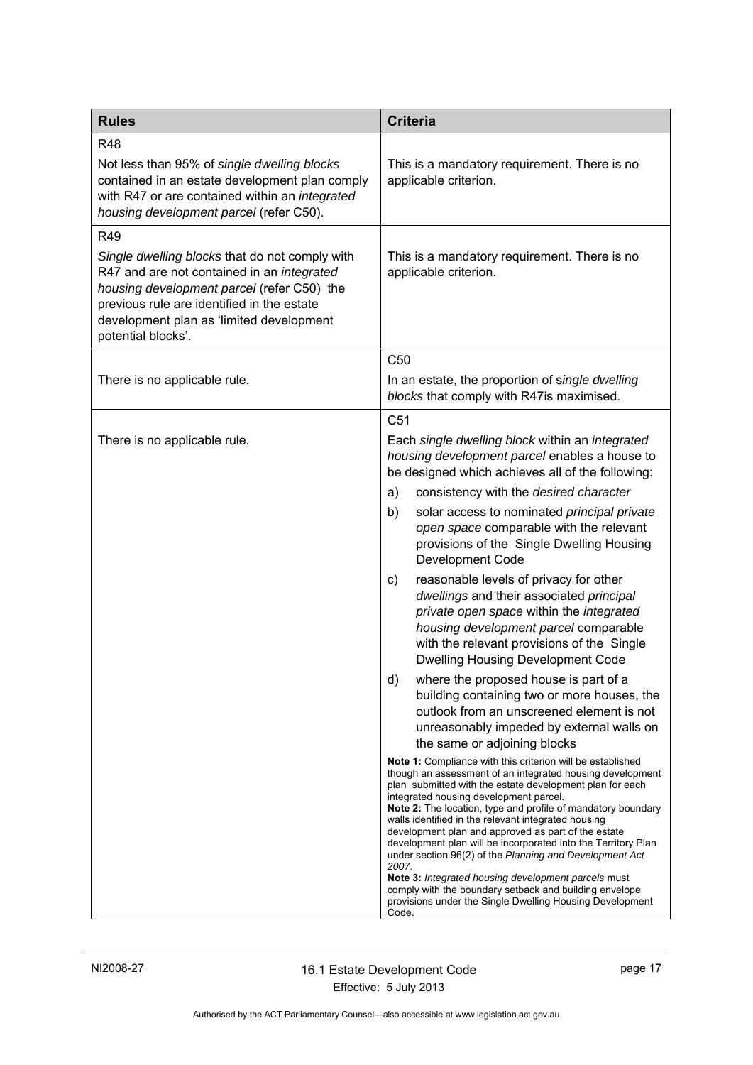| Rules | Criteria |
|---|---|
| R48<br><br>Not less than 95% of *single dwelling blocks* contained in an estate development plan comply with R47 or are contained within an *integrated housing development parcel* (refer C50). | This is a mandatory requirement. There is no applicable criterion. |
| R49<br><br>*Single dwelling blocks* that do not comply with R47 and are not contained in an *integrated housing development parcel* (refer C50) the previous rule are identified in the estate development plan as 'limited development potential blocks'. | This is a mandatory requirement. There is no applicable criterion. |
| There is no applicable rule. | C50<br><br>In an estate, the proportion of s*ingle dwelling blocks* that comply with R47is maximised. |
| There is no applicable rule. | C51<br><br>Each *single dwelling block* within an *integrated housing development parcel* enables a house to be designed which achieves all of the following:<br><br>a) consistency with the *desired character*<br><br>b) solar access to nominated *principal private open space* comparable with the relevant provisions of the Single Dwelling Housing Development Code<br><br>c) reasonable levels of privacy for other *dwellings* and their associated *principal private open space* within the *integrated housing development parcel* comparable with the relevant provisions of the Single Dwelling Housing Development Code<br><br>d) where the proposed house is part of a building containing two or more houses, the outlook from an unscreened element is not unreasonably impeded by external walls on the same or adjoining blocks<br><br>**Note 1:** Compliance with this criterion will be established though an assessment of an integrated housing development plan submitted with the estate development plan for each integrated housing development parcel.<br>**Note 2:** The location, type and profile of mandatory boundary walls identified in the relevant integrated housing development plan and approved as part of the estate development plan will be incorporated into the Territory Plan under section 96(2) of the *Planning and Development Act 2007*.<br>**Note 3:** *Integrated housing development parcels* must comply with the boundary setback and building envelope provisions under the Single Dwelling Housing Development Code. |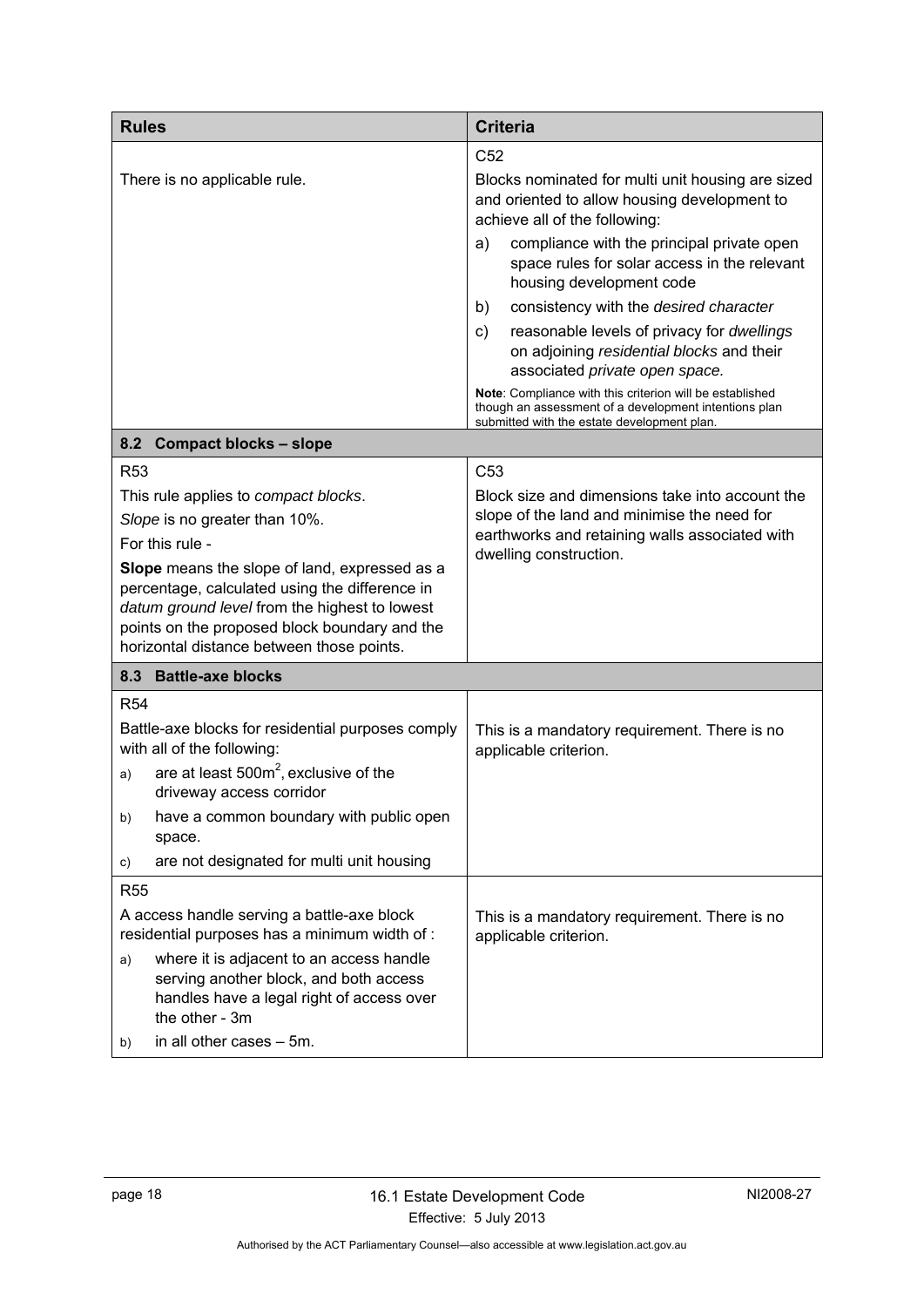| Rules | Criteria |
|---|---|
| There is no applicable rule. | C52<br>Blocks nominated for multi unit housing are sized and oriented to allow housing development to achieve all of the following:<br>a) compliance with the principal private open space rules for solar access in the relevant housing development code<br>b) consistency with the *desired character*<br>c) reasonable levels of privacy for *dwellings* on adjoining *residential blocks* and their associated *private open space.*<br>**Note**: Compliance with this criterion will be established though an assessment of a development intentions plan submitted with the estate development plan. |
| **8.2 Compact blocks – slope** | |
| R53<br>This rule applies to *compact blocks*.<br>*Slope* is no greater than 10%.<br>For this rule -<br>**Slope** means the slope of land, expressed as a percentage, calculated using the difference in *datum ground level* from the highest to lowest points on the proposed block boundary and the horizontal distance between those points. | C53<br>Block size and dimensions take into account the slope of the land and minimise the need for earthworks and retaining walls associated with dwelling construction. |
| **8.3 Battle-axe blocks** | |
| R54<br>Battle-axe blocks for residential purposes comply with all of the following:<br>a) are at least 500m$^2$, exclusive of the driveway access corridor<br>b) have a common boundary with public open space.<br>c) are not designated for multi unit housing | This is a mandatory requirement. There is no applicable criterion. |
| R55<br>A access handle serving a battle-axe block residential purposes has a minimum width of :<br>a) where it is adjacent to an access handle serving another block, and both access handles have a legal right of access over the other - 3m<br>b) in all other cases – 5m. | This is a mandatory requirement. There is no applicable criterion. |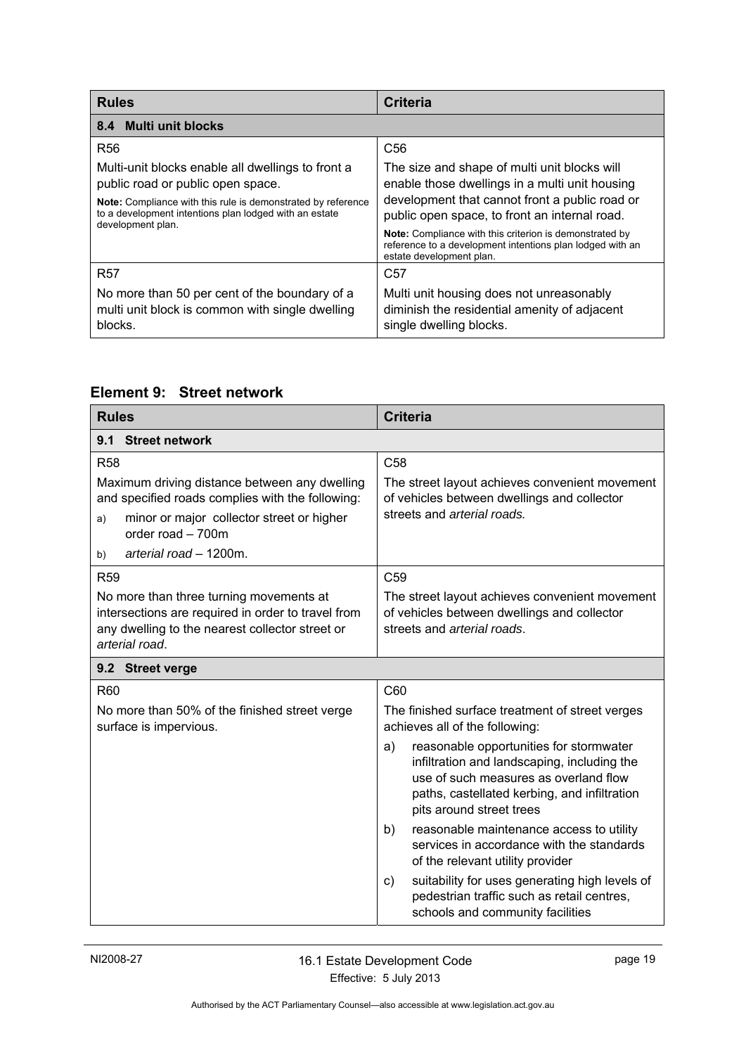| Rules | Criteria |
|---|---|
| **8.4 Multi unit blocks** | |
| R56<br><br>Multi-unit blocks enable all dwellings to front a public road or public open space.<br><br>**Note:** Compliance with this rule is demonstrated by reference to a development intentions plan lodged with an estate development plan. | C56<br><br>The size and shape of multi unit blocks will enable those dwellings in a multi unit housing development that cannot front a public road or public open space, to front an internal road.<br><br>**Note:** Compliance with this criterion is demonstrated by reference to a development intentions plan lodged with an estate development plan. |
| R57<br><br>No more than 50 per cent of the boundary of a multi unit block is common with single dwelling blocks. | C57<br><br>Multi unit housing does not unreasonably diminish the residential amenity of adjacent single dwelling blocks. |

## Element 9: Street network

| Rules | Criteria |
|---|---|
| **9.1 Street network** | |
| R58<br><br>Maximum driving distance between any dwelling and specified roads complies with the following:<br><br>a) minor or major collector street or higher order road – 700m<br><br>b) *arterial road* – 1200m. | C58<br><br>The street layout achieves convenient movement of vehicles between dwellings and collector streets and *arterial roads.* |
| R59<br><br>No more than three turning movements at intersections are required in order to travel from any dwelling to the nearest collector street or *arterial road*. | C59<br><br>The street layout achieves convenient movement of vehicles between dwellings and collector streets and *arterial roads*. |
| **9.2 Street verge** | |
| R60<br><br>No more than 50% of the finished street verge surface is impervious. | C60<br><br>The finished surface treatment of street verges achieves all of the following:<br><br>a) reasonable opportunities for stormwater infiltration and landscaping, including the use of such measures as overland flow paths, castellated kerbing, and infiltration pits around street trees<br><br>b) reasonable maintenance access to utility services in accordance with the standards of the relevant utility provider<br><br>c) suitability for uses generating high levels of pedestrian traffic such as retail centres, schools and community facilities |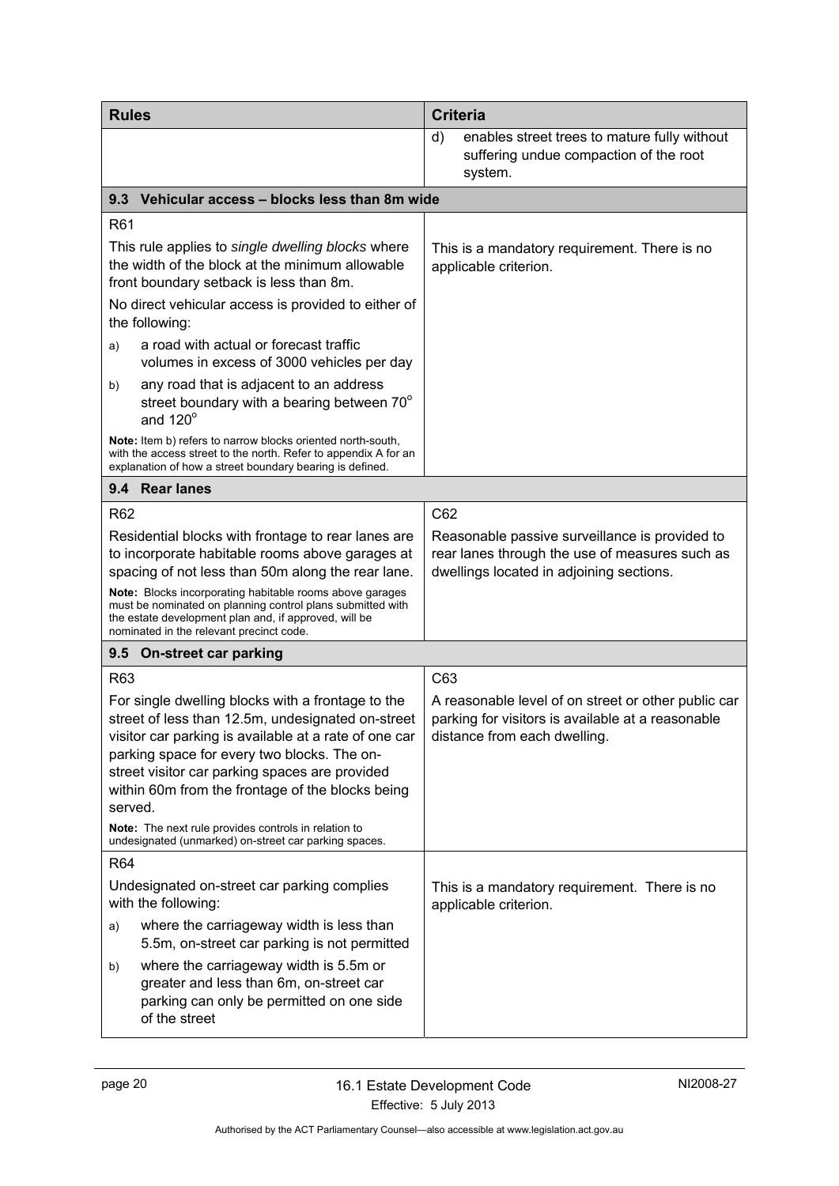| Rules | Criteria |
|---|---|
| | d) enables street trees to mature fully without suffering undue compaction of the root system. |
| **9.3 Vehicular access – blocks less than 8m wide** | |
| R61<br><br>This rule applies to *single dwelling blocks* where the width of the block at the minimum allowable front boundary setback is less than 8m.<br><br>No direct vehicular access is provided to either of the following:<br><br>a) a road with actual or forecast traffic volumes in excess of 3000 vehicles per day<br><br>b) any road that is adjacent to an address street boundary with a bearing between 70° and 120°<br><br>**Note:** Item b) refers to narrow blocks oriented north-south, with the access street to the north. Refer to appendix A for an explanation of how a street boundary bearing is defined. | This is a mandatory requirement. There is no applicable criterion. |
| **9.4 Rear lanes** | |
| R62<br><br>Residential blocks with frontage to rear lanes are to incorporate habitable rooms above garages at spacing of not less than 50m along the rear lane.<br><br>**Note:** Blocks incorporating habitable rooms above garages must be nominated on planning control plans submitted with the estate development plan and, if approved, will be nominated in the relevant precinct code. | C62<br><br>Reasonable passive surveillance is provided to rear lanes through the use of measures such as dwellings located in adjoining sections. |
| **9.5 On-street car parking** | |
| R63<br><br>For single dwelling blocks with a frontage to the street of less than 12.5m, undesignated on-street visitor car parking is available at a rate of one car parking space for every two blocks. The on-street visitor car parking spaces are provided within 60m from the frontage of the blocks being served.<br><br>**Note:** The next rule provides controls in relation to undesignated (unmarked) on-street car parking spaces. | C63<br><br>A reasonable level of on street or other public car parking for visitors is available at a reasonable distance from each dwelling. |
| R64<br><br>Undesignated on-street car parking complies with the following:<br><br>a) where the carriageway width is less than 5.5m, on-street car parking is not permitted<br><br>b) where the carriageway width is 5.5m or greater and less than 6m, on-street car parking can only be permitted on one side of the street | This is a mandatory requirement. There is no applicable criterion. |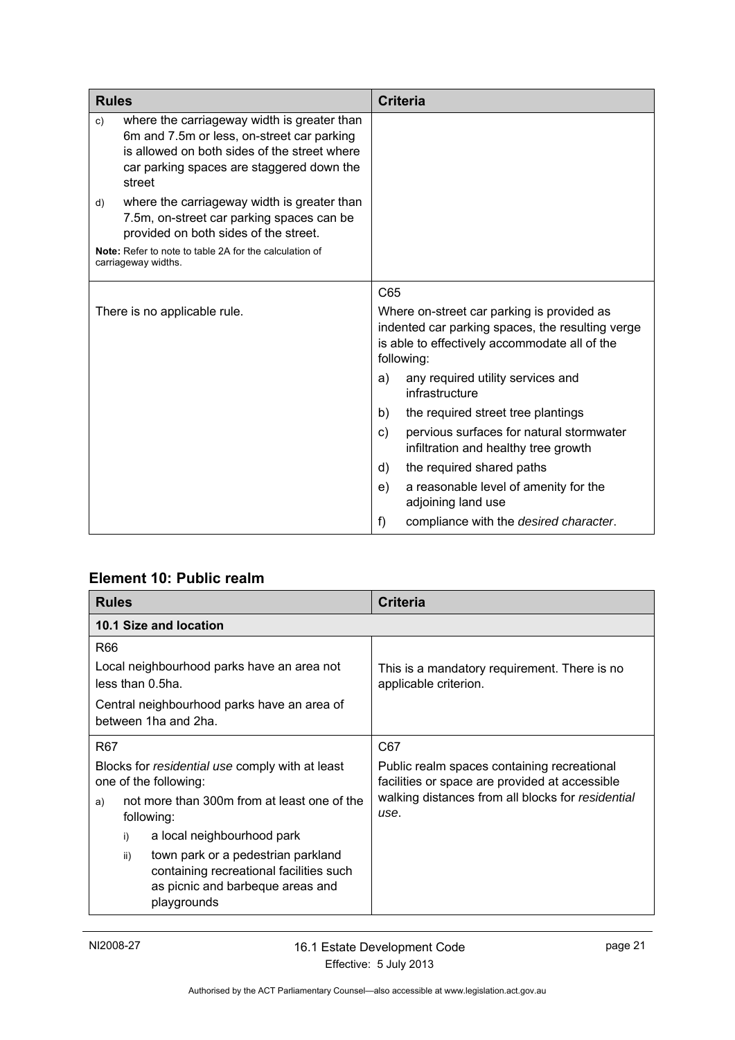| Rules | Criteria |
|---|---|
| c) where the carriageway width is greater than 6m and 7.5m or less, on-street car parking is allowed on both sides of the street where car parking spaces are staggered down the street<br><br>d) where the carriageway width is greater than 7.5m, on-street car parking spaces can be provided on both sides of the street.<br><br>**Note:** Refer to note to table 2A for the calculation of carriageway widths. | |
| There is no applicable rule. | C65<br><br>Where on-street car parking is provided as indented car parking spaces, the resulting verge is able to effectively accommodate all of the following:<br><br>a) any required utility services and infrastructure<br><br>b) the required street tree plantings<br><br>c) pervious surfaces for natural stormwater infiltration and healthy tree growth<br><br>d) the required shared paths<br><br>e) a reasonable level of amenity for the adjoining land use<br><br>f) compliance with the *desired character*. |

### Element 10: Public realm

| Rules | Criteria |
|---|---|
| **10.1 Size and location** | |
| R66<br><br>Local neighbourhood parks have an area not less than 0.5ha.<br><br>Central neighbourhood parks have an area of between 1ha and 2ha. | This is a mandatory requirement. There is no applicable criterion. |
| R67<br><br>Blocks for *residential use* comply with at least one of the following:<br><br>a) not more than 300m from at least one of the following:<br><br>i) a local neighbourhood park<br><br>ii) town park or a pedestrian parkland containing recreational facilities such as picnic and barbeque areas and playgrounds | C67<br><br>Public realm spaces containing recreational facilities or space are provided at accessible walking distances from all blocks for *residential use*. |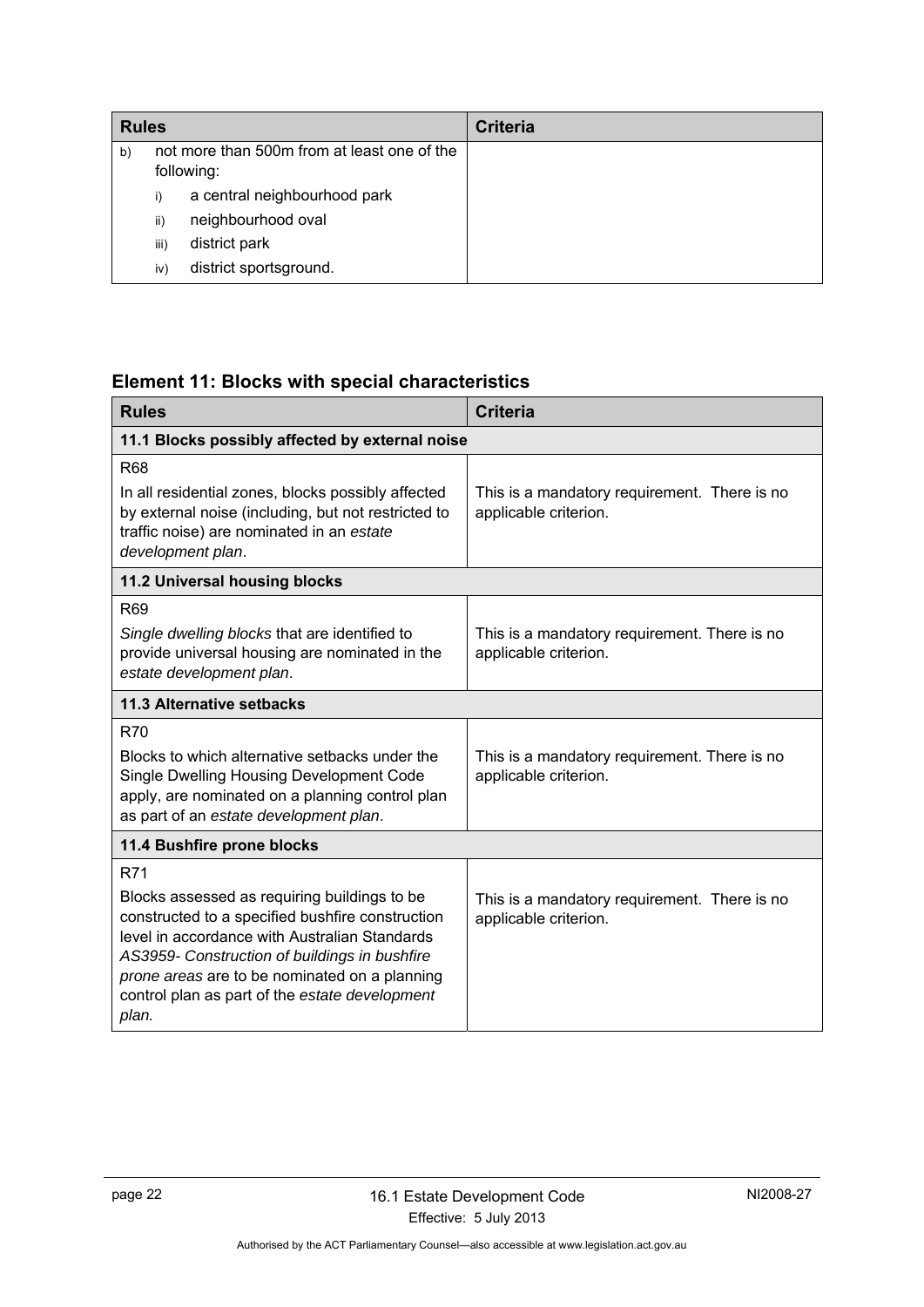| Rules | Criteria |
| --- | --- |
| b) not more than 500m from at least one of the following:<br>i) a central neighbourhood park<br>ii) neighbourhood oval<br>iii) district park<br>iv) district sportsground. | |

## Element 11: Blocks with special characteristics

| Rules | Criteria |
| --- | --- |
| **11.1 Blocks possibly affected by external noise** | |
| R68<br>In all residential zones, blocks possibly affected by external noise (including, but not restricted to traffic noise) are nominated in an *estate development plan*. | This is a mandatory requirement. There is no applicable criterion. |
| **11.2 Universal housing blocks** | |
| R69<br>*Single dwelling blocks* that are identified to provide universal housing are nominated in the *estate development plan*. | This is a mandatory requirement. There is no applicable criterion. |
| **11.3 Alternative setbacks** | |
| R70<br>Blocks to which alternative setbacks under the Single Dwelling Housing Development Code apply, are nominated on a planning control plan as part of an *estate development plan*. | This is a mandatory requirement. There is no applicable criterion. |
| **11.4 Bushfire prone blocks** | |
| R71<br>Blocks assessed as requiring buildings to be constructed to a specified bushfire construction level in accordance with Australian Standards *AS3959- Construction of buildings in bushfire prone areas* are to be nominated on a planning control plan as part of the *estate development plan*. | This is a mandatory requirement. There is no applicable criterion. |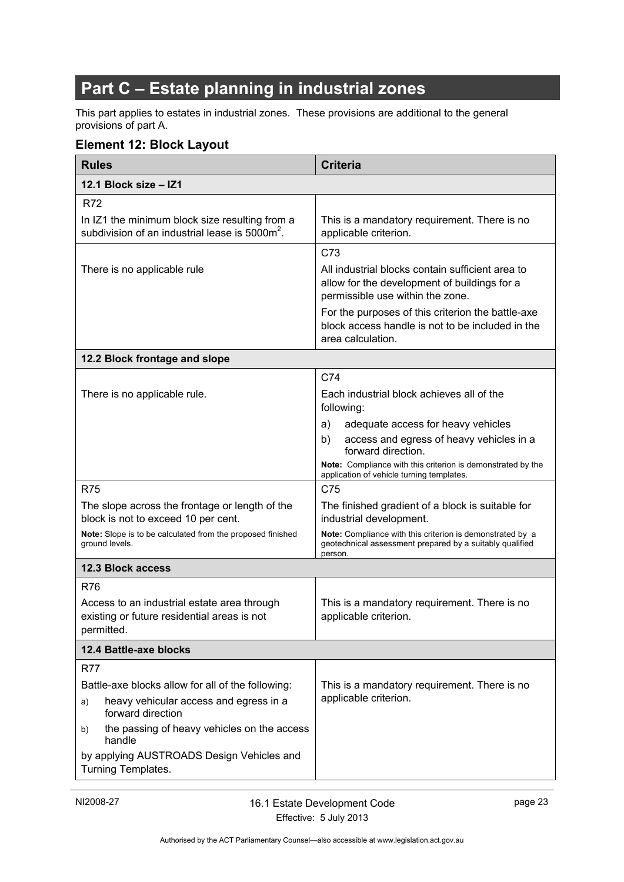# Part C – Estate planning in industrial zones

This part applies to estates in industrial zones. These provisions are additional to the general provisions of part A.

## Element 12: Block Layout

| Rules | Criteria |
|---|---|
| **12.1 Block size – IZ1** | |
| R72<br>In IZ1 the minimum block size resulting from a subdivision of an industrial lease is $5000m^2$. | This is a mandatory requirement. There is no applicable criterion. |
| There is no applicable rule | C73<br>All industrial blocks contain sufficient area to allow for the development of buildings for a permissible use within the zone.<br>For the purposes of this criterion the battle-axe block access handle is not to be included in the area calculation. |
| **12.2 Block frontage and slope** | |
| There is no applicable rule. | C74<br>Each industrial block achieves all of the following:<br>a) adequate access for heavy vehicles<br>b) access and egress of heavy vehicles in a forward direction.<br>**Note:** Compliance with this criterion is demonstrated by the application of vehicle turning templates. |
| R75<br>The slope across the frontage or length of the block is not to exceed 10 per cent.<br>**Note:** Slope is to be calculated from the proposed finished ground levels. | C75<br>The finished gradient of a block is suitable for industrial development.<br>**Note:** Compliance with this criterion is demonstrated by a geotechnical assessment prepared by a suitably qualified person. |
| **12.3 Block access** | |
| R76<br>Access to an industrial estate area through existing or future residential areas is not permitted. | This is a mandatory requirement. There is no applicable criterion. |
| **12.4 Battle-axe blocks** | |
| R77<br>Battle-axe blocks allow for all of the following:<br>a) heavy vehicular access and egress in a forward direction<br>b) the passing of heavy vehicles on the access handle<br>by applying AUSTROADS Design Vehicles and Turning Templates. | This is a mandatory requirement. There is no applicable criterion. |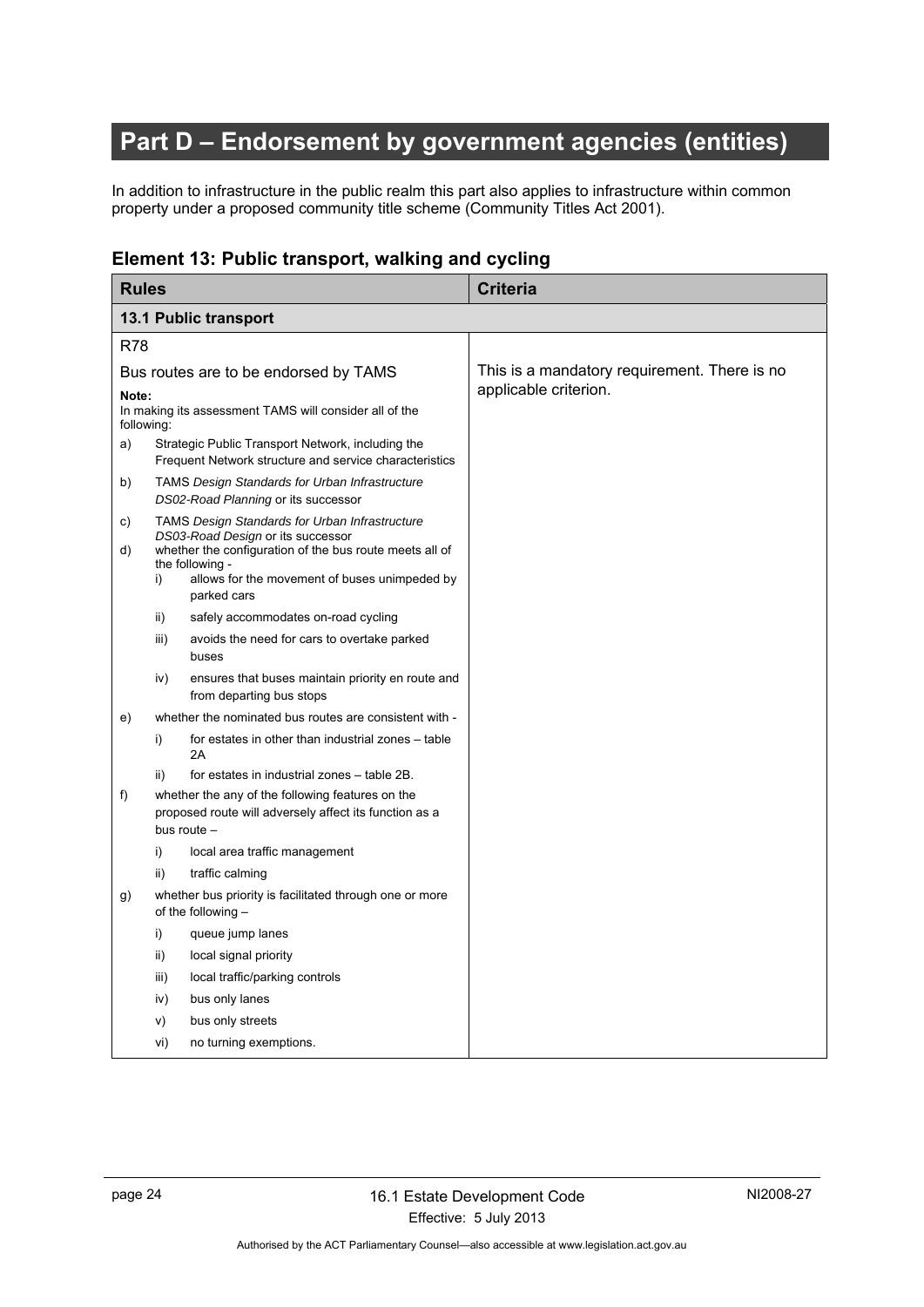# Part D – Endorsement by government agencies (entities)

In addition to infrastructure in the public realm this part also applies to infrastructure within common property under a proposed community title scheme (Community Titles Act 2001).

## Element 13: Public transport, walking and cycling

| Rules | Criteria |
|---|---|
| **13.1 Public transport** | |
| R78<br><br>Bus routes are to be endorsed by TAMS<br><br>**Note:**<br>In making its assessment TAMS will consider all of the following:<br>a) Strategic Public Transport Network, including the Frequent Network structure and service characteristics<br>b) TAMS *Design Standards for Urban Infrastructure DS02-Road Planning* or its successor<br>c) TAMS *Design Standards for Urban Infrastructure DS03-Road Design* or its successor<br>d) whether the configuration of the bus route meets all of the following -<br>i) allows for the movement of buses unimpeded by parked cars<br>ii) safely accommodates on-road cycling<br>iii) avoids the need for cars to overtake parked buses<br>iv) ensures that buses maintain priority en route and from departing bus stops<br>e) whether the nominated bus routes are consistent with -<br>i) for estates in other than industrial zones – table 2A<br>ii) for estates in industrial zones – table 2B.<br>f) whether the any of the following features on the proposed route will adversely affect its function as a bus route –<br>i) local area traffic management<br>ii) traffic calming<br>g) whether bus priority is facilitated through one or more of the following –<br>i) queue jump lanes<br>ii) local signal priority<br>iii) local traffic/parking controls<br>iv) bus only lanes<br>v) bus only streets<br>vi) no turning exemptions. | This is a mandatory requirement. There is no applicable criterion. |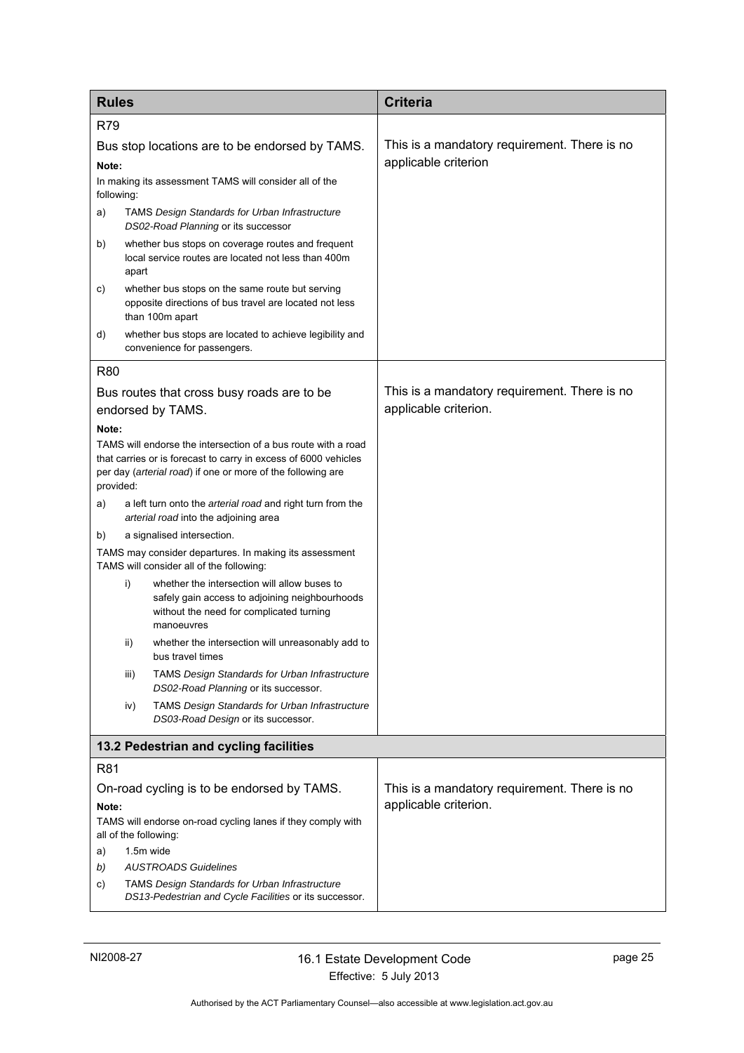| Rules | Criteria |
|---|---|
| R79<br><br>Bus stop locations are to be endorsed by TAMS.<br><br>**Note:**<br>In making its assessment TAMS will consider all of the following:<br>a) TAMS *Design Standards for Urban Infrastructure DS02-Road Planning* or its successor<br>b) whether bus stops on coverage routes and frequent local service routes are located not less than 400m apart<br>c) whether bus stops on the same route but serving opposite directions of bus travel are located not less than 100m apart<br>d) whether bus stops are located to achieve legibility and convenience for passengers. | This is a mandatory requirement. There is no applicable criterion |
| R80<br><br>Bus routes that cross busy roads are to be endorsed by TAMS.<br><br>**Note:**<br>TAMS will endorse the intersection of a bus route with a road that carries or is forecast to carry in excess of 6000 vehicles per day (*arterial road*) if one or more of the following are provided:<br>a) a left turn onto the *arterial road* and right turn from the *arterial road* into the adjoining area<br>b) a signalised intersection.<br>TAMS may consider departures. In making its assessment TAMS will consider all of the following:<br>i) whether the intersection will allow buses to safely gain access to adjoining neighbourhoods without the need for complicated turning manoeuvres<br>ii) whether the intersection will unreasonably add to bus travel times<br>iii) TAMS *Design Standards for Urban Infrastructure DS02-Road Planning* or its successor.<br>iv) TAMS *Design Standards for Urban Infrastructure DS03-Road Design* or its successor. | This is a mandatory requirement. There is no applicable criterion. |
| **13.2 Pedestrian and cycling facilities** | |
| R81<br><br>On-road cycling is to be endorsed by TAMS.<br><br>**Note:**<br>TAMS will endorse on-road cycling lanes if they comply with all of the following:<br>a) 1.5m wide<br>*b) AUSTROADS Guidelines*<br>c) TAMS *Design Standards for Urban Infrastructure DS13-Pedestrian and Cycle Facilities* or its successor. | This is a mandatory requirement. There is no applicable criterion. |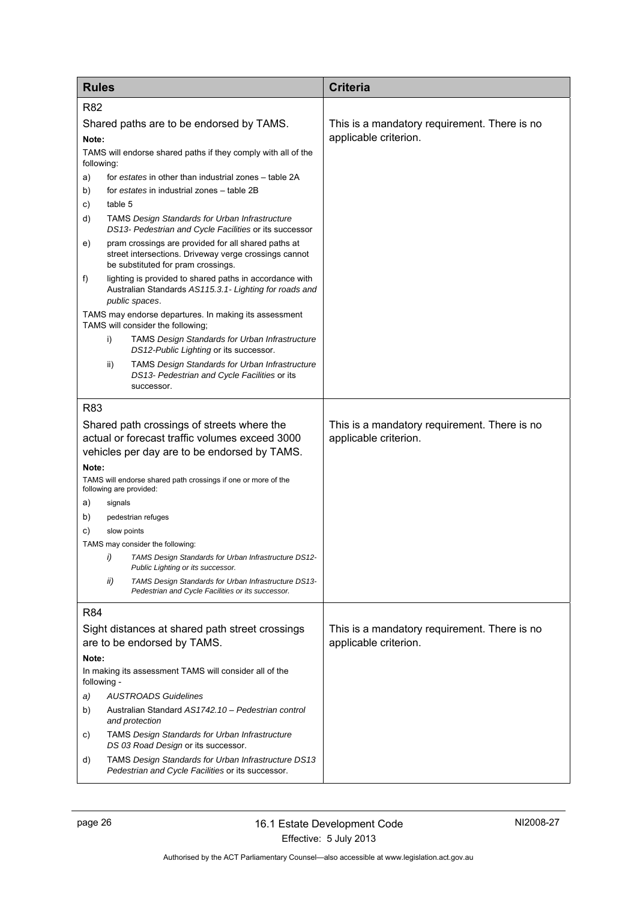| Rules | Criteria |
|---|---|
| R82<br><br>Shared paths are to be endorsed by TAMS.<br><br>**Note:**<br><br>TAMS will endorse shared paths if they comply with all of the following:<br><br>a) for *estates* in other than industrial zones – table 2A<br><br>b) for *estates* in industrial zones – table 2B<br><br>c) table 5<br><br>d) TAMS *Design Standards for Urban Infrastructure DS13- Pedestrian and Cycle Facilities* or its successor<br><br>e) pram crossings are provided for all shared paths at street intersections. Driveway verge crossings cannot be substituted for pram crossings.<br><br>f) lighting is provided to shared paths in accordance with Australian Standards *AS115.3.1- Lighting for roads and public spaces*.<br><br>TAMS may endorse departures. In making its assessment TAMS will consider the following;<br><br>i) TAMS *Design Standards for Urban Infrastructure DS12-Public Lighting* or its successor.<br><br>ii) TAMS *Design Standards for Urban Infrastructure DS13- Pedestrian and Cycle Facilities* or its successor. | This is a mandatory requirement. There is no applicable criterion. |
| R83<br><br>Shared path crossings of streets where the actual or forecast traffic volumes exceed 3000 vehicles per day are to be endorsed by TAMS.<br><br>**Note:**<br><br>TAMS will endorse shared path crossings if one or more of the following are provided:<br><br>a) signals<br><br>b) pedestrian refuges<br><br>c) slow points<br><br>TAMS may consider the following:<br><br>*i) TAMS Design Standards for Urban Infrastructure DS12-Public Lighting or its successor.*<br><br>*ii) TAMS Design Standards for Urban Infrastructure DS13-Pedestrian and Cycle Facilities or its successor.* | This is a mandatory requirement. There is no applicable criterion. |
| R84<br><br>Sight distances at shared path street crossings are to be endorsed by TAMS.<br><br>**Note:**<br><br>In making its assessment TAMS will consider all of the following -<br><br>*a) AUSTROADS Guidelines*<br><br>b) Australian Standard *AS1742.10 – Pedestrian control and protection*<br><br>c) TAMS *Design Standards for Urban Infrastructure DS 03 Road Design* or its successor.<br><br>d) TAMS *Design Standards for Urban Infrastructure DS13 Pedestrian and Cycle Facilities* or its successor. | This is a mandatory requirement. There is no applicable criterion. |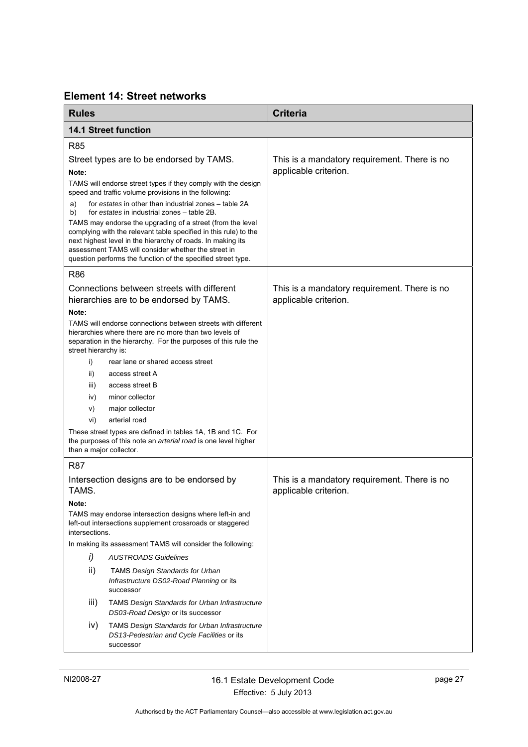## Element 14: Street networks

| Rules | Criteria |
|---|---|
| **14.1 Street function** | |
| R85<br><br>Street types are to be endorsed by TAMS.<br><br>**Note:**<br><br>TAMS will endorse street types if they comply with the design speed and traffic volume provisions in the following:<br><br>a) for *estates* in other than industrial zones – table 2A<br>b) for *estates* in industrial zones – table 2B.<br><br>TAMS may endorse the upgrading of a street (from the level complying with the relevant table specified in this rule) to the next highest level in the hierarchy of roads. In making its assessment TAMS will consider whether the street in question performs the function of the specified street type. | This is a mandatory requirement. There is no applicable criterion. |
| R86<br><br>Connections between streets with different hierarchies are to be endorsed by TAMS.<br><br>**Note:**<br><br>TAMS will endorse connections between streets with different hierarchies where there are no more than two levels of separation in the hierarchy. For the purposes of this rule the street hierarchy is:<br><br>i) rear lane or shared access street<br>ii) access street A<br>iii) access street B<br>iv) minor collector<br>v) major collector<br>vi) arterial road<br><br>These street types are defined in tables 1A, 1B and 1C. For the purposes of this note an *arterial road* is one level higher than a major collector. | This is a mandatory requirement. There is no applicable criterion. |
| R87<br><br>Intersection designs are to be endorsed by TAMS.<br><br>**Note:**<br><br>TAMS may endorse intersection designs where left-in and left-out intersections supplement crossroads or staggered intersections.<br><br>In making its assessment TAMS will consider the following:<br><br>*i)* *AUSTROADS Guidelines*<br>ii) TAMS *Design Standards for Urban Infrastructure DS02-Road Planning* or its successor<br>iii) TAMS *Design Standards for Urban Infrastructure DS03-Road Design* or its successor<br>iv) TAMS *Design Standards for Urban Infrastructure DS13-Pedestrian and Cycle Facilities* or its successor | This is a mandatory requirement. There is no applicable criterion. |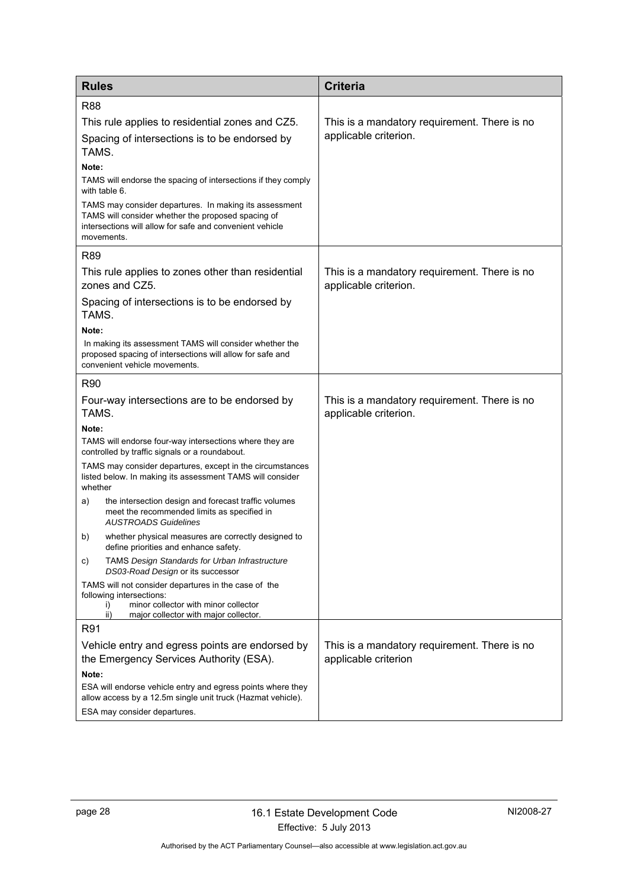| Rules | Criteria |
|---|---|
| R88<br><br>This rule applies to residential zones and CZ5.<br><br>Spacing of intersections is to be endorsed by TAMS.<br><br>**Note:**<br>TAMS will endorse the spacing of intersections if they comply with table 6.<br>TAMS may consider departures. In making its assessment TAMS will consider whether the proposed spacing of intersections will allow for safe and convenient vehicle movements. | This is a mandatory requirement. There is no applicable criterion. |
| R89<br><br>This rule applies to zones other than residential zones and CZ5.<br><br>Spacing of intersections is to be endorsed by TAMS.<br><br>**Note:**<br>In making its assessment TAMS will consider whether the proposed spacing of intersections will allow for safe and convenient vehicle movements. | This is a mandatory requirement. There is no applicable criterion. |
| R90<br><br>Four-way intersections are to be endorsed by TAMS.<br><br>**Note:**<br>TAMS will endorse four-way intersections where they are controlled by traffic signals or a roundabout.<br>TAMS may consider departures, except in the circumstances listed below. In making its assessment TAMS will consider whether<br>a) the intersection design and forecast traffic volumes meet the recommended limits as specified in *AUSTROADS Guidelines*<br>b) whether physical measures are correctly designed to define priorities and enhance safety.<br>c) TAMS *Design Standards for Urban Infrastructure DS03-Road Design* or its successor<br>TAMS will not consider departures in the case of the following intersections:<br>i) minor collector with minor collector<br>ii) major collector with major collector. | This is a mandatory requirement. There is no applicable criterion. |
| R91<br><br>Vehicle entry and egress points are endorsed by the Emergency Services Authority (ESA).<br><br>**Note:**<br>ESA will endorse vehicle entry and egress points where they allow access by a 12.5m single unit truck (Hazmat vehicle).<br>ESA may consider departures. | This is a mandatory requirement. There is no applicable criterion |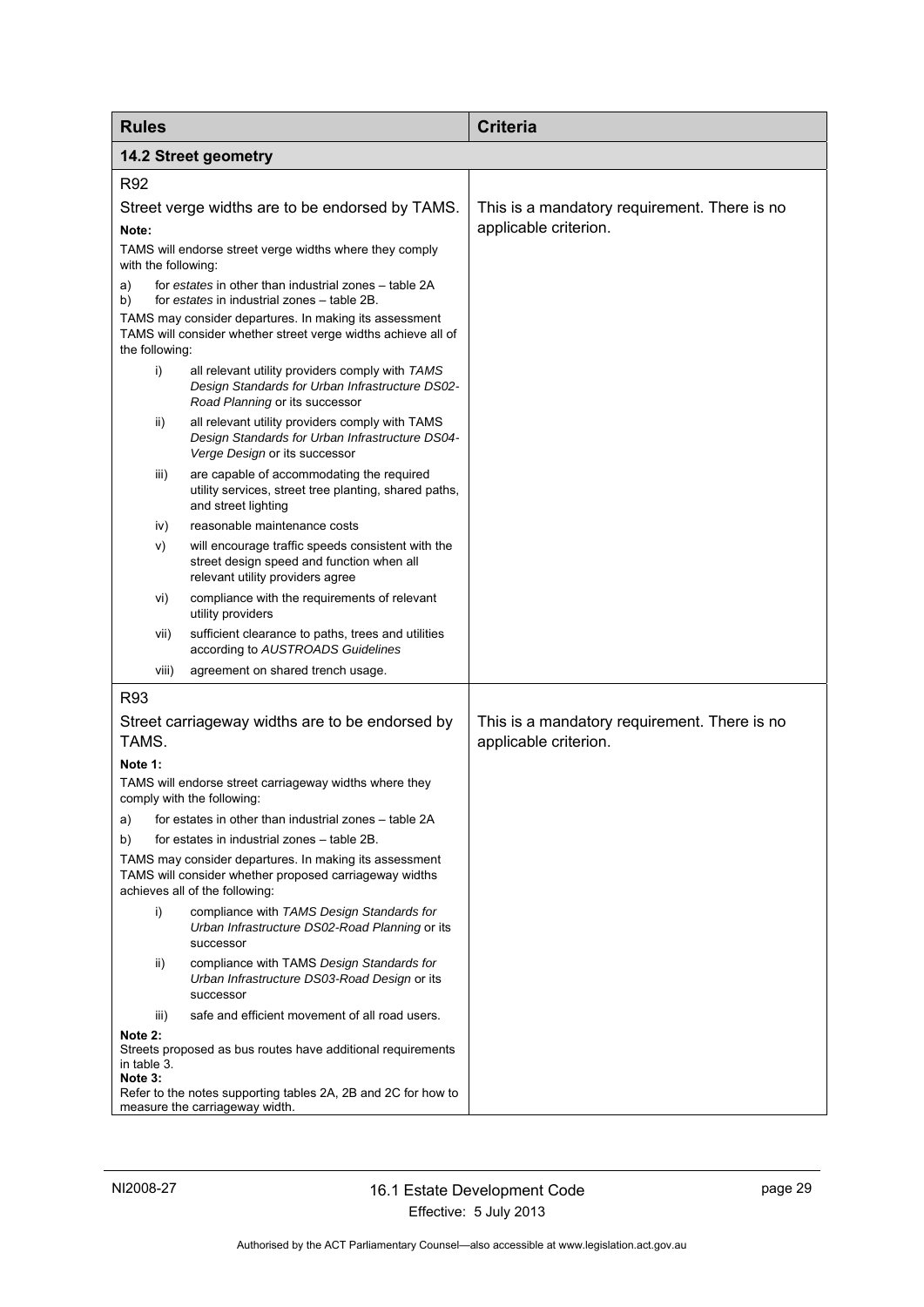| Rules | Criteria |
|---|---|
| **14.2 Street geometry** | |
| R92<br><br>Street verge widths are to be endorsed by TAMS.<br><br>**Note:**<br>TAMS will endorse street verge widths where they comply with the following:<br>a) for *estates* in other than industrial zones – table 2A<br>b) for *estates* in industrial zones – table 2B.<br>TAMS may consider departures. In making its assessment TAMS will consider whether street verge widths achieve all of the following:<br>i) all relevant utility providers comply with *TAMS Design Standards for Urban Infrastructure DS02-Road Planning* or its successor<br>ii) all relevant utility providers comply with TAMS *Design Standards for Urban Infrastructure DS04-Verge Design* or its successor<br>iii) are capable of accommodating the required utility services, street tree planting, shared paths, and street lighting<br>iv) reasonable maintenance costs<br>v) will encourage traffic speeds consistent with the street design speed and function when all relevant utility providers agree<br>vi) compliance with the requirements of relevant utility providers<br>vii) sufficient clearance to paths, trees and utilities according to *AUSTROADS Guidelines*<br>viii) agreement on shared trench usage. | This is a mandatory requirement. There is no applicable criterion. |
| R93<br><br>Street carriageway widths are to be endorsed by TAMS.<br><br>**Note 1:**<br>TAMS will endorse street carriageway widths where they comply with the following:<br>a) for estates in other than industrial zones – table 2A<br>b) for estates in industrial zones – table 2B.<br>TAMS may consider departures. In making its assessment TAMS will consider whether proposed carriageway widths achieves all of the following:<br>i) compliance with *TAMS Design Standards for Urban Infrastructure DS02-Road Planning* or its successor<br>ii) compliance with TAMS *Design Standards for Urban Infrastructure DS03-Road Design* or its successor<br>iii) safe and efficient movement of all road users.<br>**Note 2:**<br>Streets proposed as bus routes have additional requirements in table 3.<br>**Note 3:**<br>Refer to the notes supporting tables 2A, 2B and 2C for how to measure the carriageway width. | This is a mandatory requirement. There is no applicable criterion. |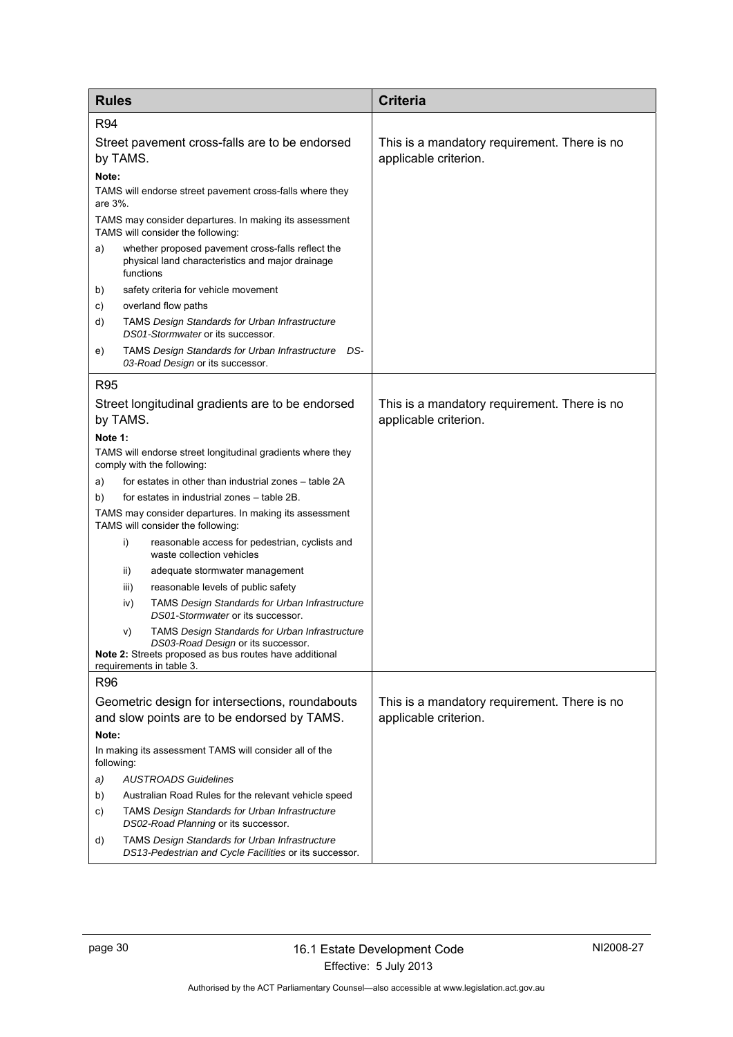| Rules | Criteria |
|---|---|
| R94<br><br>Street pavement cross-falls are to be endorsed by TAMS.<br><br>**Note:**<br>TAMS will endorse street pavement cross-falls where they are 3%.<br>TAMS may consider departures. In making its assessment TAMS will consider the following:<br>a) whether proposed pavement cross-falls reflect the physical land characteristics and major drainage functions<br>b) safety criteria for vehicle movement<br>c) overland flow paths<br>d) TAMS *Design Standards for Urban Infrastructure DS01-Stormwater* or its successor.<br>e) TAMS *Design Standards for Urban Infrastructure DS-03-Road Design* or its successor. | This is a mandatory requirement. There is no applicable criterion. |
| R95<br><br>Street longitudinal gradients are to be endorsed by TAMS.<br><br>**Note 1:**<br>TAMS will endorse street longitudinal gradients where they comply with the following:<br>a) for estates in other than industrial zones – table 2A<br>b) for estates in industrial zones – table 2B.<br>TAMS may consider departures. In making its assessment TAMS will consider the following:<br>i) reasonable access for pedestrian, cyclists and waste collection vehicles<br>ii) adequate stormwater management<br>iii) reasonable levels of public safety<br>iv) TAMS *Design Standards for Urban Infrastructure DS01-Stormwater* or its successor.<br>v) TAMS *Design Standards for Urban Infrastructure DS03-Road Design* or its successor.<br>**Note 2:** Streets proposed as bus routes have additional requirements in table 3. | This is a mandatory requirement. There is no applicable criterion. |
| R96<br><br>Geometric design for intersections, roundabouts and slow points are to be endorsed by TAMS.<br><br>**Note:**<br>In making its assessment TAMS will consider all of the following:<br>*a) AUSTROADS Guidelines*<br>b) Australian Road Rules for the relevant vehicle speed<br>c) TAMS *Design Standards for Urban Infrastructure DS02-Road Planning* or its successor.<br>d) TAMS *Design Standards for Urban Infrastructure DS13-Pedestrian and Cycle Facilities* or its successor. | This is a mandatory requirement. There is no applicable criterion. |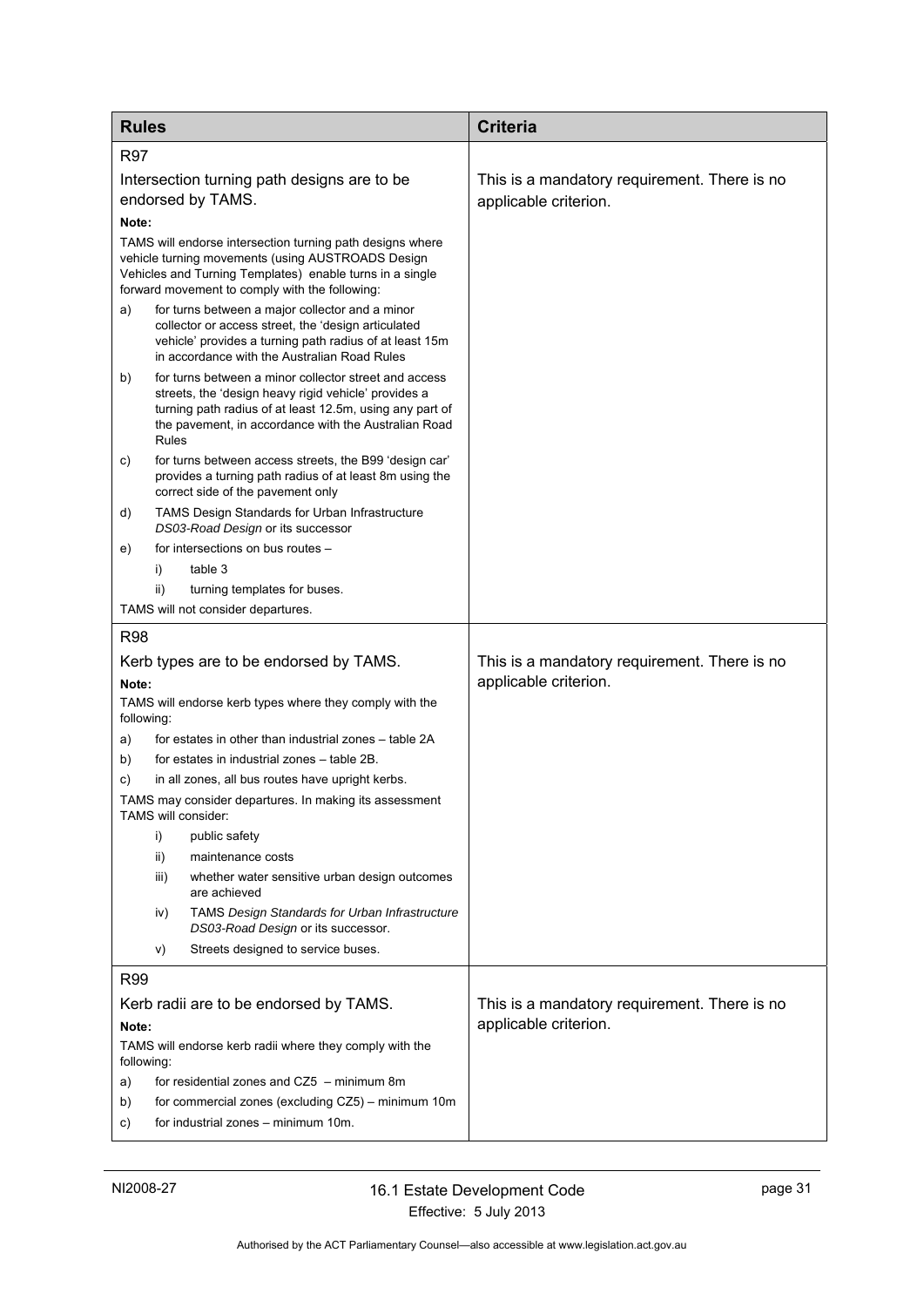| Rules | Criteria |
| --- | --- |
| **R97**<br><br>Intersection turning path designs are to be endorsed by TAMS.<br><br>**Note:**<br>TAMS will endorse intersection turning path designs where vehicle turning movements (using AUSTROADS Design Vehicles and Turning Templates) enable turns in a single forward movement to comply with the following:<br>a) for turns between a major collector and a minor collector or access street, the 'design articulated vehicle' provides a turning path radius of at least 15m in accordance with the Australian Road Rules<br>b) for turns between a minor collector street and access streets, the 'design heavy rigid vehicle' provides a turning path radius of at least 12.5m, using any part of the pavement, in accordance with the Australian Road Rules<br>c) for turns between access streets, the B99 'design car' provides a turning path radius of at least 8m using the correct side of the pavement only<br>d) TAMS Design Standards for Urban Infrastructure *DS03-Road Design* or its successor<br>e) for intersections on bus routes –<br>i) table 3<br>ii) turning templates for buses.<br><br>TAMS will not consider departures. | This is a mandatory requirement. There is no applicable criterion. |
| **R98**<br><br>Kerb types are to be endorsed by TAMS.<br><br>**Note:**<br>TAMS will endorse kerb types where they comply with the following:<br>a) for estates in other than industrial zones – table 2A<br>b) for estates in industrial zones – table 2B.<br>c) in all zones, all bus routes have upright kerbs.<br><br>TAMS may consider departures. In making its assessment TAMS will consider:<br>i) public safety<br>ii) maintenance costs<br>iii) whether water sensitive urban design outcomes are achieved<br>iv) TAMS *Design Standards for Urban Infrastructure DS03-Road Design* or its successor.<br>v) Streets designed to service buses. | This is a mandatory requirement. There is no applicable criterion. |
| **R99**<br><br>Kerb radii are to be endorsed by TAMS.<br><br>**Note:**<br>TAMS will endorse kerb radii where they comply with the following:<br>a) for residential zones and CZ5 – minimum 8m<br>b) for commercial zones (excluding CZ5) – minimum 10m<br>c) for industrial zones – minimum 10m. | This is a mandatory requirement. There is no applicable criterion. |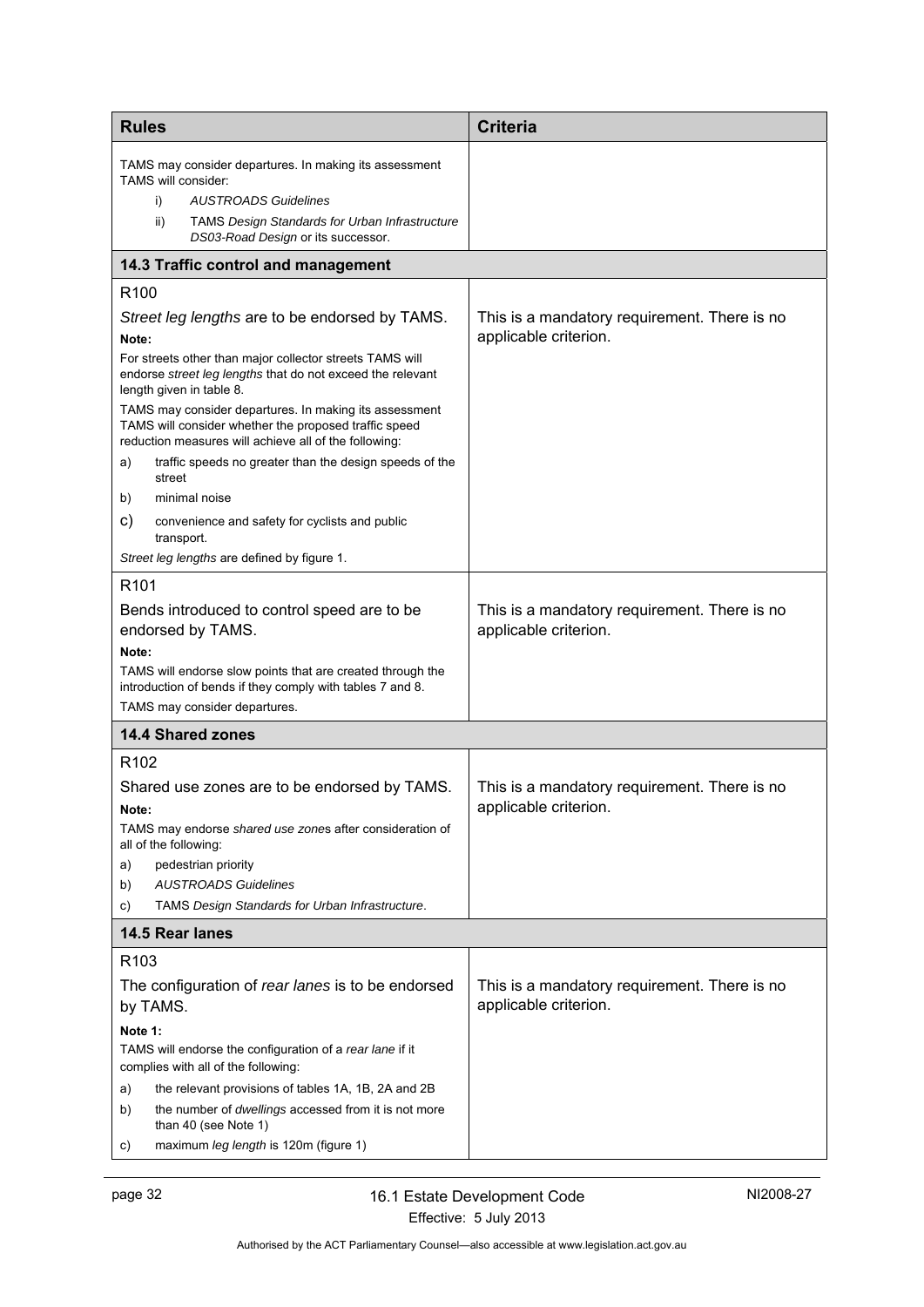| Rules | Criteria |
|---|---|
| TAMS may consider departures. In making its assessment TAMS will consider:<br>i) *AUSTROADS Guidelines*<br>ii) TAMS *Design Standards for Urban Infrastructure DS03-Road Design* or its successor. | |
| **14.3 Traffic control and management** | |
| R100<br><br>*Street leg lengths* are to be endorsed by TAMS.<br>**Note:**<br>For streets other than major collector streets TAMS will endorse *street leg lengths* that do not exceed the relevant length given in table 8.<br>TAMS may consider departures. In making its assessment TAMS will consider whether the proposed traffic speed reduction measures will achieve all of the following:<br>a) traffic speeds no greater than the design speeds of the street<br>b) minimal noise<br>c) convenience and safety for cyclists and public transport.<br>*Street leg lengths* are defined by figure 1. | This is a mandatory requirement. There is no applicable criterion. |
| R101<br><br>Bends introduced to control speed are to be endorsed by TAMS.<br>**Note:**<br>TAMS will endorse slow points that are created through the introduction of bends if they comply with tables 7 and 8.<br>TAMS may consider departures. | This is a mandatory requirement. There is no applicable criterion. |
| **14.4 Shared zones** | |
| R102<br><br>Shared use zones are to be endorsed by TAMS.<br>**Note:**<br>TAMS may endorse *shared use zone*s after consideration of all of the following:<br>a) pedestrian priority<br>b) *AUSTROADS Guidelines*<br>c) TAMS *Design Standards for Urban Infrastructure*. | This is a mandatory requirement. There is no applicable criterion. |
| **14.5 Rear lanes** | |
| R103<br><br>The configuration of *rear lanes* is to be endorsed by TAMS.<br>**Note 1:**<br>TAMS will endorse the configuration of a *rear lane* if it complies with all of the following:<br>a) the relevant provisions of tables 1A, 1B, 2A and 2B<br>b) the number of *dwellings* accessed from it is not more than 40 (see Note 1)<br>c) maximum *leg length* is 120m (figure 1) | This is a mandatory requirement. There is no applicable criterion. |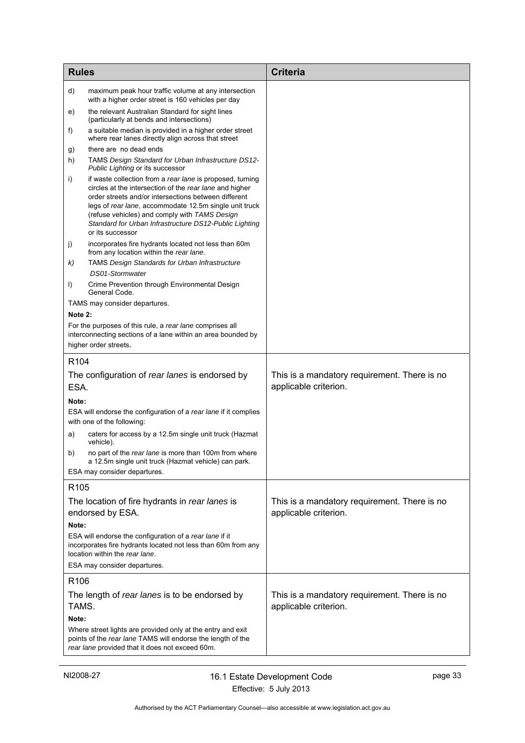| Rules | Criteria |
|---|---|
| d) maximum peak hour traffic volume at any intersection with a higher order street is 160 vehicles per day<br>e) the relevant Australian Standard for sight lines (particularly at bends and intersections)<br>f) a suitable median is provided in a higher order street where rear lanes directly align across that street<br>g) there are no dead ends<br>h) TAMS *Design Standard for Urban Infrastructure DS12-Public Lighting* or its successor<br>i) if waste collection from a *rear lane* is proposed, turning circles at the intersection of the *rear lane* and higher order streets and/or intersections between different legs of *rear lane*, accommodate 12.5m single unit truck (refuse vehicles) and comply with *TAMS Design Standard for Urban Infrastructure DS12-Public Lighting* or its successor<br>j) incorporates fire hydrants located not less than 60m from any location within the *rear lane*.<br>*k)* TAMS *Design Standards for Urban Infrastructure DS01-Stormwater*<br>l) Crime Prevention through Environmental Design General Code.<br>TAMS may consider departures.<br>**Note 2:**<br>For the purposes of this rule, a *rear lane* comprises all interconnecting sections of a lane within an area bounded by higher order streets. | |
| R104<br>The configuration of *rear lanes* is endorsed by ESA.<br>**Note:**<br>ESA will endorse the configuration of a *rear lane* if it complies with one of the following:<br>a) caters for access by a 12.5m single unit truck (Hazmat vehicle).<br>b) no part of the *rear lane* is more than 100m from where a 12.5m single unit truck (Hazmat vehicle) can park.<br>ESA may consider departures. | This is a mandatory requirement. There is no applicable criterion. |
| R105<br>The location of fire hydrants in *rear lanes* is endorsed by ESA.<br>**Note:**<br>ESA will endorse the configuration of a *rear lane* if it incorporates fire hydrants located not less than 60m from any location within the *rear lane*.<br>ESA may consider departures. | This is a mandatory requirement. There is no applicable criterion. |
| R106<br>The length of *rear lanes* is to be endorsed by TAMS.<br>**Note:**<br>Where street lights are provided only at the entry and exit points of the *rear lane* TAMS will endorse the length of the *rear lane* provided that it does not exceed 60m. | This is a mandatory requirement. There is no applicable criterion. |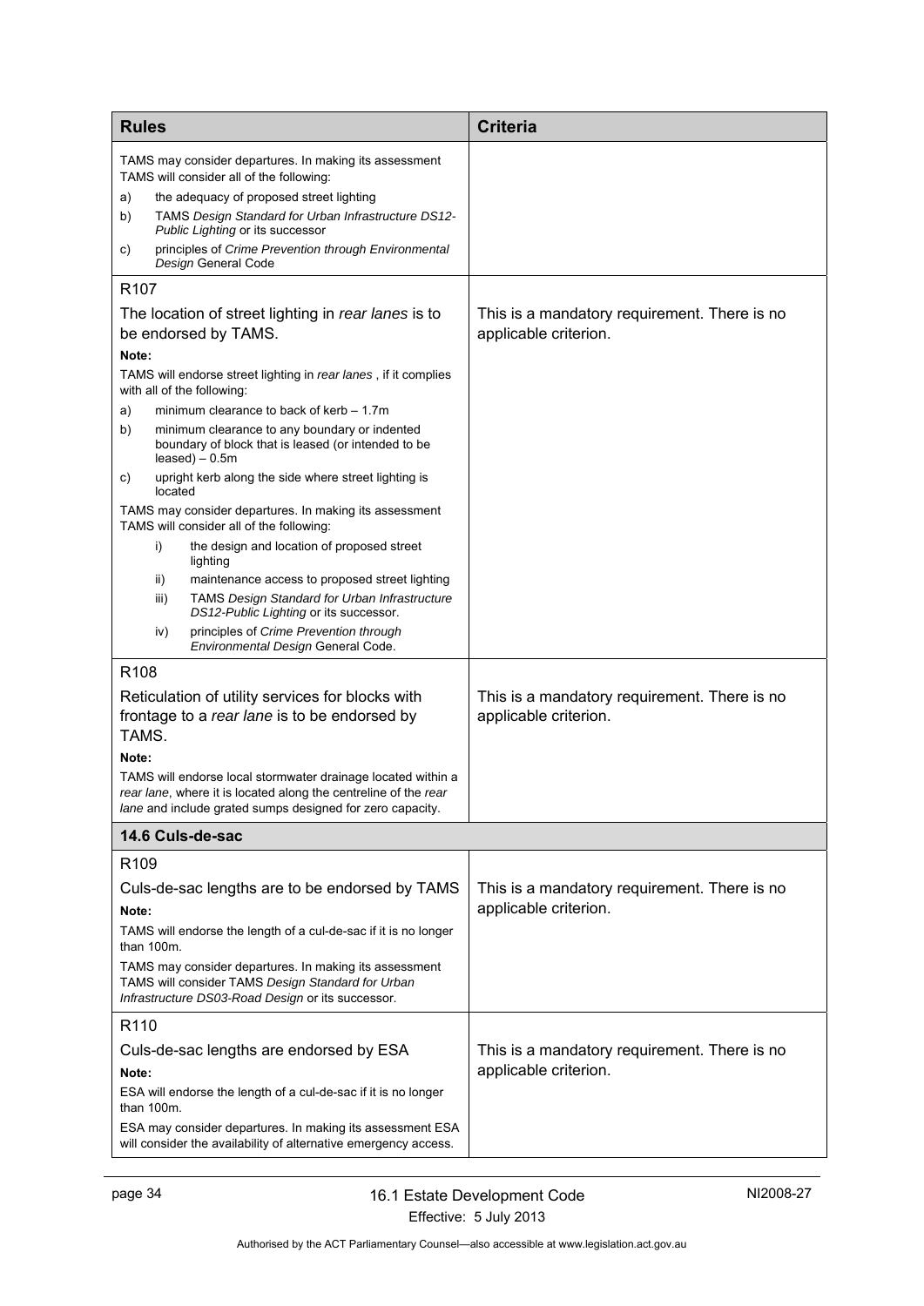| Rules | Criteria |
|---|---|
| TAMS may consider departures. In making its assessment TAMS will consider all of the following:<br>a) the adequacy of proposed street lighting<br>b) TAMS *Design Standard for Urban Infrastructure DS12-Public Lighting* or its successor<br>c) principles of *Crime Prevention through Environmental Design* General Code | |
| R107<br><br>The location of street lighting in *rear lanes* is to be endorsed by TAMS.<br><br>**Note:**<br>TAMS will endorse street lighting in *rear lanes* , if it complies with all of the following:<br>a) minimum clearance to back of kerb – 1.7m<br>b) minimum clearance to any boundary or indented boundary of block that is leased (or intended to be leased) – 0.5m<br>c) upright kerb along the side where street lighting is located<br><br>TAMS may consider departures. In making its assessment TAMS will consider all of the following:<br>i) the design and location of proposed street lighting<br>ii) maintenance access to proposed street lighting<br>iii) TAMS *Design Standard for Urban Infrastructure DS12-Public Lighting* or its successor.<br>iv) principles of *Crime Prevention through Environmental Design* General Code. | This is a mandatory requirement. There is no applicable criterion. |
| R108<br><br>Reticulation of utility services for blocks with frontage to a *rear lane* is to be endorsed by TAMS.<br><br>**Note:**<br>TAMS will endorse local stormwater drainage located within a *rear lane*, where it is located along the centreline of the *rear lane* and include grated sumps designed for zero capacity. | This is a mandatory requirement. There is no applicable criterion. |
| **14.6 Culs-de-sac** | |
| R109<br><br>Culs-de-sac lengths are to be endorsed by TAMS<br><br>**Note:**<br>TAMS will endorse the length of a cul-de-sac if it is no longer than 100m.<br><br>TAMS may consider departures. In making its assessment TAMS will consider TAMS *Design Standard for Urban Infrastructure DS03-Road Design* or its successor. | This is a mandatory requirement. There is no applicable criterion. |
| R110<br><br>Culs-de-sac lengths are endorsed by ESA<br><br>**Note:**<br>ESA will endorse the length of a cul-de-sac if it is no longer than 100m.<br><br>ESA may consider departures. In making its assessment ESA will consider the availability of alternative emergency access. | This is a mandatory requirement. There is no applicable criterion. |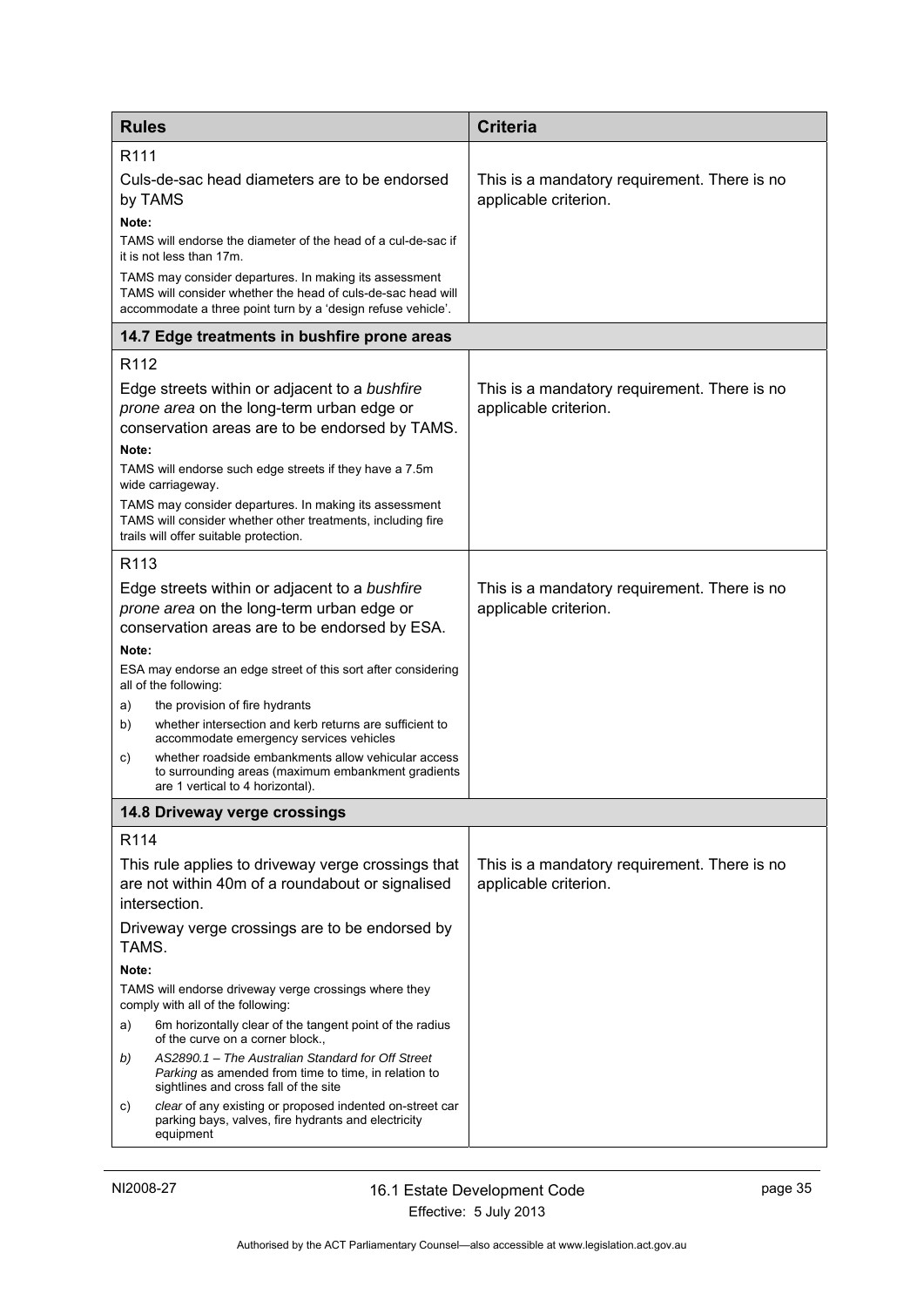| Rules | Criteria |
|---|---|
| R111<br><br>Culs-de-sac head diameters are to be endorsed by TAMS<br><br>**Note:**<br>TAMS will endorse the diameter of the head of a cul-de-sac if it is not less than 17m.<br>TAMS may consider departures. In making its assessment TAMS will consider whether the head of culs-de-sac head will accommodate a three point turn by a 'design refuse vehicle'. | This is a mandatory requirement. There is no applicable criterion. |
| **14.7 Edge treatments in bushfire prone areas** | |
| R112<br><br>Edge streets within or adjacent to a *bushfire prone area* on the long-term urban edge or conservation areas are to be endorsed by TAMS.<br><br>**Note:**<br>TAMS will endorse such edge streets if they have a 7.5m wide carriageway.<br>TAMS may consider departures. In making its assessment TAMS will consider whether other treatments, including fire trails will offer suitable protection. | This is a mandatory requirement. There is no applicable criterion. |
| R113<br><br>Edge streets within or adjacent to a *bushfire prone area* on the long-term urban edge or conservation areas are to be endorsed by ESA.<br><br>**Note:**<br>ESA may endorse an edge street of this sort after considering all of the following:<br>a) the provision of fire hydrants<br>b) whether intersection and kerb returns are sufficient to accommodate emergency services vehicles<br>c) whether roadside embankments allow vehicular access to surrounding areas (maximum embankment gradients are 1 vertical to 4 horizontal). | This is a mandatory requirement. There is no applicable criterion. |
| **14.8 Driveway verge crossings** | |
| R114<br><br>This rule applies to driveway verge crossings that are not within 40m of a roundabout or signalised intersection.<br><br>Driveway verge crossings are to be endorsed by TAMS.<br><br>**Note:**<br>TAMS will endorse driveway verge crossings where they comply with all of the following:<br>a) 6m horizontally clear of the tangent point of the radius of the curve on a corner block.,<br>b) *AS2890.1 – The Australian Standard for Off Street Parking* as amended from time to time, in relation to sightlines and cross fall of the site<br>c) *clear* of any existing or proposed indented on-street car parking bays, valves, fire hydrants and electricity equipment | This is a mandatory requirement. There is no applicable criterion. |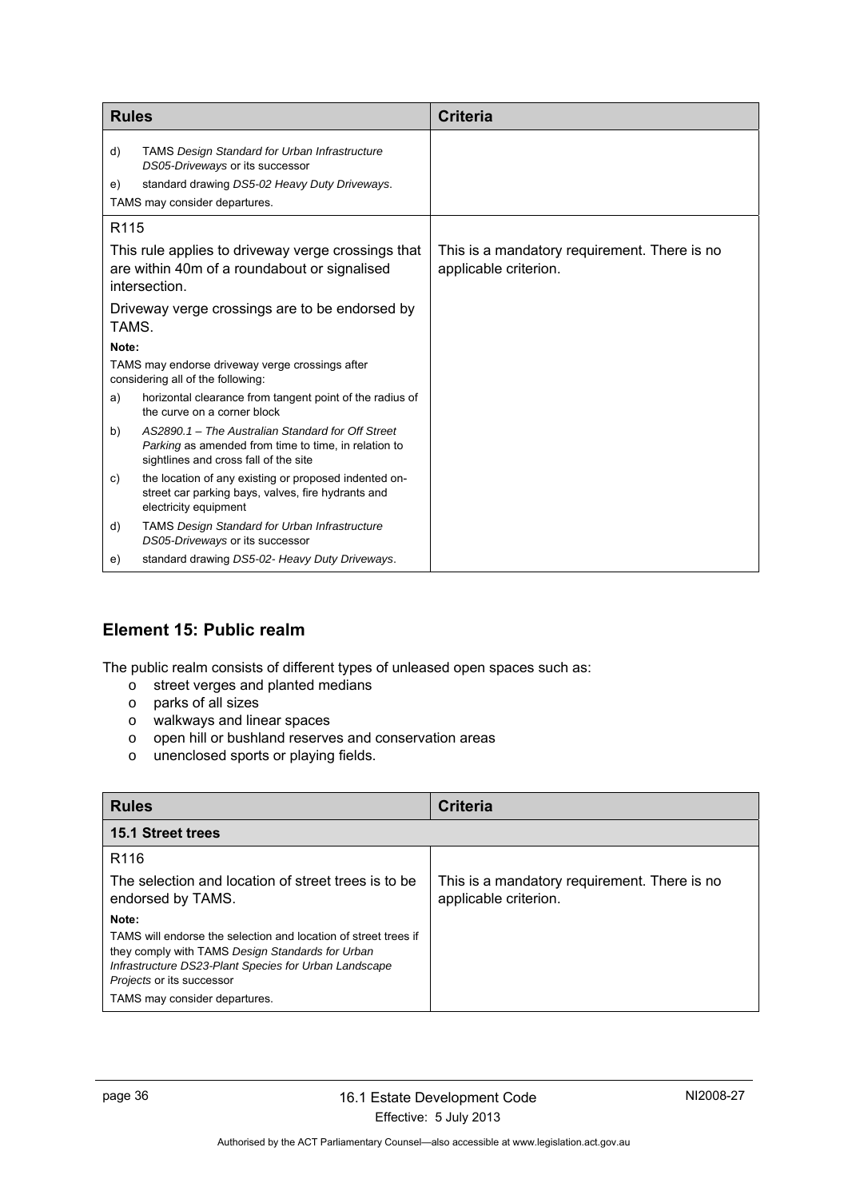| Rules | Criteria |
|---|---|
| d) TAMS *Design Standard for Urban Infrastructure DS05-Driveways* or its successor<br>e) standard drawing *DS5-02 Heavy Duty Driveways*.<br>TAMS may consider departures. | |
| R115<br><br>This rule applies to driveway verge crossings that are within 40m of a roundabout or signalised intersection.<br><br>Driveway verge crossings are to be endorsed by TAMS.<br><br>**Note:**<br>TAMS may endorse driveway verge crossings after considering all of the following:<br>a) horizontal clearance from tangent point of the radius of the curve on a corner block<br>b) *AS2890.1 – The Australian Standard for Off Street Parking* as amended from time to time, in relation to sightlines and cross fall of the site<br>c) the location of any existing or proposed indented on-street car parking bays, valves, fire hydrants and electricity equipment<br>d) TAMS *Design Standard for Urban Infrastructure DS05-Driveways* or its successor<br>e) standard drawing *DS5-02- Heavy Duty Driveways*. | This is a mandatory requirement. There is no applicable criterion. |

## Element 15: Public realm

The public realm consists of different types of unleased open spaces such as:

- street verges and planted medians
- parks of all sizes
- walkways and linear spaces
- open hill or bushland reserves and conservation areas
- unenclosed sports or playing fields.

| Rules | Criteria |
|---|---|
| **15.1 Street trees** | |
| R116<br><br>The selection and location of street trees is to be endorsed by TAMS.<br><br>**Note:**<br>TAMS will endorse the selection and location of street trees if they comply with TAMS *Design Standards for Urban Infrastructure DS23-Plant Species for Urban Landscape Projects* or its successor<br>TAMS may consider departures. | This is a mandatory requirement. There is no applicable criterion. |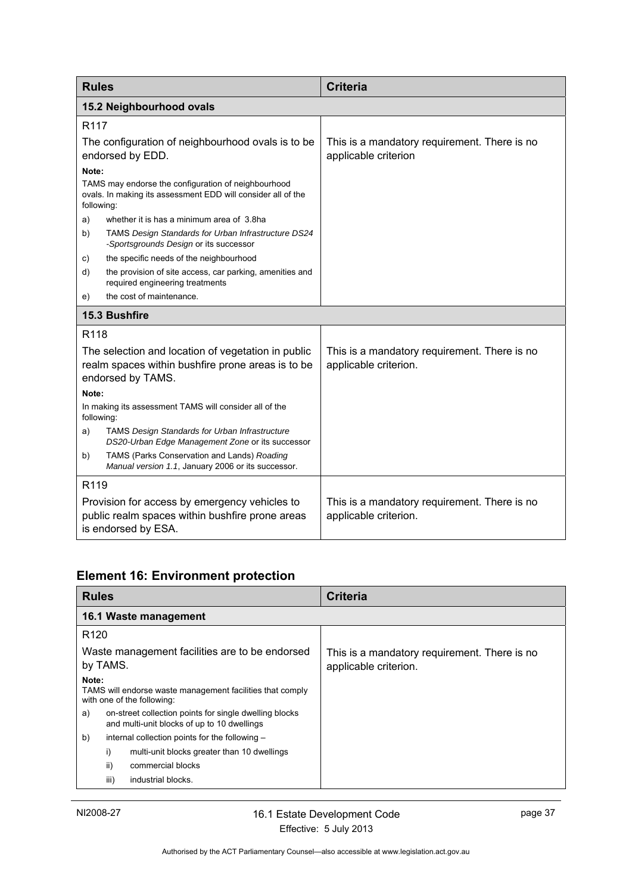| Rules | Criteria |
|---|---|
| **15.2 Neighbourhood ovals** | |
| R117<br><br>The configuration of neighbourhood ovals is to be endorsed by EDD.<br><br>**Note:**<br>TAMS may endorse the configuration of neighbourhood ovals. In making its assessment EDD will consider all of the following:<br>a) whether it is has a minimum area of 3.8ha<br>b) TAMS *Design Standards for Urban Infrastructure DS24 -Sportsgrounds Design* or its successor<br>c) the specific needs of the neighbourhood<br>d) the provision of site access, car parking, amenities and required engineering treatments<br>e) the cost of maintenance. | This is a mandatory requirement. There is no applicable criterion |
| **15.3 Bushfire** | |
| R118<br><br>The selection and location of vegetation in public realm spaces within bushfire prone areas is to be endorsed by TAMS.<br><br>**Note:**<br>In making its assessment TAMS will consider all of the following:<br>a) TAMS *Design Standards for Urban Infrastructure DS20-Urban Edge Management Zone* or its successor<br>b) TAMS (Parks Conservation and Lands) *Roading Manual version 1.1*, January 2006 or its successor. | This is a mandatory requirement. There is no applicable criterion. |
| R119<br><br>Provision for access by emergency vehicles to public realm spaces within bushfire prone areas is endorsed by ESA. | This is a mandatory requirement. There is no applicable criterion. |

## Element 16: Environment protection

| Rules | Criteria |
|---|---|
| **16.1 Waste management** | |
| R120<br><br>Waste management facilities are to be endorsed by TAMS.<br><br>**Note:**<br>TAMS will endorse waste management facilities that comply with one of the following:<br>a) on-street collection points for single dwelling blocks and multi-unit blocks of up to 10 dwellings<br>b) internal collection points for the following –<br>i) multi-unit blocks greater than 10 dwellings<br>ii) commercial blocks<br>iii) industrial blocks. | This is a mandatory requirement. There is no applicable criterion. |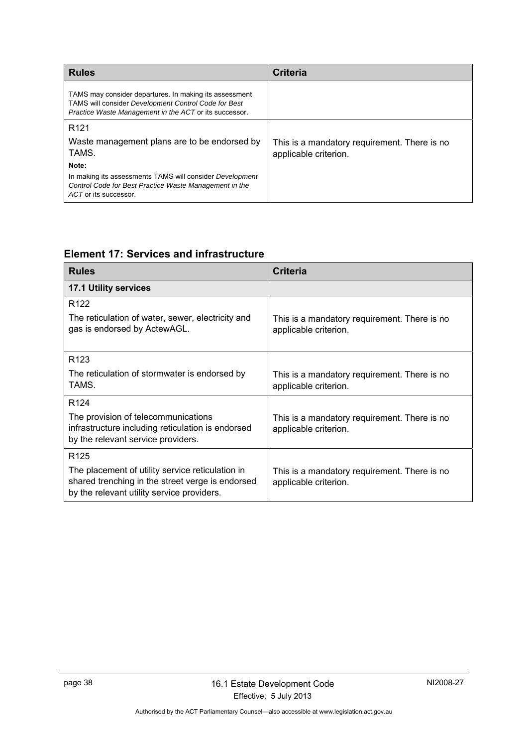| Rules | Criteria |
|---|---|
| TAMS may consider departures. In making its assessment TAMS will consider *Development Control Code for Best Practice Waste Management in the ACT* or its successor. | |
| R121<br>Waste management plans are to be endorsed by TAMS.<br>**Note:**<br>In making its assessments TAMS will consider *Development Control Code for Best Practice Waste Management in the ACT* or its successor. | This is a mandatory requirement. There is no applicable criterion. |

## Element 17: Services and infrastructure

| Rules | Criteria |
|---|---|
| **17.1 Utility services** | |
| R122<br>The reticulation of water, sewer, electricity and gas is endorsed by ActewAGL. | This is a mandatory requirement. There is no applicable criterion. |
| R123<br>The reticulation of stormwater is endorsed by TAMS. | This is a mandatory requirement. There is no applicable criterion. |
| R124<br>The provision of telecommunications infrastructure including reticulation is endorsed by the relevant service providers. | This is a mandatory requirement. There is no applicable criterion. |
| R125<br>The placement of utility service reticulation in shared trenching in the street verge is endorsed by the relevant utility service providers. | This is a mandatory requirement. There is no applicable criterion. |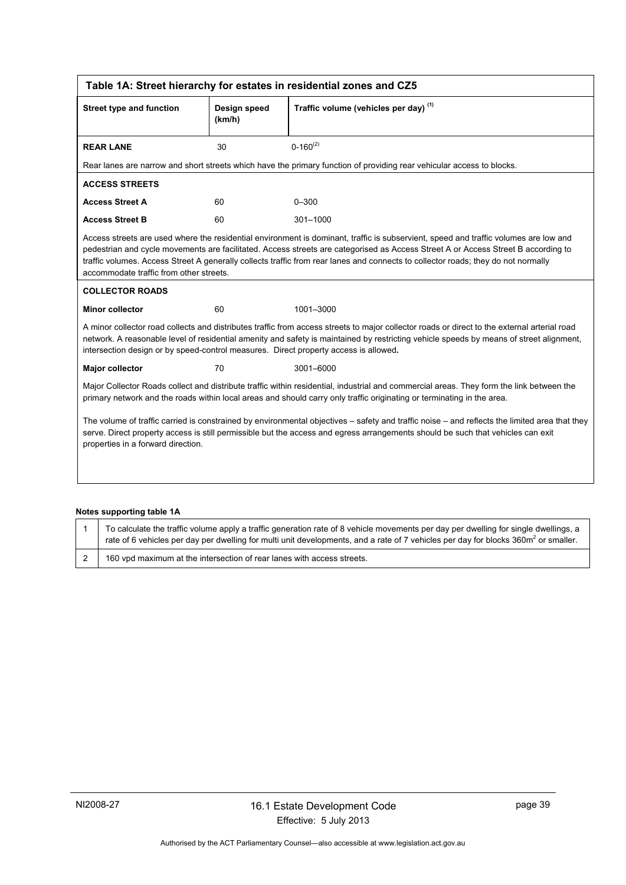**Table 1A: Street hierarchy for estates in residential zones and CZ5**

| Street type and function | Design speed (km/h) | Traffic volume (vehicles per day) [(1)] |
|---|---|---|
| **REAR LANE** | 30 | 0-160[(2)] |
| Rear lanes are narrow and short streets which have the primary function of providing rear vehicular access to blocks. | | |
| **ACCESS STREETS** | | |
| **Access Street A** | 60 | 0–300 |
| **Access Street B** | 60 | 301–1000 |
| Access streets are used where the residential environment is dominant, traffic is subservient, speed and traffic volumes are low and pedestrian and cycle movements are facilitated. Access streets are categorised as Access Street A or Access Street B according to traffic volumes. Access Street A generally collects traffic from rear lanes and connects to collector roads; they do not normally accommodate traffic from other streets. | | |
| **COLLECTOR ROADS** | | |
| **Minor collector** | 60 | 1001–3000 |
| A minor collector road collects and distributes traffic from access streets to major collector roads or direct to the external arterial road network. A reasonable level of residential amenity and safety is maintained by restricting vehicle speeds by means of street alignment, intersection design or by speed-control measures. Direct property access is allowed**.** | | |
| **Major collector** | 70 | 3001–6000 |
| Major Collector Roads collect and distribute traffic within residential, industrial and commercial areas. They form the link between the primary network and the roads within local areas and should carry only traffic originating or terminating in the area. The volume of traffic carried is constrained by environmental objectives – safety and traffic noise – and reflects the limited area that they serve. Direct property access is still permissible but the access and egress arrangements should be such that vehicles can exit properties in a forward direction. | | |

**Notes supporting table 1A**

| | |
|---|---|
| 1 | To calculate the traffic volume apply a traffic generation rate of 8 vehicle movements per day per dwelling for single dwellings, a rate of 6 vehicles per day per dwelling for multi unit developments, and a rate of 7 vehicles per day for blocks 360m$^2$ or smaller. |
| 2 | 160 vpd maximum at the intersection of rear lanes with access streets. |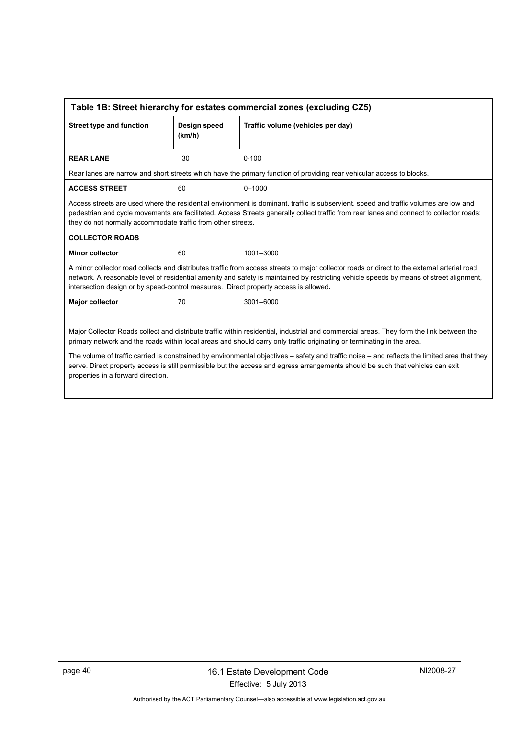| Table 1B: Street hierarchy for estates commercial zones (excluding CZ5) | | |
|---|---|---|
| **Street type and function** | **Design speed (km/h)** | **Traffic volume (vehicles per day)** |
| **REAR LANE** | 30 | 0-100 |
| Rear lanes are narrow and short streets which have the primary function of providing rear vehicular access to blocks. | | |
| **ACCESS STREET** | 60 | 0–1000 |
| Access streets are used where the residential environment is dominant, traffic is subservient, speed and traffic volumes are low and pedestrian and cycle movements are facilitated. Access Streets generally collect traffic from rear lanes and connect to collector roads; they do not normally accommodate traffic from other streets. | | |
| **COLLECTOR ROADS** | | |
| **Minor collector** | 60 | 1001–3000 |
| A minor collector road collects and distributes traffic from access streets to major collector roads or direct to the external arterial road network. A reasonable level of residential amenity and safety is maintained by restricting vehicle speeds by means of street alignment, intersection design or by speed-control measures. Direct property access is allowed. | | |
| **Major collector** | 70 | 3001–6000 |
| Major Collector Roads collect and distribute traffic within residential, industrial and commercial areas. They form the link between the primary network and the roads within local areas and should carry only traffic originating or terminating in the area. The volume of traffic carried is constrained by environmental objectives – safety and traffic noise – and reflects the limited area that they serve. Direct property access is still permissible but the access and egress arrangements should be such that vehicles can exit properties in a forward direction. | | |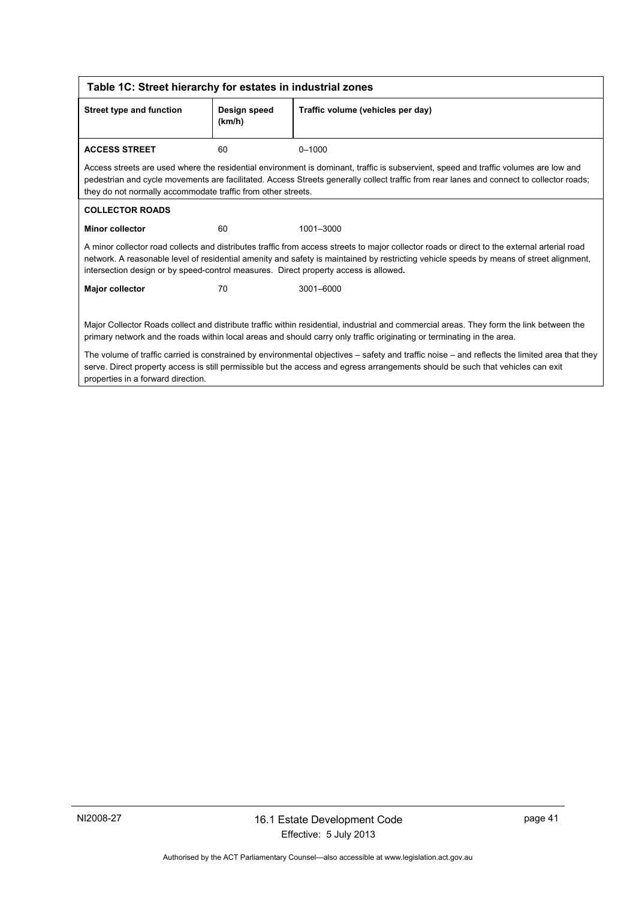**Table 1C: Street hierarchy for estates in industrial zones**

| Street type and function | Design speed (km/h) | Traffic volume (vehicles per day) |
|---|---|---|
| **ACCESS STREET** | 60 | 0–1000 |
| Access streets are used where the residential environment is dominant, traffic is subservient, speed and traffic volumes are low and pedestrian and cycle movements are facilitated. Access Streets generally collect traffic from rear lanes and connect to collector roads; they do not normally accommodate traffic from other streets. | | |
| **COLLECTOR ROADS** | | |
| **Minor collector** | 60 | 1001–3000 |
| A minor collector road collects and distributes traffic from access streets to major collector roads or direct to the external arterial road network. A reasonable level of residential amenity and safety is maintained by restricting vehicle speeds by means of street alignment, intersection design or by speed-control measures. Direct property access is allowed. | | |
| **Major collector** | 70 | 3001–6000 |
| Major Collector Roads collect and distribute traffic within residential, industrial and commercial areas. They form the link between the primary network and the roads within local areas and should carry only traffic originating or terminating in the area.<br><br>The volume of traffic carried is constrained by environmental objectives – safety and traffic noise – and reflects the limited area that they serve. Direct property access is still permissible but the access and egress arrangements should be such that vehicles can exit properties in a forward direction. | | |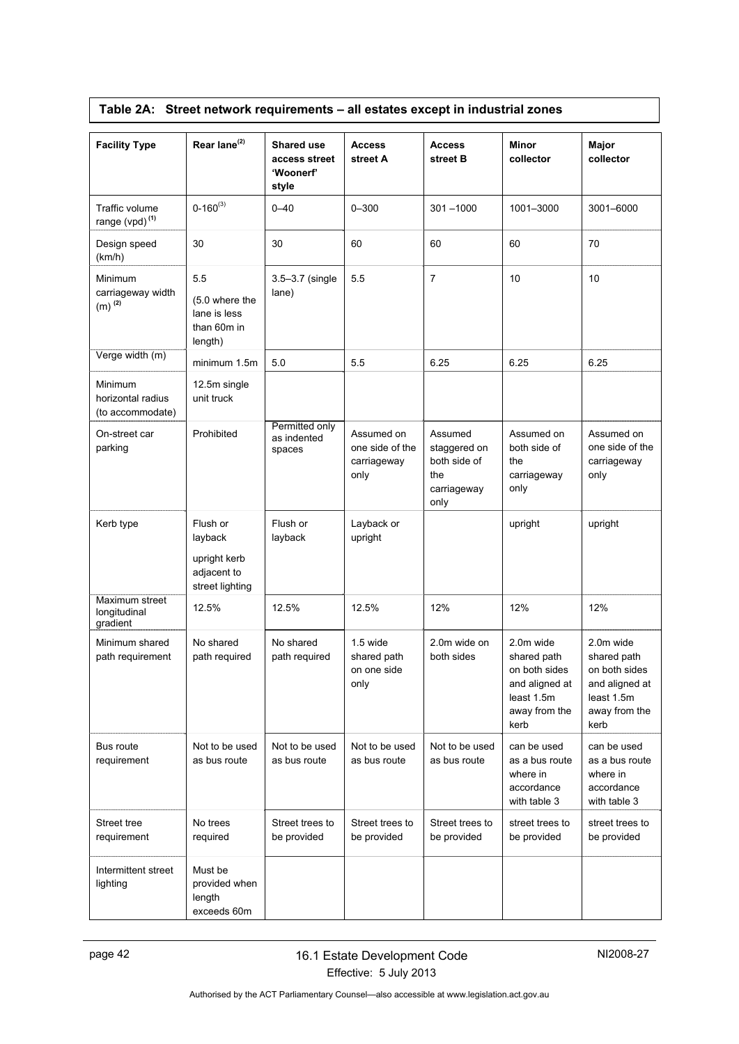**Table 2A: Street network requirements – all estates except in industrial zones**

| Facility Type | Rear lane[(2)] | Shared use access street 'Woonerf' style | Access street A | Access street B | Minor collector | Major collector |
|---|---|---|---|---|---|---|
| Traffic volume range (vpd)[(1)] | 0-160[(3)] | 0–40 | 0–300 | 301 –1000 | 1001–3000 | 3001–6000 |
| Design speed (km/h) | 30 | 30 | 60 | 60 | 60 | 70 |
| Minimum carriageway width (m)[(2)] | 5.5 (5.0 where the lane is less than 60m in length) | 3.5–3.7 (single lane) | 5.5 | 7 | 10 | 10 |
| Verge width (m) | minimum 1.5m | 5.0 | 5.5 | 6.25 | 6.25 | 6.25 |
| Minimum horizontal radius (to accommodate) | 12.5m single unit truck | | | | | |
| On-street car parking | Prohibited | Permitted only as indented spaces | Assumed on one side of the carriageway only | Assumed staggered on both side of the carriageway only | Assumed on both side of the carriageway only | Assumed on one side of the carriageway only |
| Kerb type | Flush or layback<br>upright kerb adjacent to street lighting | Flush or layback | Layback or upright | | upright | upright |
| Maximum street longitudinal gradient | 12.5% | 12.5% | 12.5% | 12% | 12% | 12% |
| Minimum shared path requirement | No shared path required | No shared path required | 1.5 wide shared path on one side only | 2.0m wide on both sides | 2.0m wide shared path on both sides and aligned at least 1.5m away from the kerb | 2.0m wide shared path on both sides and aligned at least 1.5m away from the kerb |
| Bus route requirement | Not to be used as bus route | Not to be used as bus route | Not to be used as bus route | Not to be used as bus route | can be used as a bus route where in accordance with table 3 | can be used as a bus route where in accordance with table 3 |
| Street tree requirement | No trees required | Street trees to be provided | Street trees to be provided | Street trees to be provided | street trees to be provided | street trees to be provided |
| Intermittent street lighting | Must be provided when length exceeds 60m | | | | | |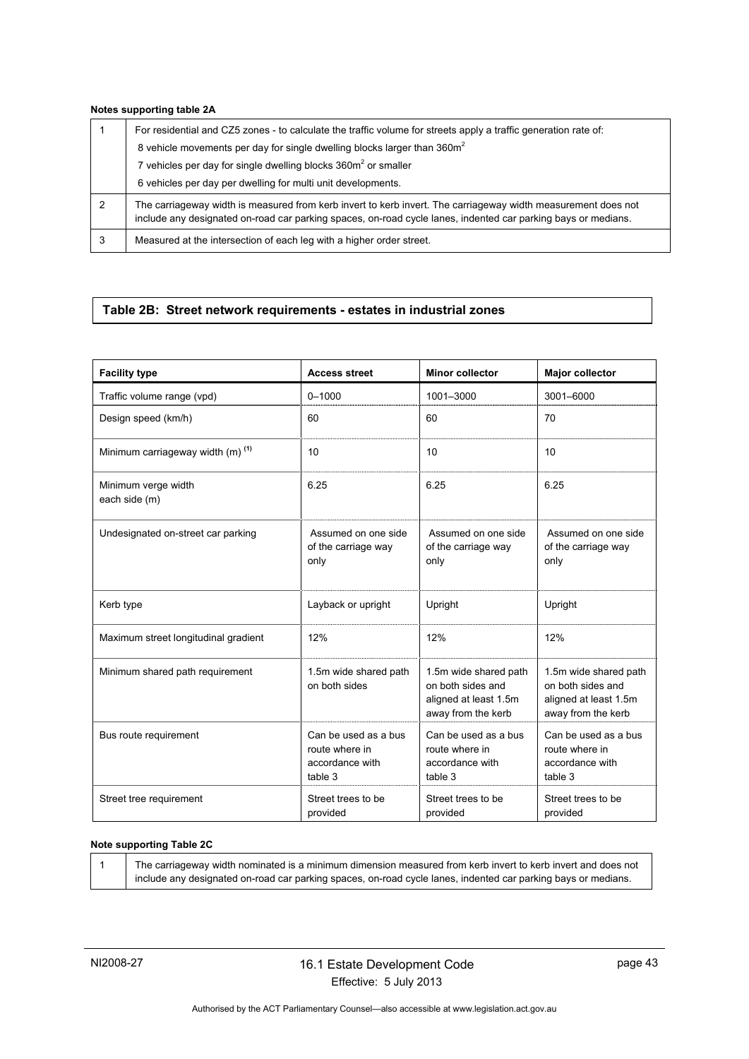**Notes supporting table 2A**

| | |
|---|---|
| 1 | For residential and CZ5 zones - to calculate the traffic volume for streets apply a traffic generation rate of:<br>8 vehicle movements per day for single dwelling blocks larger than 360m$^2$<br>7 vehicles per day for single dwelling blocks 360m$^2$ or smaller<br>6 vehicles per day per dwelling for multi unit developments. |
| 2 | The carriageway width is measured from kerb invert to kerb invert. The carriageway width measurement does not include any designated on-road car parking spaces, on-road cycle lanes, indented car parking bays or medians. |
| 3 | Measured at the intersection of each leg with a higher order street. |

## Table 2B: Street network requirements - estates in industrial zones

| Facility type | Access street | Minor collector | Major collector |
|---|---|---|---|
| Traffic volume range (vpd) | 0–1000 | 1001–3000 | 3001–6000 |
| Design speed (km/h) | 60 | 60 | 70 |
| Minimum carriageway width (m) (1) | 10 | 10 | 10 |
| Minimum verge width each side (m) | 6.25 | 6.25 | 6.25 |
| Undesignated on-street car parking | Assumed on one side of the carriage way only | Assumed on one side of the carriage way only | Assumed on one side of the carriage way only |
| Kerb type | Layback or upright | Upright | Upright |
| Maximum street longitudinal gradient | 12% | 12% | 12% |
| Minimum shared path requirement | 1.5m wide shared path on both sides | 1.5m wide shared path on both sides and aligned at least 1.5m away from the kerb | 1.5m wide shared path on both sides and aligned at least 1.5m away from the kerb |
| Bus route requirement | Can be used as a bus route where in accordance with table 3 | Can be used as a bus route where in accordance with table 3 | Can be used as a bus route where in accordance with table 3 |
| Street tree requirement | Street trees to be provided | Street trees to be provided | Street trees to be provided |

**Note supporting Table 2C**

| | |
|---|---|
| 1 | The carriageway width nominated is a minimum dimension measured from kerb invert to kerb invert and does not include any designated on-road car parking spaces, on-road cycle lanes, indented car parking bays or medians. |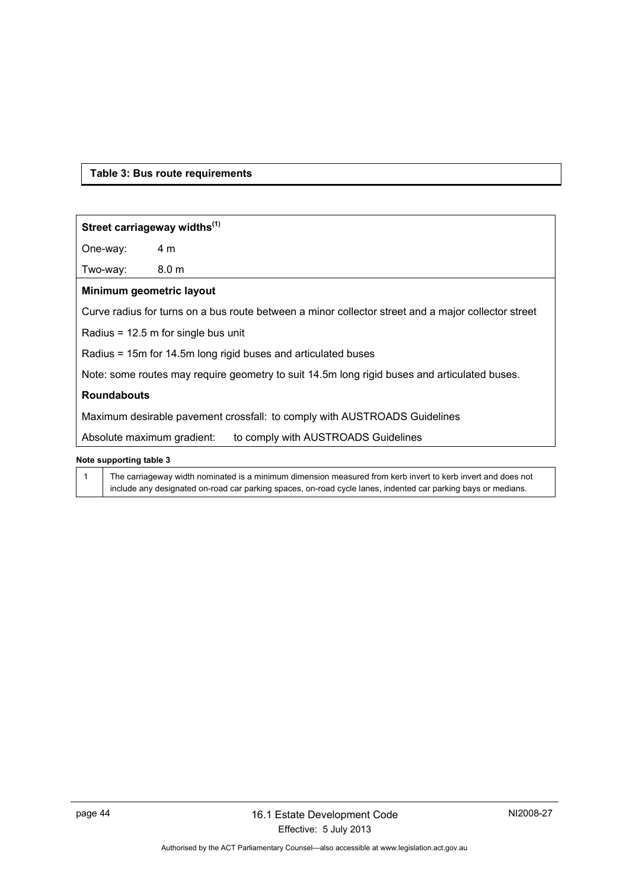**Table 3: Bus route requirements**

**Street carriageway widths**[1]

One-way: 4 m

Two-way: 8.0 m

**Minimum geometric layout**

Curve radius for turns on a bus route between a minor collector street and a major collector street

Radius = 12.5 m for single bus unit

Radius = 15m for 14.5m long rigid buses and articulated buses

Note: some routes may require geometry to suit 14.5m long rigid buses and articulated buses.

**Roundabouts**

Maximum desirable pavement crossfall: to comply with AUSTROADS Guidelines

Absolute maximum gradient: to comply with AUSTROADS Guidelines

**Note supporting table 3**

| | |
|---|---|
| 1 | The carriageway width nominated is a minimum dimension measured from kerb invert to kerb invert and does not include any designated on-road car parking spaces, on-road cycle lanes, indented car parking bays or medians. |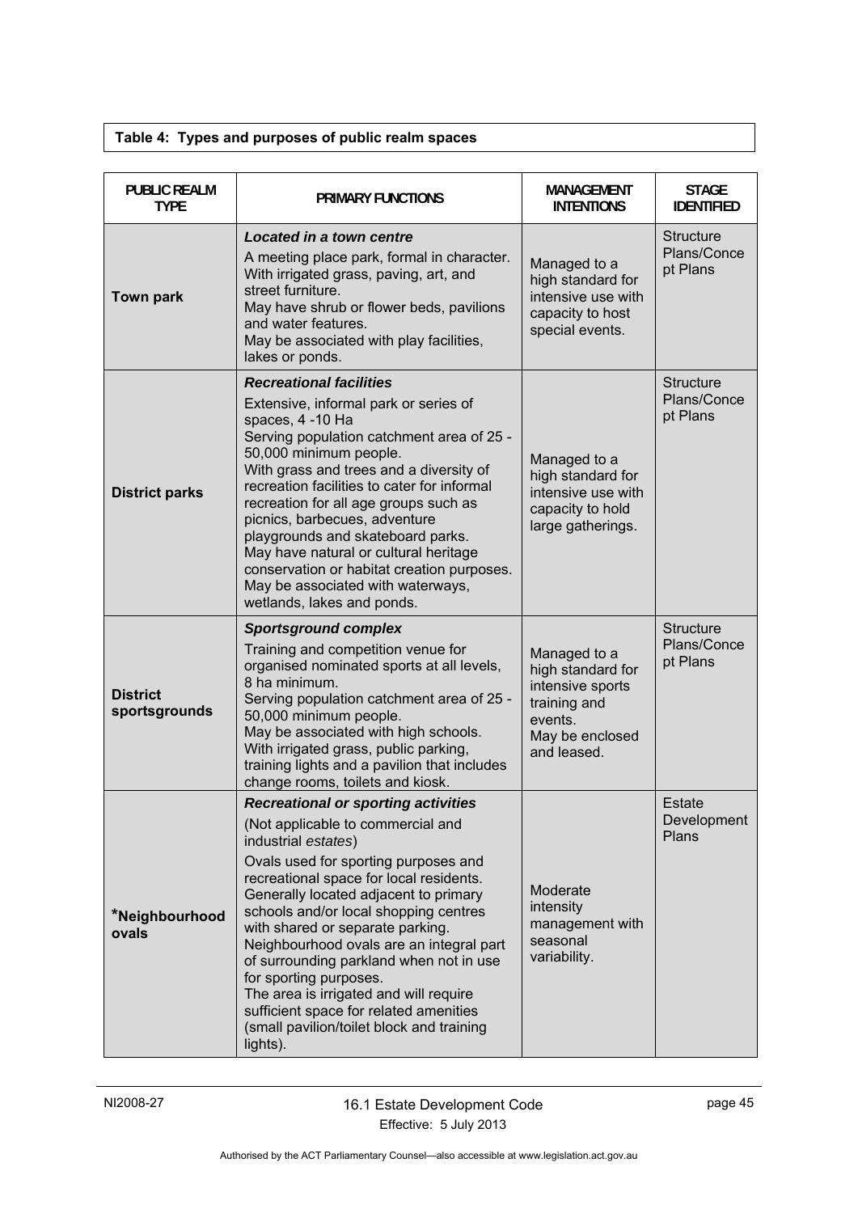**Table 4: Types and purposes of public realm spaces**

| PUBLIC REALM TYPE | PRIMARY FUNCTIONS | MANAGEMENT INTENTIONS | STAGE IDENTIFIED |
|---|---|---|---|
| **Town park** | ***Located in a town centre*** <br> A meeting place park, formal in character. With irrigated grass, paving, art, and street furniture. May have shrub or flower beds, pavilions and water features. May be associated with play facilities, lakes or ponds. | Managed to a high standard for intensive use with capacity to host special events. | Structure Plans/Concept Plans |
| **District parks** | ***Recreational facilities*** <br> Extensive, informal park or series of spaces, 4 -10 Ha Serving population catchment area of 25 - 50,000 minimum people. With grass and trees and a diversity of recreation facilities to cater for informal recreation for all age groups such as picnics, barbecues, adventure playgrounds and skateboard parks. May have natural or cultural heritage conservation or habitat creation purposes. May be associated with waterways, wetlands, lakes and ponds. | Managed to a high standard for intensive use with capacity to hold large gatherings. | Structure Plans/Concept Plans |
| **District sportsgrounds** | ***Sportsground complex*** <br> Training and competition venue for organised nominated sports at all levels, 8 ha minimum. Serving population catchment area of 25 - 50,000 minimum people. May be associated with high schools. With irrigated grass, public parking, training lights and a pavilion that includes change rooms, toilets and kiosk. | Managed to a high standard for intensive sports training and events. May be enclosed and leased. | Structure Plans/Concept Plans |
| ***Neighbourhood ovals** | ***Recreational or sporting activities*** <br> (Not applicable to commercial and industrial *estates*) <br> Ovals used for sporting purposes and recreational space for local residents. Generally located adjacent to primary schools and/or local shopping centres with shared or separate parking. Neighbourhood ovals are an integral part of surrounding parkland when not in use for sporting purposes. The area is irrigated and will require sufficient space for related amenities (small pavilion/toilet block and training lights). | Moderate intensity management with seasonal variability. | Estate Development Plans |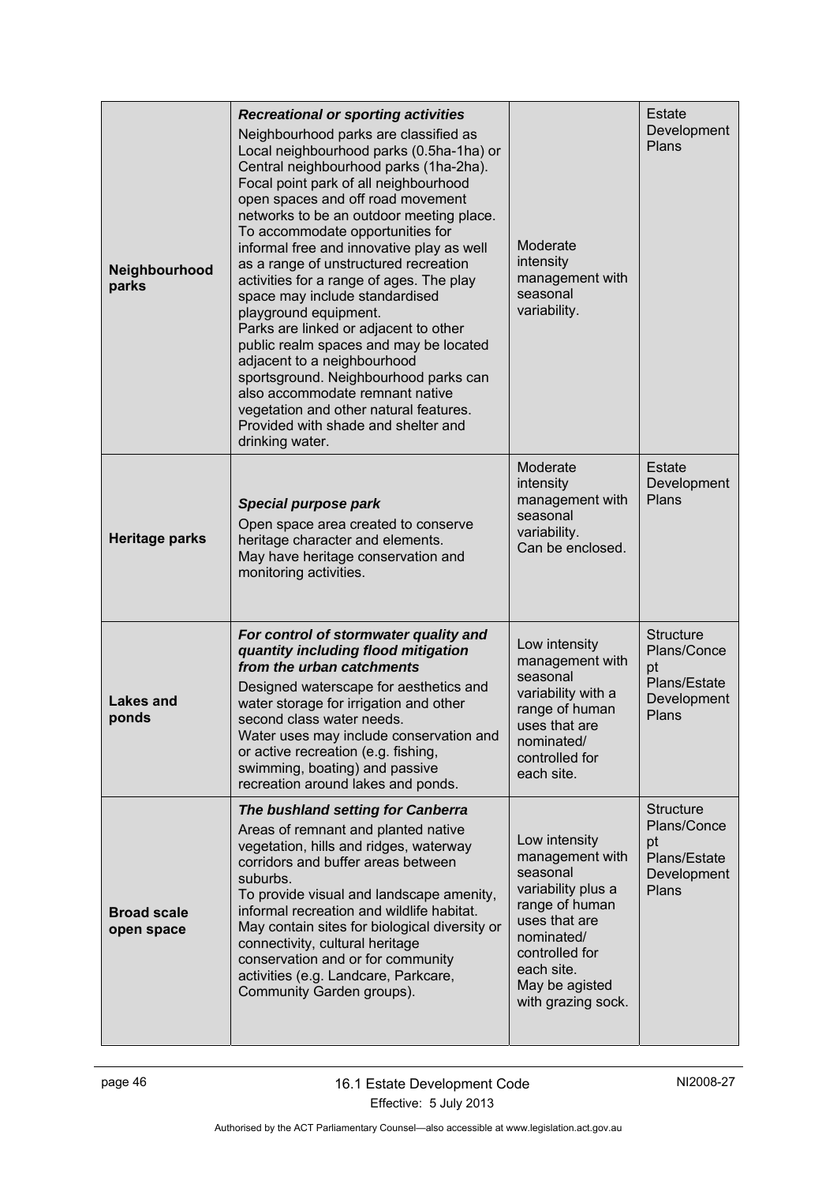| | | | |
|---|---|---|---|
| **Neighbourhood parks** | ***Recreational or sporting activities*** Neighbourhood parks are classified as Local neighbourhood parks (0.5ha-1ha) or Central neighbourhood parks (1ha-2ha). Focal point park of all neighbourhood open spaces and off road movement networks to be an outdoor meeting place. To accommodate opportunities for informal free and innovative play as well as a range of unstructured recreation activities for a range of ages. The play space may include standardised playground equipment. Parks are linked or adjacent to other public realm spaces and may be located adjacent to a neighbourhood sportsground. Neighbourhood parks can also accommodate remnant native vegetation and other natural features. Provided with shade and shelter and drinking water. | Moderate intensity management with seasonal variability. | Estate Development Plans |
| **Heritage parks** | ***Special purpose park*** Open space area created to conserve heritage character and elements. May have heritage conservation and monitoring activities. | Moderate intensity management with seasonal variability. Can be enclosed. | Estate Development Plans |
| **Lakes and ponds** | ***For control of stormwater quality and quantity including flood mitigation from the urban catchments*** Designed waterscape for aesthetics and water storage for irrigation and other second class water needs. Water uses may include conservation and or active recreation (e.g. fishing, swimming, boating) and passive recreation around lakes and ponds. | Low intensity management with seasonal variability with a range of human uses that are nominated/ controlled for each site. | Structure Plans/Concept Plans/Estate Development Plans |
| **Broad scale open space** | ***The bushland setting for Canberra*** Areas of remnant and planted native vegetation, hills and ridges, waterway corridors and buffer areas between suburbs. To provide visual and landscape amenity, informal recreation and wildlife habitat. May contain sites for biological diversity or connectivity, cultural heritage conservation and or for community activities (e.g. Landcare, Parkcare, Community Garden groups). | Low intensity management with seasonal variability plus a range of human uses that are nominated/ controlled for each site. May be agisted with grazing sock. | Structure Plans/Concept Plans/Estate Development Plans |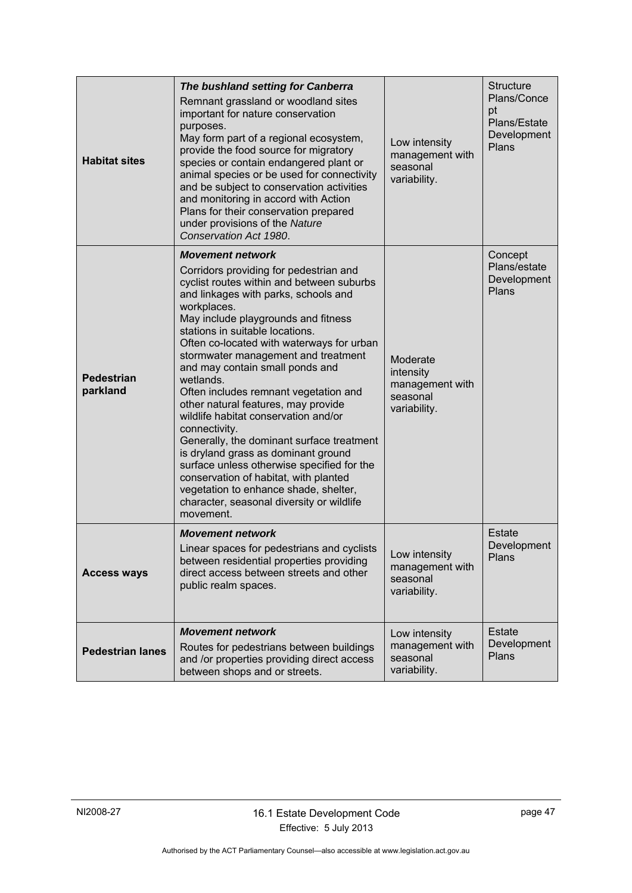| | | | |
|---|---|---|---|
| **Habitat sites** | ***The bushland setting for Canberra*** <br> Remnant grassland or woodland sites important for nature conservation purposes. <br> May form part of a regional ecosystem, provide the food source for migratory species or contain endangered plant or animal species or be used for connectivity and be subject to conservation activities and monitoring in accord with Action Plans for their conservation prepared under provisions of the *Nature Conservation Act 1980*. | Low intensity management with seasonal variability. | Structure Plans/Concept Plans/Estate Development Plans |
| **Pedestrian parkland** | ***Movement network*** <br> Corridors providing for pedestrian and cyclist routes within and between suburbs and linkages with parks, schools and workplaces. <br> May include playgrounds and fitness stations in suitable locations. <br> Often co-located with waterways for urban stormwater management and treatment and may contain small ponds and wetlands. <br> Often includes remnant vegetation and other natural features, may provide wildlife habitat conservation and/or connectivity. <br> Generally, the dominant surface treatment is dryland grass as dominant ground surface unless otherwise specified for the conservation of habitat, with planted vegetation to enhance shade, shelter, character, seasonal diversity or wildlife movement. | Moderate intensity management with seasonal variability. | Concept Plans/estate Development Plans |
| **Access ways** | ***Movement network*** <br> Linear spaces for pedestrians and cyclists between residential properties providing direct access between streets and other public realm spaces. | Low intensity management with seasonal variability. | Estate Development Plans |
| **Pedestrian lanes** | ***Movement network*** <br> Routes for pedestrians between buildings and /or properties providing direct access between shops and or streets. | Low intensity management with seasonal variability. | Estate Development Plans |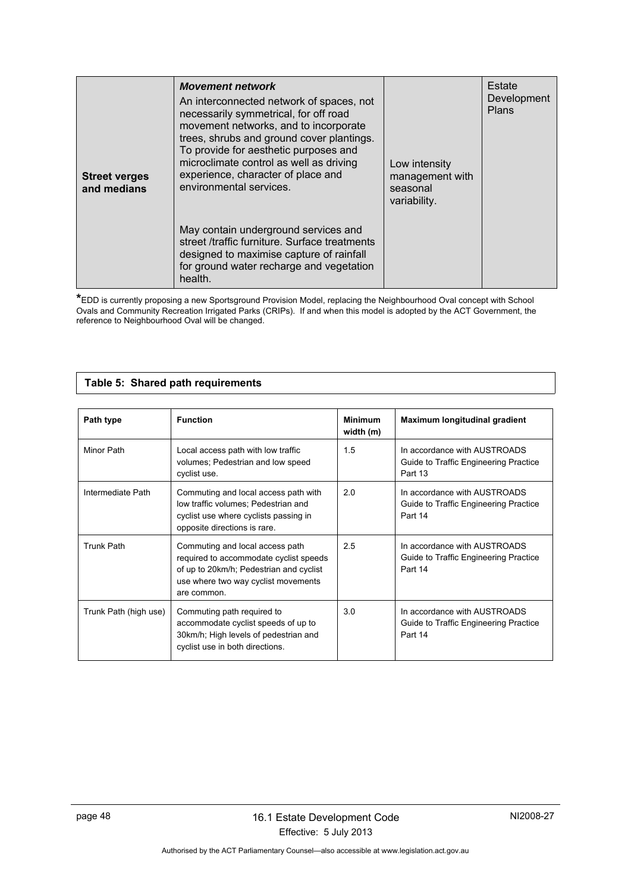| Street verges and medians | ***Movement network***<br>An interconnected network of spaces, not necessarily symmetrical, for off road movement networks, and to incorporate trees, shrubs and ground cover plantings. To provide for aesthetic purposes and microclimate control as well as driving experience, character of place and environmental services.<br><br>May contain underground services and street /traffic furniture. Surface treatments designed to maximise capture of rainfall for ground water recharge and vegetation health. | Low intensity management with seasonal variability. | Estate Development Plans |
|---|---|---|---|

*EDD is currently proposing a new Sportsground Provision Model, replacing the Neighbourhood Oval concept with School Ovals and Community Recreation Irrigated Parks (CRIPs). If and when this model is adopted by the ACT Government, the reference to Neighbourhood Oval will be changed.

**Table 5: Shared path requirements**

| Path type | Function | Minimum width (m) | Maximum longitudinal gradient |
|---|---|---|---|
| Minor Path | Local access path with low traffic volumes; Pedestrian and low speed cyclist use. | 1.5 | In accordance with AUSTROADS Guide to Traffic Engineering Practice Part 13 |
| Intermediate Path | Commuting and local access path with low traffic volumes; Pedestrian and cyclist use where cyclists passing in opposite directions is rare. | 2.0 | In accordance with AUSTROADS Guide to Traffic Engineering Practice Part 14 |
| Trunk Path | Commuting and local access path required to accommodate cyclist speeds of up to 20km/h; Pedestrian and cyclist use where two way cyclist movements are common. | 2.5 | In accordance with AUSTROADS Guide to Traffic Engineering Practice Part 14 |
| Trunk Path (high use) | Commuting path required to accommodate cyclist speeds of up to 30km/h; High levels of pedestrian and cyclist use in both directions. | 3.0 | In accordance with AUSTROADS Guide to Traffic Engineering Practice Part 14 |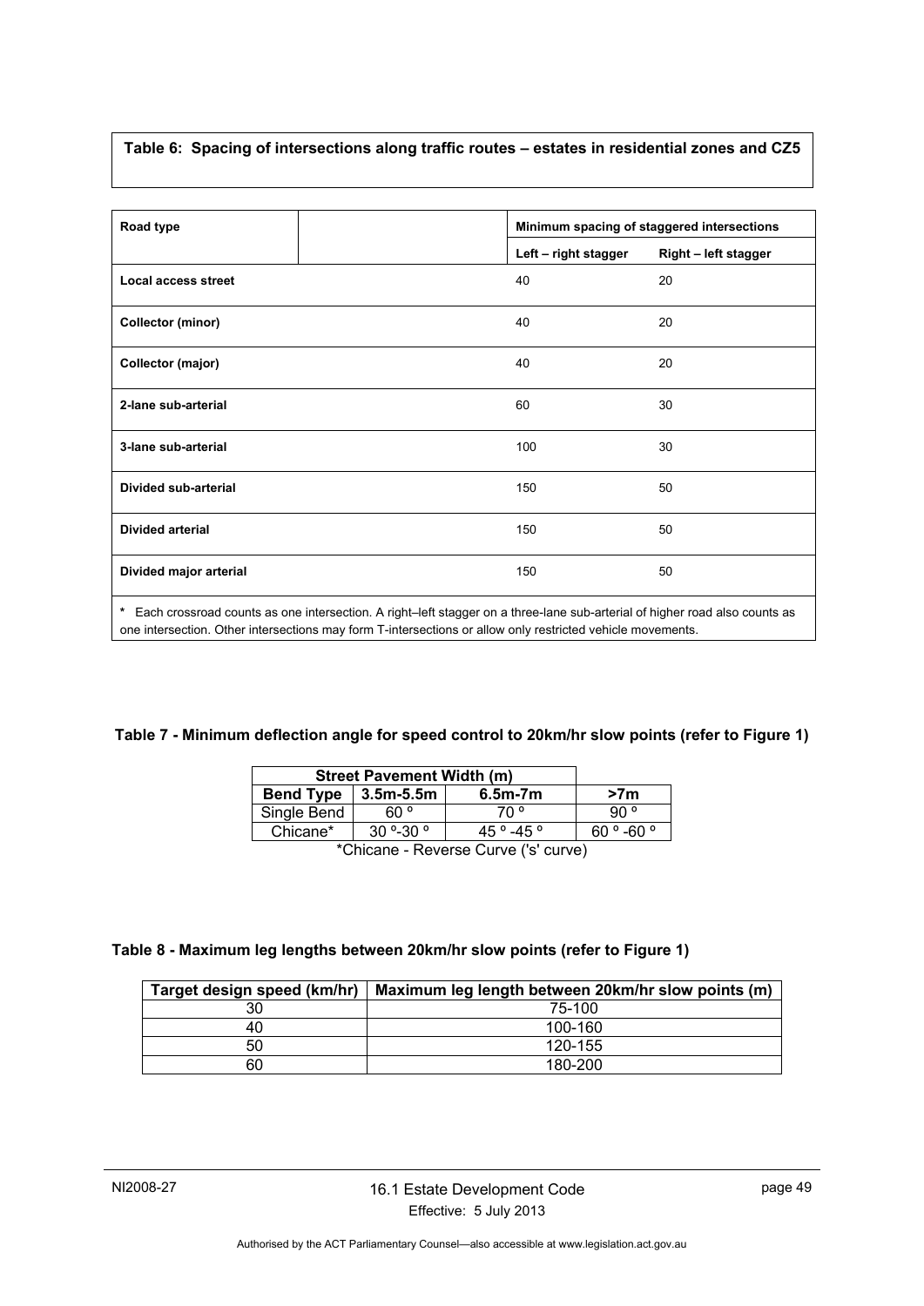**Table 6: Spacing of intersections along traffic routes – estates in residential zones and CZ5**

| Road type | | Minimum spacing of staggered intersections | |
|---|---|---|---|
| | | Left – right stagger | Right – left stagger |
| **Local access street** | | 40 | 20 |
| **Collector (minor)** | | 40 | 20 |
| **Collector (major)** | | 40 | 20 |
| **2-lane sub-arterial** | | 60 | 30 |
| **3-lane sub-arterial** | | 100 | 30 |
| **Divided sub-arterial** | | 150 | 50 |
| **Divided arterial** | | 150 | 50 |
| **Divided major arterial** | | 150 | 50 |

\* Each crossroad counts as one intersection. A right–left stagger on a three-lane sub-arterial of higher road also counts as one intersection. Other intersections may form T-intersections or allow only restricted vehicle movements.

**Table 7 - Minimum deflection angle for speed control to 20km/hr slow points (refer to Figure 1)**

| Street Pavement Width (m) | | | |
|---|---|---|---|
| **Bend Type** | **3.5m-5.5m** | **6.5m-7m** | **>7m** |
| Single Bend | 60 º | 70 º | 90 º |
| Chicane* | 30 º-30 º | 45 º -45 º | 60 º -60 º |

*Chicane - Reverse Curve ('s' curve)

**Table 8 - Maximum leg lengths between 20km/hr slow points (refer to Figure 1)**

| Target design speed (km/hr) | Maximum leg length between 20km/hr slow points (m) |
|---|---|
| 30 | 75-100 |
| 40 | 100-160 |
| 50 | 120-155 |
| 60 | 180-200 |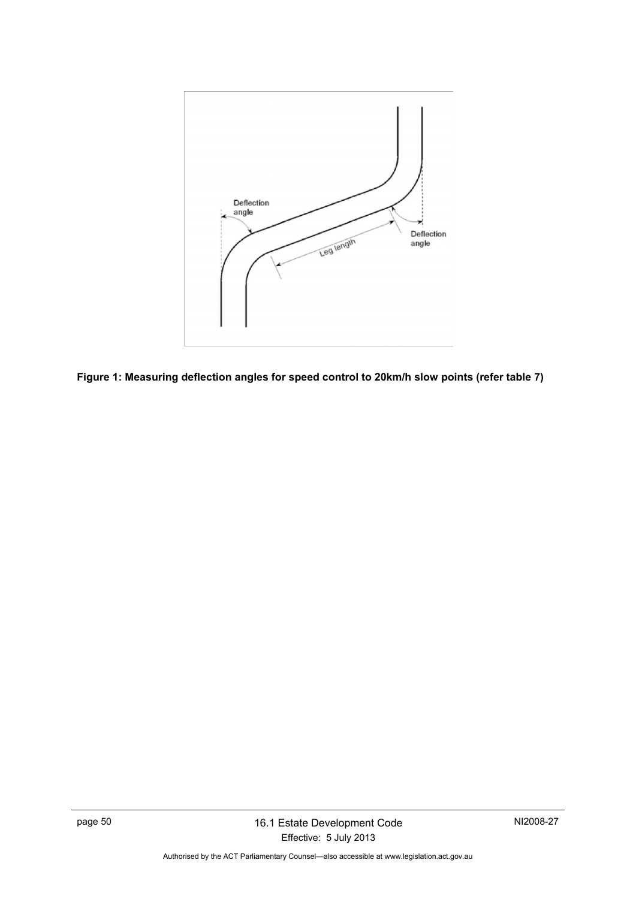**Figure 1: Measuring deflection angles for speed control to 20km/h slow points (refer table 7)**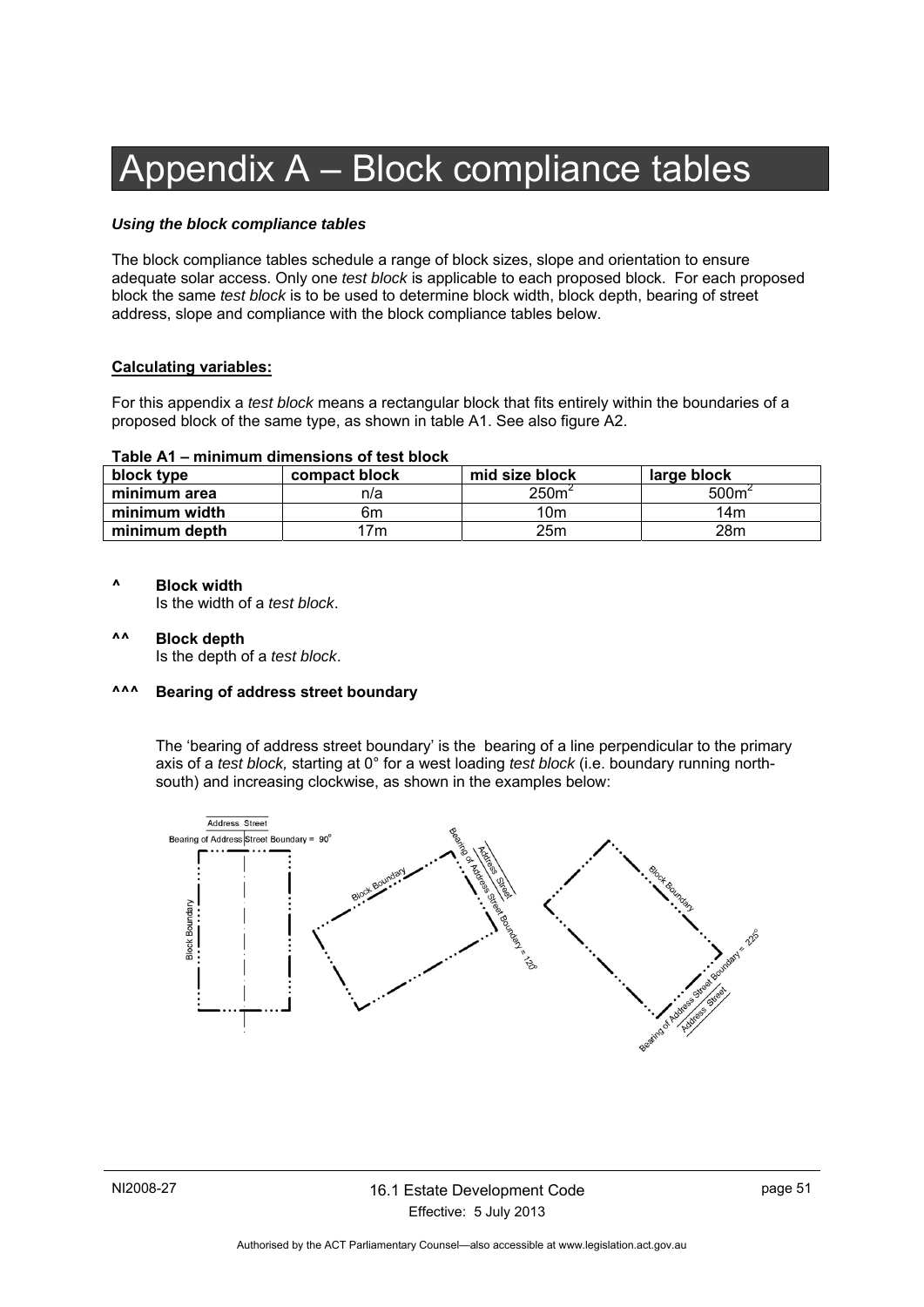# Appendix A – Block compliance tables

***Using the block compliance tables***

The block compliance tables schedule a range of block sizes, slope and orientation to ensure adequate solar access. Only one *test block* is applicable to each proposed block. For each proposed block the same *test block* is to be used to determine block width, block depth, bearing of street address, slope and compliance with the block compliance tables below.

**Calculating variables:**

For this appendix a *test block* means a rectangular block that fits entirely within the boundaries of a proposed block of the same type, as shown in table A1. See also figure A2.

**Table A1 – minimum dimensions of test block**

| block type | compact block | mid size block | large block |
|---|---|---|---|
| **minimum area** | n/a | $250m^2$ | $500m^2$ |
| **minimum width** | 6m | 10m | 14m |
| **minimum depth** | 17m | 25m | 28m |

**^ Block width**

Is the width of a *test block*.

**^^ Block depth**

Is the depth of a *test block*.

**^^^ Bearing of address street boundary**

The 'bearing of address street boundary' is the bearing of a line perpendicular to the primary axis of a *test block,* starting at 0° for a west loading *test block* (i.e. boundary running north-south) and increasing clockwise, as shown in the examples below:

Address Street
Bearing of Address Street Boundary = 90°
Block Boundary

Block Boundary
Address Street
Bearing of Address Street Boundary = 120°

Block Boundary
Bearing of Address Street Boundary = 225°
Address Street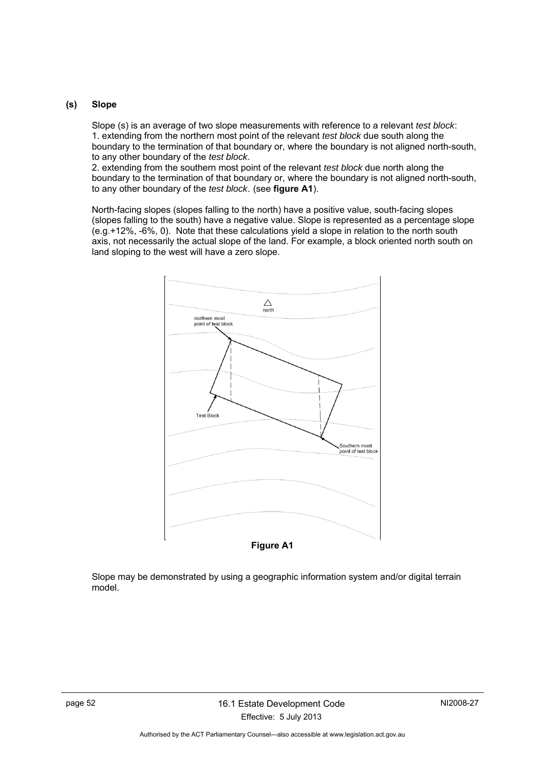**(s) Slope**

Slope (s) is an average of two slope measurements with reference to a relevant *test block*:
1. extending from the northern most point of the relevant *test block* due south along the boundary to the termination of that boundary or, where the boundary is not aligned north-south, to any other boundary of the *test block*.
2. extending from the southern most point of the relevant *test block* due north along the boundary to the termination of that boundary or, where the boundary is not aligned north-south, to any other boundary of the *test block*. (see **figure A1**).

North-facing slopes (slopes falling to the north) have a positive value, south-facing slopes (slopes falling to the south) have a negative value. Slope is represented as a percentage slope (e.g.+12%, -6%, 0). Note that these calculations yield a slope in relation to the north south axis, not necessarily the actual slope of the land. For example, a block oriented north south on land sloping to the west will have a zero slope.

**Figure A1**

Slope may be demonstrated by using a geographic information system and/or digital terrain model.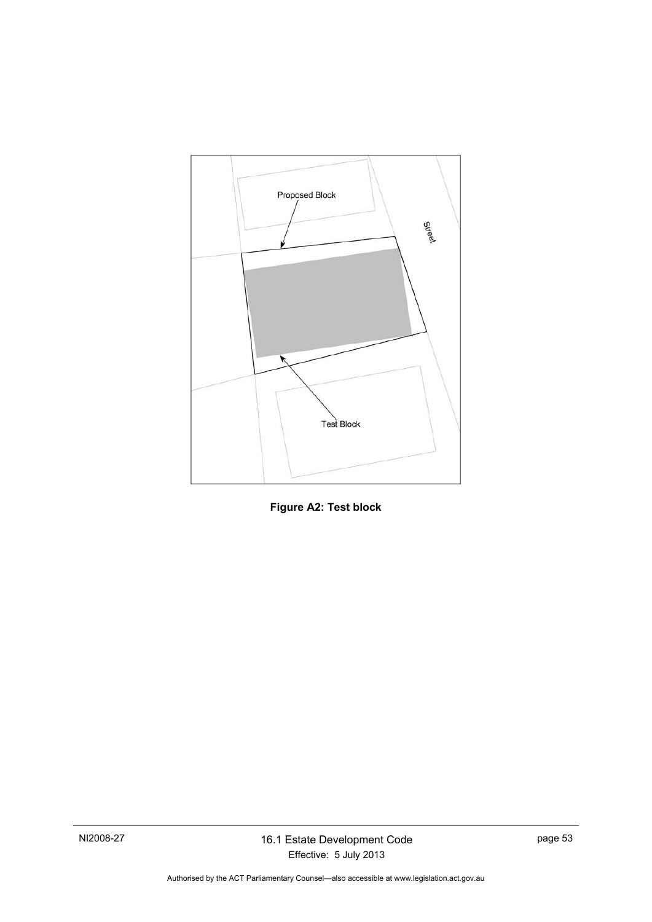Proposed Block

Street

Test Block

**Figure A2: Test block**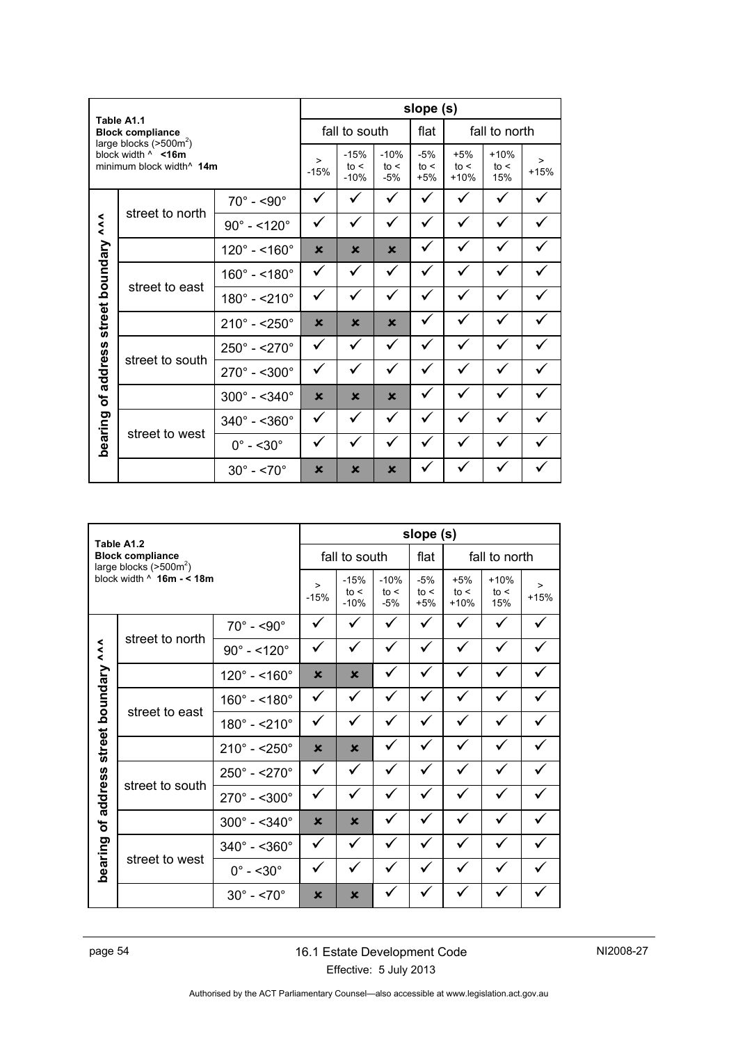**Table A1.1**
**Block compliance**
large blocks (>500m²)
block width ^ **<16m**
minimum block width^ **14m**

| bearing of address street boundary ^^^ | | slope (s) | | | | | | |
|---|---|---|---|---|---|---|---|---|
| | | fall to south | | | flat | fall to north | | |
| | | > -15% | -15% to < -10% | -10% to < -5% | -5% to < +5% | +5% to < +10% | +10% to < 15% | > +15% |
| street to north | 70° - <90° | ✓ | ✓ | ✓ | ✓ | ✓ | ✓ | ✓ |
| | 90° - <120° | ✓ | ✓ | ✓ | ✓ | ✓ | ✓ | ✓ |
| | 120° - <160° | ✗ | ✗ | ✗ | ✓ | ✓ | ✓ | ✓ |
| street to east | 160° - <180° | ✓ | ✓ | ✓ | ✓ | ✓ | ✓ | ✓ |
| | 180° - <210° | ✓ | ✓ | ✓ | ✓ | ✓ | ✓ | ✓ |
| | 210° - <250° | ✗ | ✗ | ✗ | ✓ | ✓ | ✓ | ✓ |
| street to south | 250° - <270° | ✓ | ✓ | ✓ | ✓ | ✓ | ✓ | ✓ |
| | 270° - <300° | ✓ | ✓ | ✓ | ✓ | ✓ | ✓ | ✓ |
| | 300° - <340° | ✗ | ✗ | ✗ | ✓ | ✓ | ✓ | ✓ |
| street to west | 340° - <360° | ✓ | ✓ | ✓ | ✓ | ✓ | ✓ | ✓ |
| | 0° - <30° | ✓ | ✓ | ✓ | ✓ | ✓ | ✓ | ✓ |
| | 30° - <70° | ✗ | ✗ | ✗ | ✓ | ✓ | ✓ | ✓ |

**Table A1.2**
**Block compliance**
large blocks (>500m²)
block width ^ **16m - < 18m**

| bearing of address street boundary ^^^ | | slope (s) | | | | | | |
|---|---|---|---|---|---|---|---|---|
| | | fall to south | | | flat | fall to north | | |
| | | > -15% | -15% to < -10% | -10% to < -5% | -5% to < +5% | +5% to < +10% | +10% to < 15% | > +15% |
| street to north | 70° - <90° | ✓ | ✓ | ✓ | ✓ | ✓ | ✓ | ✓ |
| | 90° - <120° | ✓ | ✓ | ✓ | ✓ | ✓ | ✓ | ✓ |
| | 120° - <160° | ✗ | ✗ | ✓ | ✓ | ✓ | ✓ | ✓ |
| street to east | 160° - <180° | ✓ | ✓ | ✓ | ✓ | ✓ | ✓ | ✓ |
| | 180° - <210° | ✓ | ✓ | ✓ | ✓ | ✓ | ✓ | ✓ |
| | 210° - <250° | ✗ | ✗ | ✓ | ✓ | ✓ | ✓ | ✓ |
| street to south | 250° - <270° | ✓ | ✓ | ✓ | ✓ | ✓ | ✓ | ✓ |
| | 270° - <300° | ✓ | ✓ | ✓ | ✓ | ✓ | ✓ | ✓ |
| | 300° - <340° | ✗ | ✗ | ✓ | ✓ | ✓ | ✓ | ✓ |
| street to west | 340° - <360° | ✓ | ✓ | ✓ | ✓ | ✓ | ✓ | ✓ |
| | 0° - <30° | ✓ | ✓ | ✓ | ✓ | ✓ | ✓ | ✓ |
| | 30° - <70° | ✗ | ✗ | ✓ | ✓ | ✓ | ✓ | ✓ |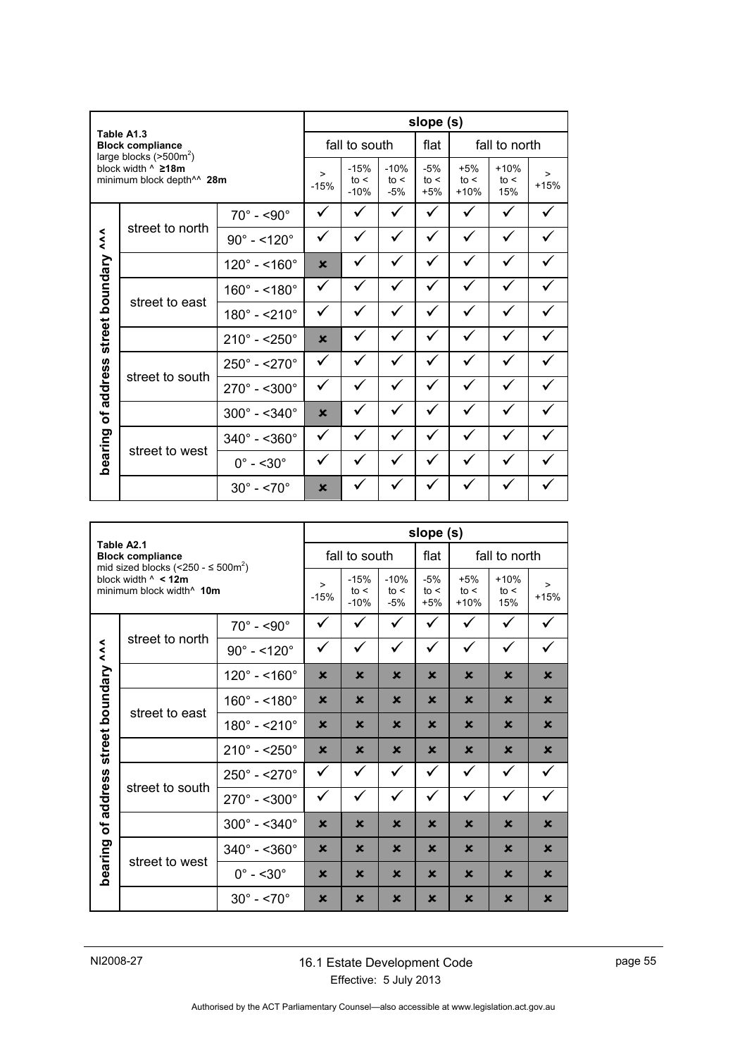| **Table A1.3**<br>**Block compliance**<br>large blocks (>500m²)<br>block width ^ **≥18m**<br>minimum block depth^^ **28m** | | | slope (s) | | | | | | |
|---|---|---|---|---|---|---|---|---|---|
| | | | fall to south | | | flat | fall to north | | |
| | | | > -15% | -15% to < -10% | -10% to < -5% | -5% to < +5% | +5% to < +10% | +10% to < 15% | > +15% |
| bearing of address street boundary ^^^ | street to north | 70° - <90° | ✓ | ✓ | ✓ | ✓ | ✓ | ✓ | ✓ |
| | | 90° - <120° | ✓ | ✓ | ✓ | ✓ | ✓ | ✓ | ✓ |
| | | 120° - <160° | ✗ | ✓ | ✓ | ✓ | ✓ | ✓ | ✓ |
| | street to east | 160° - <180° | ✓ | ✓ | ✓ | ✓ | ✓ | ✓ | ✓ |
| | | 180° - <210° | ✓ | ✓ | ✓ | ✓ | ✓ | ✓ | ✓ |
| | | 210° - <250° | ✗ | ✓ | ✓ | ✓ | ✓ | ✓ | ✓ |
| | street to south | 250° - <270° | ✓ | ✓ | ✓ | ✓ | ✓ | ✓ | ✓ |
| | | 270° - <300° | ✓ | ✓ | ✓ | ✓ | ✓ | ✓ | ✓ |
| | | 300° - <340° | ✗ | ✓ | ✓ | ✓ | ✓ | ✓ | ✓ |
| | street to west | 340° - <360° | ✓ | ✓ | ✓ | ✓ | ✓ | ✓ | ✓ |
| | | 0° - <30° | ✓ | ✓ | ✓ | ✓ | ✓ | ✓ | ✓ |
| | | 30° - <70° | ✗ | ✓ | ✓ | ✓ | ✓ | ✓ | ✓ |

| **Table A2.1**<br>**Block compliance**<br>mid sized blocks (<250 - ≤ 500m²)<br>block width ^ **< 12m**<br>minimum block width^ **10m** | | | slope (s) | | | | | | |
|---|---|---|---|---|---|---|---|---|---|
| | | | fall to south | | | flat | fall to north | | |
| | | | > -15% | -15% to < -10% | -10% to < -5% | -5% to < +5% | +5% to < +10% | +10% to < 15% | > +15% |
| bearing of address street boundary ^^^ | street to north | 70° - <90° | ✓ | ✓ | ✓ | ✓ | ✓ | ✓ | ✓ |
| | | 90° - <120° | ✓ | ✓ | ✓ | ✓ | ✓ | ✓ | ✓ |
| | | 120° - <160° | ✗ | ✗ | ✗ | ✗ | ✗ | ✗ | ✗ |
| | street to east | 160° - <180° | ✗ | ✗ | ✗ | ✗ | ✗ | ✗ | ✗ |
| | | 180° - <210° | ✗ | ✗ | ✗ | ✗ | ✗ | ✗ | ✗ |
| | | 210° - <250° | ✗ | ✗ | ✗ | ✗ | ✗ | ✗ | ✗ |
| | street to south | 250° - <270° | ✓ | ✓ | ✓ | ✓ | ✓ | ✓ | ✓ |
| | | 270° - <300° | ✓ | ✓ | ✓ | ✓ | ✓ | ✓ | ✓ |
| | | 300° - <340° | ✗ | ✗ | ✗ | ✗ | ✗ | ✗ | ✗ |
| | street to west | 340° - <360° | ✗ | ✗ | ✗ | ✗ | ✗ | ✗ | ✗ |
| | | 0° - <30° | ✗ | ✗ | ✗ | ✗ | ✗ | ✗ | ✗ |
| | | 30° - <70° | ✗ | ✗ | ✗ | ✗ | ✗ | ✗ | ✗ |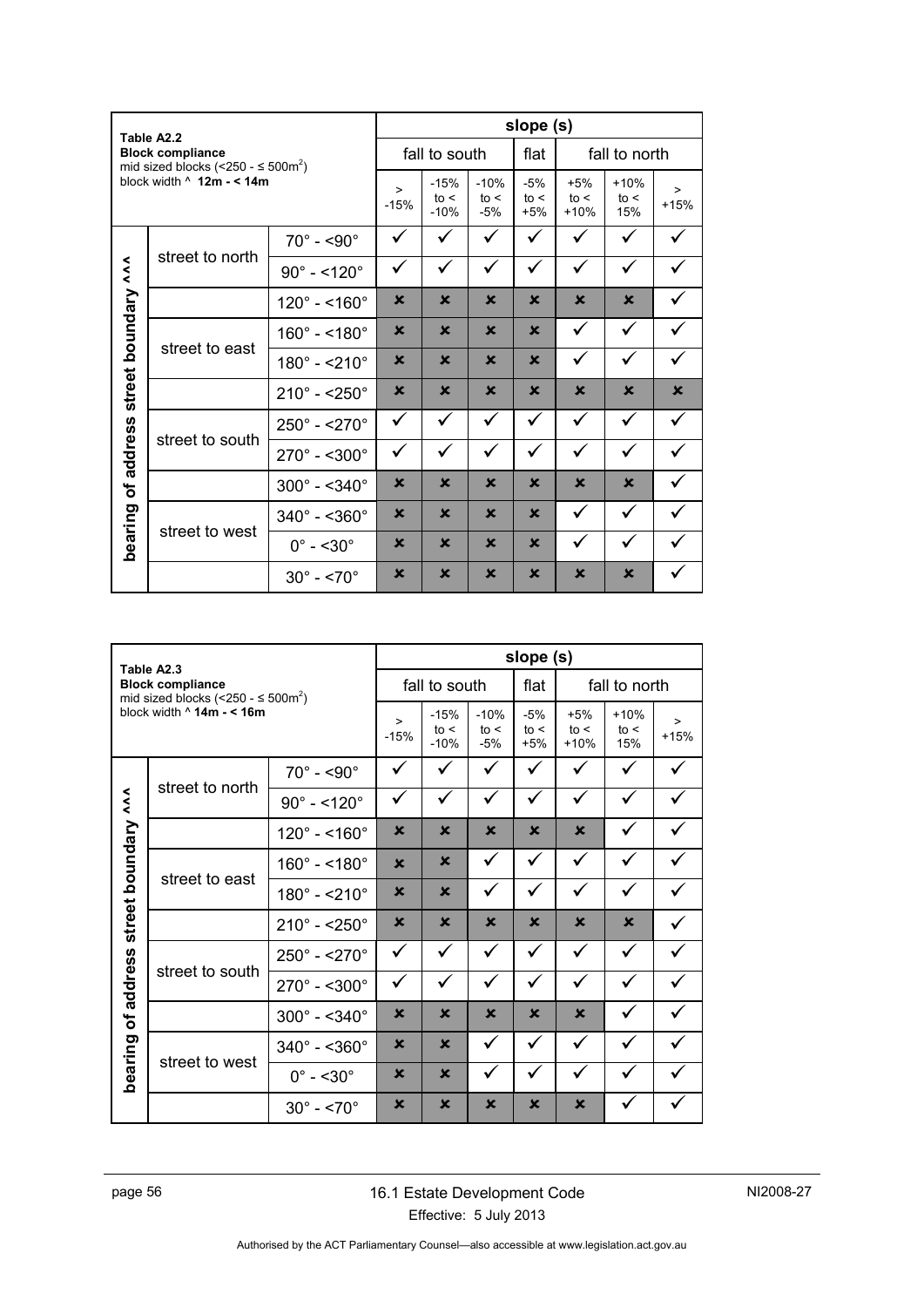**Table A2.2**
**Block compliance**
mid sized blocks ($<250 - \leq 500m^2$)
block width ^ **12m - < 14m**

| bearing of address street boundary ^^^ | | | slope (s) | | | | | | |
|---|---|---|---|---|---|---|---|---|---|
| | | | fall to south | | | flat | fall to north | | |
| | | | > -15% | -15% to < -10% | -10% to < -5% | -5% to < +5% | +5% to < +10% | +10% to < 15% | > +15% |
| street to north | | 70° - <90° | ✓ | ✓ | ✓ | ✓ | ✓ | ✓ | ✓ |
| | | 90° - <120° | ✓ | ✓ | ✓ | ✓ | ✓ | ✓ | ✓ |
| | | 120° - <160° | ✗ | ✗ | ✗ | ✗ | ✗ | ✗ | ✓ |
| street to east | | 160° - <180° | ✗ | ✗ | ✗ | ✗ | ✓ | ✓ | ✓ |
| | | 180° - <210° | ✗ | ✗ | ✗ | ✗ | ✓ | ✓ | ✓ |
| | | 210° - <250° | ✗ | ✗ | ✗ | ✗ | ✗ | ✗ | ✗ |
| street to south | | 250° - <270° | ✓ | ✓ | ✓ | ✓ | ✓ | ✓ | ✓ |
| | | 270° - <300° | ✓ | ✓ | ✓ | ✓ | ✓ | ✓ | ✓ |
| | | 300° - <340° | ✗ | ✗ | ✗ | ✗ | ✗ | ✗ | ✓ |
| street to west | | 340° - <360° | ✗ | ✗ | ✗ | ✗ | ✓ | ✓ | ✓ |
| | | 0° - <30° | ✗ | ✗ | ✗ | ✗ | ✓ | ✓ | ✓ |
| | | 30° - <70° | ✗ | ✗ | ✗ | ✗ | ✗ | ✗ | ✓ |

**Table A2.3**
**Block compliance**
mid sized blocks ($<250 - \leq 500m^2$)
block width ^ **14m - < 16m**

| bearing of address street boundary ^^^ | | | slope (s) | | | | | | |
|---|---|---|---|---|---|---|---|---|---|
| | | | fall to south | | | flat | fall to north | | |
| | | | > -15% | -15% to < -10% | -10% to < -5% | -5% to < +5% | +5% to < +10% | +10% to < 15% | > +15% |
| street to north | | 70° - <90° | ✓ | ✓ | ✓ | ✓ | ✓ | ✓ | ✓ |
| | | 90° - <120° | ✓ | ✓ | ✓ | ✓ | ✓ | ✓ | ✓ |
| | | 120° - <160° | ✗ | ✗ | ✗ | ✗ | ✗ | ✓ | ✓ |
| street to east | | 160° - <180° | ✗ | ✗ | ✓ | ✓ | ✓ | ✓ | ✓ |
| | | 180° - <210° | ✗ | ✗ | ✓ | ✓ | ✓ | ✓ | ✓ |
| | | 210° - <250° | ✗ | ✗ | ✗ | ✗ | ✗ | ✗ | ✓ |
| street to south | | 250° - <270° | ✓ | ✓ | ✓ | ✓ | ✓ | ✓ | ✓ |
| | | 270° - <300° | ✓ | ✓ | ✓ | ✓ | ✓ | ✓ | ✓ |
| | | 300° - <340° | ✗ | ✗ | ✗ | ✗ | ✗ | ✓ | ✓ |
| street to west | | 340° - <360° | ✗ | ✗ | ✓ | ✓ | ✓ | ✓ | ✓ |
| | | 0° - <30° | ✗ | ✗ | ✓ | ✓ | ✓ | ✓ | ✓ |
| | | 30° - <70° | ✗ | ✗ | ✗ | ✗ | ✗ | ✓ | ✓ |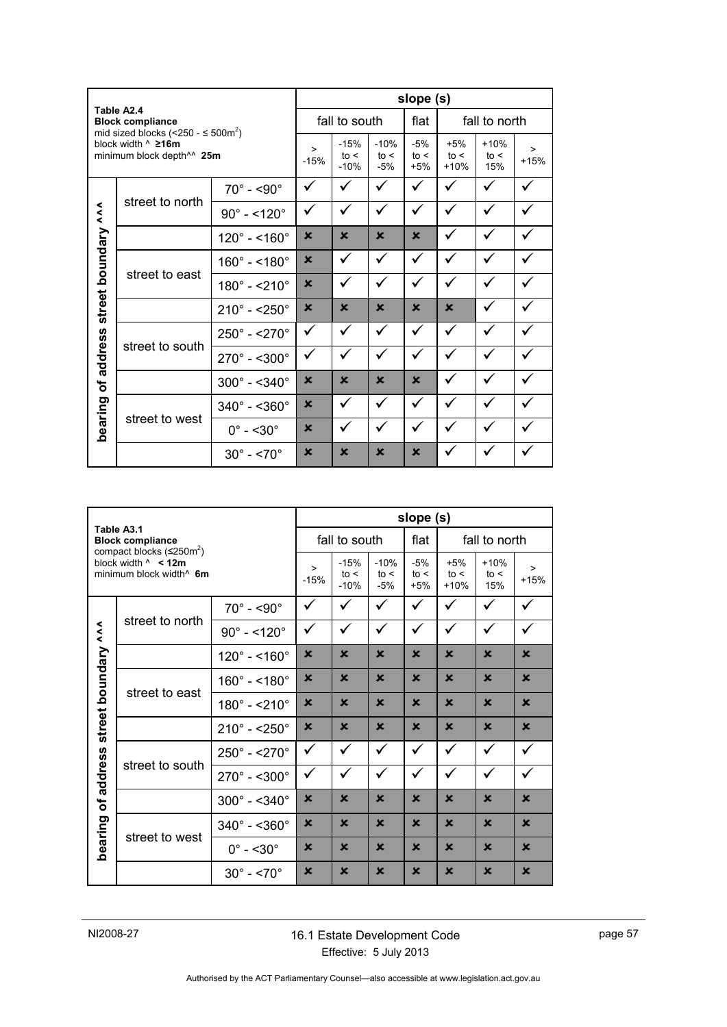| Table A2.4<br>**Block compliance**<br>mid sized blocks (<250 - ≤ 500m²)<br>block width ^ **≥16m**<br>minimum block depth^^ **25m** | | | slope (s) | | | | | | |
|---|---|---|---|---|---|---|---|---|---|
| | | | fall to south | | | flat | fall to north | | |
| | | | > -15% | -15% to < -10% | -10% to < -5% | -5% to < +5% | +5% to < +10% | +10% to < 15% | > +15% |
| bearing of address street boundary ^^^ | street to north | 70° - <90° | ✓ | ✓ | ✓ | ✓ | ✓ | ✓ | ✓ |
| | | 90° - <120° | ✓ | ✓ | ✓ | ✓ | ✓ | ✓ | ✓ |
| | | 120° - <160° | ✗ | ✗ | ✗ | ✗ | ✓ | ✓ | ✓ |
| | street to east | 160° - <180° | ✗ | ✓ | ✓ | ✓ | ✓ | ✓ | ✓ |
| | | 180° - <210° | ✗ | ✓ | ✓ | ✓ | ✓ | ✓ | ✓ |
| | | 210° - <250° | ✗ | ✗ | ✗ | ✗ | ✗ | ✓ | ✓ |
| | street to south | 250° - <270° | ✓ | ✓ | ✓ | ✓ | ✓ | ✓ | ✓ |
| | | 270° - <300° | ✓ | ✓ | ✓ | ✓ | ✓ | ✓ | ✓ |
| | | 300° - <340° | ✗ | ✗ | ✗ | ✗ | ✓ | ✓ | ✓ |
| | street to west | 340° - <360° | ✗ | ✓ | ✓ | ✓ | ✓ | ✓ | ✓ |
| | | 0° - <30° | ✗ | ✓ | ✓ | ✓ | ✓ | ✓ | ✓ |
| | | 30° - <70° | ✗ | ✗ | ✗ | ✗ | ✓ | ✓ | ✓ |

| Table A3.1<br>**Block compliance**<br>compact blocks (≤250m²)<br>block width ^ **< 12m**<br>minimum block width^ **6m** | | | slope (s) | | | | | | |
|---|---|---|---|---|---|---|---|---|---|
| | | | fall to south | | | flat | fall to north | | |
| | | | > -15% | -15% to < -10% | -10% to < -5% | -5% to < +5% | +5% to < +10% | +10% to < 15% | > +15% |
| bearing of address street boundary ^^^ | street to north | 70° - <90° | ✓ | ✓ | ✓ | ✓ | ✓ | ✓ | ✓ |
| | | 90° - <120° | ✓ | ✓ | ✓ | ✓ | ✓ | ✓ | ✓ |
| | | 120° - <160° | ✗ | ✗ | ✗ | ✗ | ✗ | ✗ | ✗ |
| | street to east | 160° - <180° | ✗ | ✗ | ✗ | ✗ | ✗ | ✗ | ✗ |
| | | 180° - <210° | ✗ | ✗ | ✗ | ✗ | ✗ | ✗ | ✗ |
| | | 210° - <250° | ✗ | ✗ | ✗ | ✗ | ✗ | ✗ | ✗ |
| | street to south | 250° - <270° | ✓ | ✓ | ✓ | ✓ | ✓ | ✓ | ✓ |
| | | 270° - <300° | ✓ | ✓ | ✓ | ✓ | ✓ | ✓ | ✓ |
| | | 300° - <340° | ✗ | ✗ | ✗ | ✗ | ✗ | ✗ | ✗ |
| | street to west | 340° - <360° | ✗ | ✗ | ✗ | ✗ | ✗ | ✗ | ✗ |
| | | 0° - <30° | ✗ | ✗ | ✗ | ✗ | ✗ | ✗ | ✗ |
| | | 30° - <70° | ✗ | ✗ | ✗ | ✗ | ✗ | ✗ | ✗ |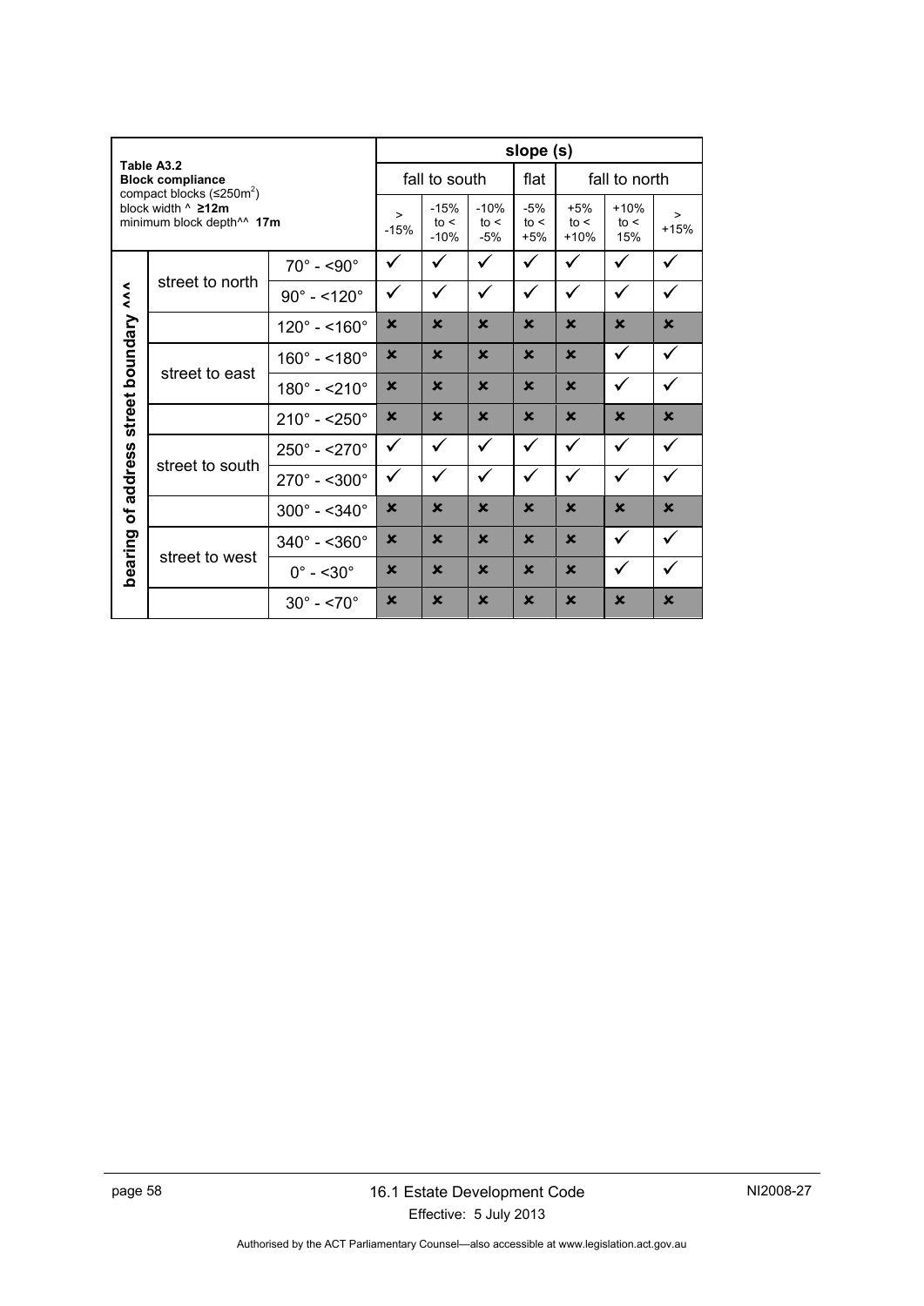| Table A3.2<br>**Block compliance**<br>compact blocks (≤250m²)<br>block width ^ **≥12m**<br>minimum block depth^^ **17m** | | | **slope (s)** | | | | | | |
|---|---|---|---|---|---|---|---|---|---|
| | | | fall to south | | | flat | fall to north | | |
| | | | > -15% | -15% to < -10% | -10% to < -5% | -5% to < +5% | +5% to < +10% | +10% to < 15% | > +15% |
| **bearing of address street boundary ^^^** | street to north | 70° - <90° | ✓ | ✓ | ✓ | ✓ | ✓ | ✓ | ✓ |
| | | 90° - <120° | ✓ | ✓ | ✓ | ✓ | ✓ | ✓ | ✓ |
| | | 120° - <160° | ✗ | ✗ | ✗ | ✗ | ✗ | ✗ | ✗ |
| | street to east | 160° - <180° | ✗ | ✗ | ✗ | ✗ | ✗ | ✓ | ✓ |
| | | 180° - <210° | ✗ | ✗ | ✗ | ✗ | ✗ | ✓ | ✓ |
| | | 210° - <250° | ✗ | ✗ | ✗ | ✗ | ✗ | ✗ | ✗ |
| | street to south | 250° - <270° | ✓ | ✓ | ✓ | ✓ | ✓ | ✓ | ✓ |
| | | 270° - <300° | ✓ | ✓ | ✓ | ✓ | ✓ | ✓ | ✓ |
| | | 300° - <340° | ✗ | ✗ | ✗ | ✗ | ✗ | ✗ | ✗ |
| | street to west | 340° - <360° | ✗ | ✗ | ✗ | ✗ | ✗ | ✓ | ✓ |
| | | 0° - <30° | ✗ | ✗ | ✗ | ✗ | ✗ | ✓ | ✓ |
| | | 30° - <70° | ✗ | ✗ | ✗ | ✗ | ✗ | ✗ | ✗ |